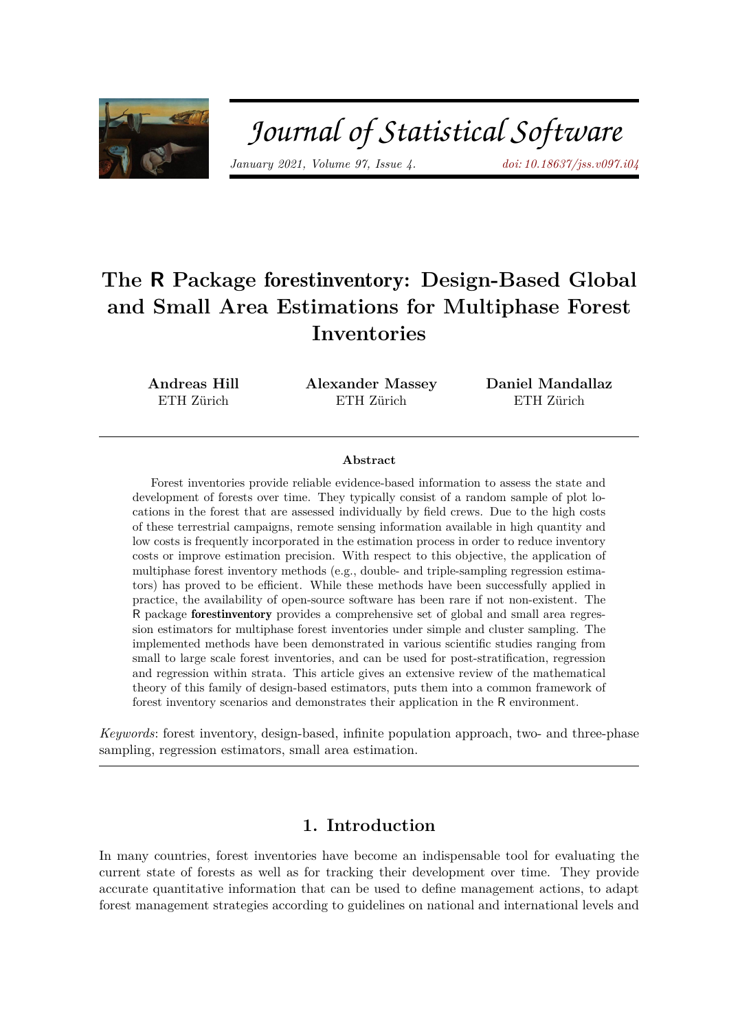# The R Package forestinventory: Design-Based Global and Small Area Estimations for Multiphase Forest Inventories

**Andreas Hill**
ETH Zürich

**Alexander Massey**
ETH Zürich

**Daniel Mandallaz**
ETH Zürich

### Abstract

Forest inventories provide reliable evidence-based information to assess the state and development of forests over time. They typically consist of a random sample of plot locations in the forest that are assessed individually by field crews. Due to the high costs of these terrestrial campaigns, remote sensing information available in high quantity and low costs is frequently incorporated in the estimation process in order to reduce inventory costs or improve estimation precision. With respect to this objective, the application of multiphase forest inventory methods (e.g., double- and triple-sampling regression estimators) has proved to be efficient. While these methods have been successfully applied in practice, the availability of open-source software has been rare if not non-existent. The R package **forestinventory** provides a comprehensive set of global and small area regression estimators for multiphase forest inventories under simple and cluster sampling. The implemented methods have been demonstrated in various scientific studies ranging from small to large scale forest inventories, and can be used for post-stratification, regression and regression within strata. This article gives an extensive review of the mathematical theory of this family of design-based estimators, puts them into a common framework of forest inventory scenarios and demonstrates their application in the R environment.

*Keywords*: forest inventory, design-based, infinite population approach, two- and three-phase sampling, regression estimators, small area estimation.

## 1. Introduction

In many countries, forest inventories have become an indispensable tool for evaluating the current state of forests as well as for tracking their development over time. They provide accurate quantitative information that can be used to define management actions, to adapt forest management strategies according to guidelines on national and international levels and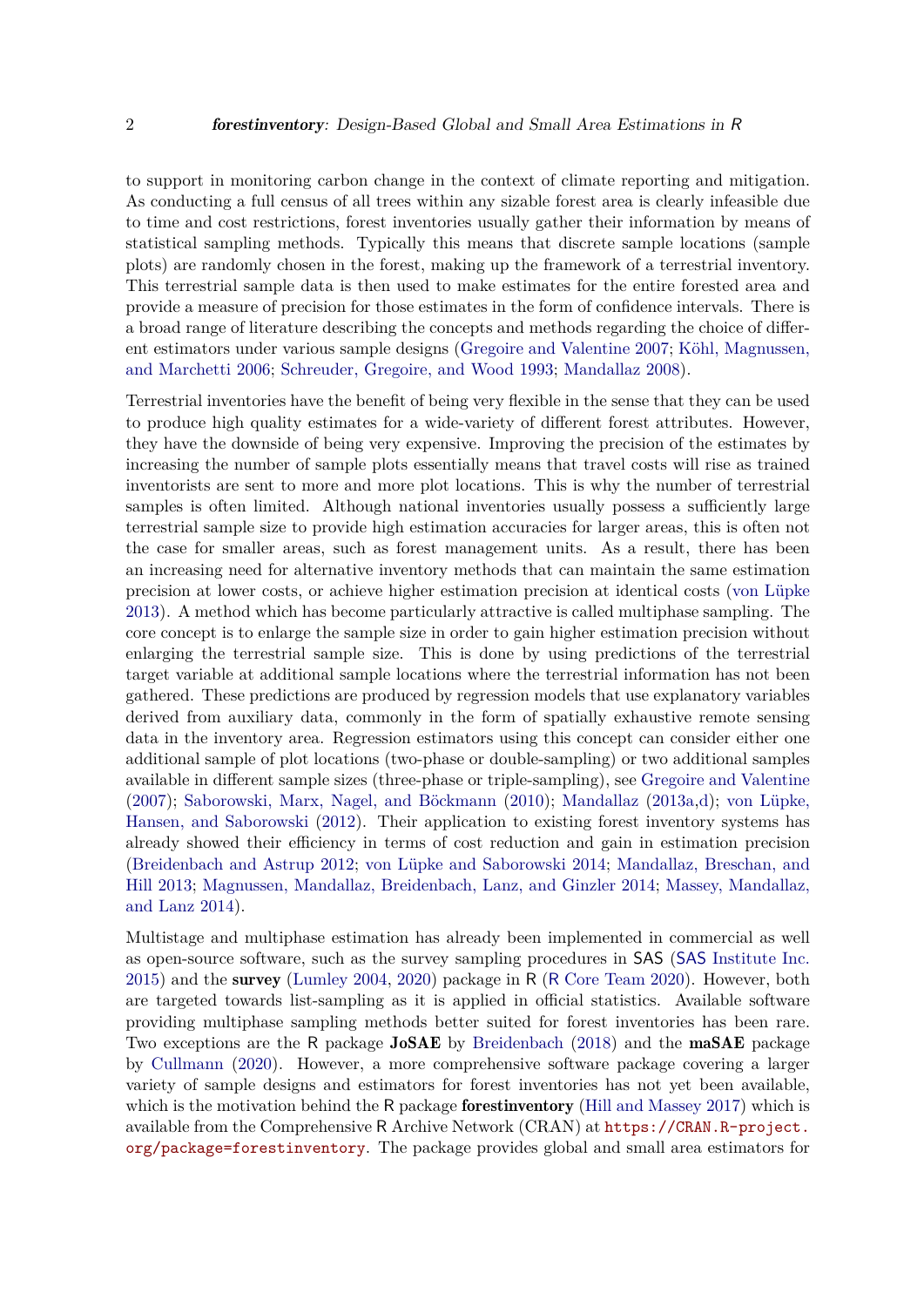to support in monitoring carbon change in the context of climate reporting and mitigation. As conducting a full census of all trees within any sizable forest area is clearly infeasible due to time and cost restrictions, forest inventories usually gather their information by means of statistical sampling methods. Typically this means that discrete sample locations (sample plots) are randomly chosen in the forest, making up the framework of a terrestrial inventory. This terrestrial sample data is then used to make estimates for the entire forested area and provide a measure of precision for those estimates in the form of confidence intervals. There is a broad range of literature describing the concepts and methods regarding the choice of different estimators under various sample designs (Gregoire and Valentine 2007; Köhl, Magnussen, and Marchetti 2006; Schreuder, Gregoire, and Wood 1993; Mandallaz 2008).

Terrestrial inventories have the benefit of being very flexible in the sense that they can be used to produce high quality estimates for a wide-variety of different forest attributes. However, they have the downside of being very expensive. Improving the precision of the estimates by increasing the number of sample plots essentially means that travel costs will rise as trained inventorists are sent to more and more plot locations. This is why the number of terrestrial samples is often limited. Although national inventories usually possess a sufficiently large terrestrial sample size to provide high estimation accuracies for larger areas, this is often not the case for smaller areas, such as forest management units. As a result, there has been an increasing need for alternative inventory methods that can maintain the same estimation precision at lower costs, or achieve higher estimation precision at identical costs (von Lüpke 2013). A method which has become particularly attractive is called multiphase sampling. The core concept is to enlarge the sample size in order to gain higher estimation precision without enlarging the terrestrial sample size. This is done by using predictions of the terrestrial target variable at additional sample locations where the terrestrial information has not been gathered. These predictions are produced by regression models that use explanatory variables derived from auxiliary data, commonly in the form of spatially exhaustive remote sensing data in the inventory area. Regression estimators using this concept can consider either one additional sample of plot locations (two-phase or double-sampling) or two additional samples available in different sample sizes (three-phase or triple-sampling), see Gregoire and Valentine (2007); Saborowski, Marx, Nagel, and Böckmann (2010); Mandallaz (2013a,d); von Lüpke, Hansen, and Saborowski (2012). Their application to existing forest inventory systems has already showed their efficiency in terms of cost reduction and gain in estimation precision (Breidenbach and Astrup 2012; von Lüpke and Saborowski 2014; Mandallaz, Breschan, and Hill 2013; Magnussen, Mandallaz, Breidenbach, Lanz, and Ginzler 2014; Massey, Mandallaz, and Lanz 2014).

Multistage and multiphase estimation has already been implemented in commercial as well as open-source software, such as the survey sampling procedures in SAS (SAS Institute Inc. 2015) and the **survey** (Lumley 2004, 2020) package in R (R Core Team 2020). However, both are targeted towards list-sampling as it is applied in official statistics. Available software providing multiphase sampling methods better suited for forest inventories has been rare. Two exceptions are the R package **JoSAE** by Breidenbach (2018) and the **maSAE** package by Cullmann (2020). However, a more comprehensive software package covering a larger variety of sample designs and estimators for forest inventories has not yet been available, which is the motivation behind the R package **forestinventory** (Hill and Massey 2017) which is available from the Comprehensive R Archive Network (CRAN) at https://CRAN.R-project.org/package=forestinventory. The package provides global and small area estimators for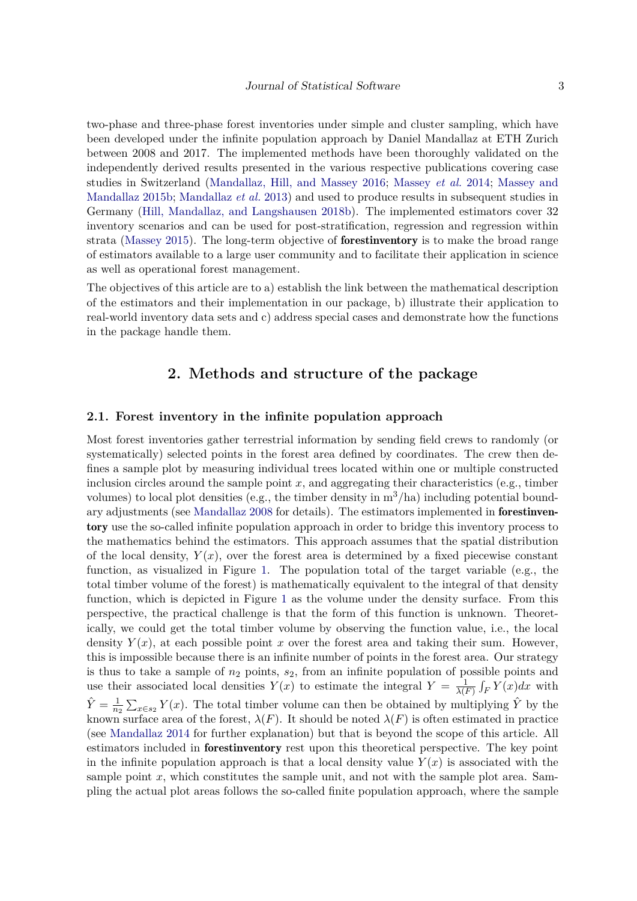two-phase and three-phase forest inventories under simple and cluster sampling, which have been developed under the infinite population approach by Daniel Mandallaz at ETH Zurich between 2008 and 2017. The implemented methods have been thoroughly validated on the independently derived results presented in the various respective publications covering case studies in Switzerland (Mandallaz, Hill, and Massey 2016; Massey *et al.* 2014; Massey and Mandallaz 2015b; Mandallaz *et al.* 2013) and used to produce results in subsequent studies in Germany (Hill, Mandallaz, and Langshausen 2018b). The implemented estimators cover 32 inventory scenarios and can be used for post-stratification, regression and regression within strata (Massey 2015). The long-term objective of **forestinventory** is to make the broad range of estimators available to a large user community and to facilitate their application in science as well as operational forest management.

The objectives of this article are to a) establish the link between the mathematical description of the estimators and their implementation in our package, b) illustrate their application to real-world inventory data sets and c) address special cases and demonstrate how the functions in the package handle them.

## 2. Methods and structure of the package

### 2.1. Forest inventory in the infinite population approach

Most forest inventories gather terrestrial information by sending field crews to randomly (or systematically) selected points in the forest area defined by coordinates. The crew then defines a sample plot by measuring individual trees located within one or multiple constructed inclusion circles around the sample point $x$, and aggregating their characteristics (e.g., timber volumes) to local plot densities (e.g., the timber density in $m^3$/ha) including potential boundary adjustments (see Mandallaz 2008 for details). The estimators implemented in **forestinventory** use the so-called infinite population approach in order to bridge this inventory process to the mathematics behind the estimators. This approach assumes that the spatial distribution of the local density, $Y(x)$, over the forest area is determined by a fixed piecewise constant function, as visualized in Figure 1. The population total of the target variable (e.g., the total timber volume of the forest) is mathematically equivalent to the integral of that density function, which is depicted in Figure 1 as the volume under the density surface. From this perspective, the practical challenge is that the form of this function is unknown. Theoretically, we could get the total timber volume by observing the function value, i.e., the local density $Y(x)$, at each possible point $x$ over the forest area and taking their sum. However, this is impossible because there is an infinite number of points in the forest area. Our strategy is thus to take a sample of $n_2$ points, $s_2$, from an infinite population of possible points and use their associated local densities $Y(x)$ to estimate the integral $Y = \frac{1}{\lambda(F)} \int_F Y(x)dx$ with $\hat{Y} = \frac{1}{n_2} \sum_{x \in s_2} Y(x)$. The total timber volume can then be obtained by multiplying $\hat{Y}$ by the known surface area of the forest, $\lambda(F)$. It should be noted $\lambda(F)$ is often estimated in practice (see Mandallaz 2014 for further explanation) but that is beyond the scope of this article. All estimators included in **forestinventory** rest upon this theoretical perspective. The key point in the infinite population approach is that a local density value $Y(x)$ is associated with the sample point $x$, which constitutes the sample unit, and not with the sample plot area. Sampling the actual plot areas follows the so-called finite population approach, where the sample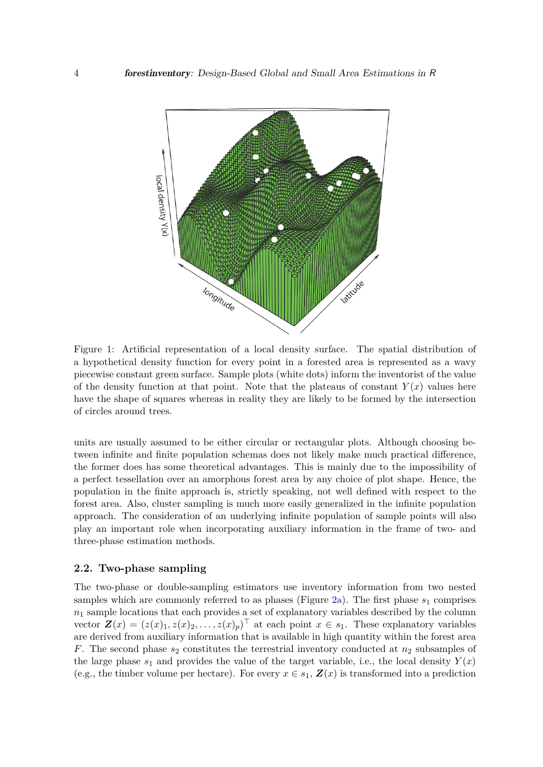Figure 1: Artificial representation of a local density surface. The spatial distribution of a hypothetical density function for every point in a forested area is represented as a wavy piecewise constant green surface. Sample plots (white dots) inform the inventorist of the value of the density function at that point. Note that the plateaus of constant $Y(x)$ values here have the shape of squares whereas in reality they are likely to be formed by the intersection of circles around trees.

units are usually assumed to be either circular or rectangular plots. Although choosing between infinite and finite population schemas does not likely make much practical difference, the former does has some theoretical advantages. This is mainly due to the impossibility of a perfect tessellation over an amorphous forest area by any choice of plot shape. Hence, the population in the finite approach is, strictly speaking, not well defined with respect to the forest area. Also, cluster sampling is much more easily generalized in the infinite population approach. The consideration of an underlying infinite population of sample points will also play an important role when incorporating auxiliary information in the frame of two- and three-phase estimation methods.

## 2.2. Two-phase sampling

The two-phase or double-sampling estimators use inventory information from two nested samples which are commonly referred to as phases (Figure 2a). The first phase $s_1$ comprises $n_1$ sample locations that each provides a set of explanatory variables described by the column vector $\boldsymbol{Z}(x) = (z(x)_1, z(x)_2, \ldots, z(x)_p)^\top$ at each point $x \in s_1$. These explanatory variables are derived from auxiliary information that is available in high quantity within the forest area $F$. The second phase $s_2$ constitutes the terrestrial inventory conducted at $n_2$ subsamples of the large phase $s_1$ and provides the value of the target variable, i.e., the local density $Y(x)$ (e.g., the timber volume per hectare). For every $x \in s_1$, $\boldsymbol{Z}(x)$ is transformed into a prediction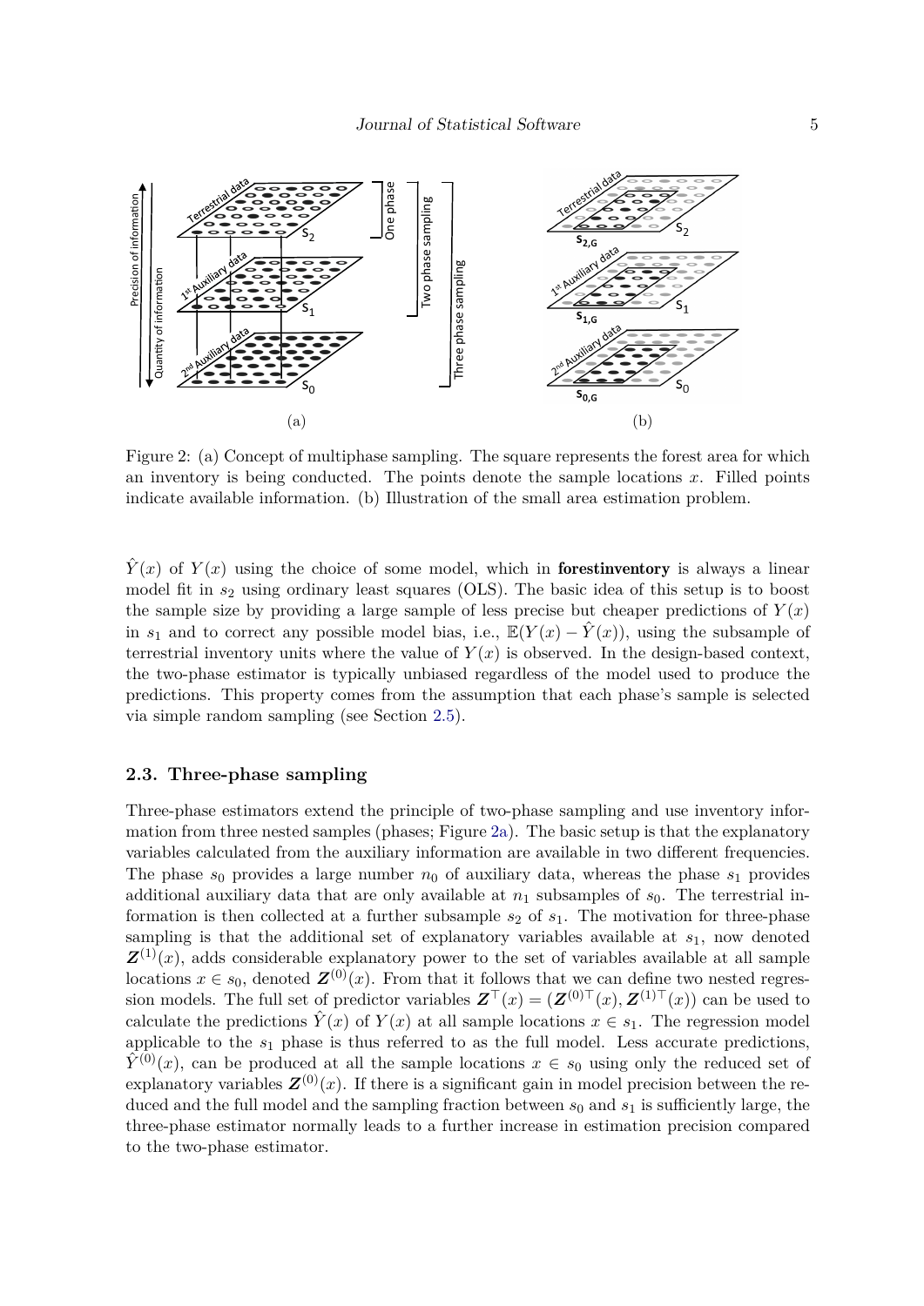Figure 2: (a) Concept of multiphase sampling. The square represents the forest area for which an inventory is being conducted. The points denote the sample locations $x$. Filled points indicate available information. (b) Illustration of the small area estimation problem.

$\hat{Y}(x)$ of $Y(x)$ using the choice of some model, which in **forestinventory** is always a linear model fit in $s_2$ using ordinary least squares (OLS). The basic idea of this setup is to boost the sample size by providing a large sample of less precise but cheaper predictions of $Y(x)$ in $s_1$ and to correct any possible model bias, i.e., $\mathbb{E}(Y(x) - \hat{Y}(x))$, using the subsample of terrestrial inventory units where the value of $Y(x)$ is observed. In the design-based context, the two-phase estimator is typically unbiased regardless of the model used to produce the predictions. This property comes from the assumption that each phase's sample is selected via simple random sampling (see Section 2.5).

### 2.3. Three-phase sampling

Three-phase estimators extend the principle of two-phase sampling and use inventory information from three nested samples (phases; Figure 2a). The basic setup is that the explanatory variables calculated from the auxiliary information are available in two different frequencies. The phase $s_0$ provides a large number $n_0$ of auxiliary data, whereas the phase $s_1$ provides additional auxiliary data that are only available at $n_1$ subsamples of $s_0$. The terrestrial information is then collected at a further subsample $s_2$ of $s_1$. The motivation for three-phase sampling is that the additional set of explanatory variables available at $s_1$, now denoted $\boldsymbol{Z}^{(1)}(x)$, adds considerable explanatory power to the set of variables available at all sample locations $x \in s_0$, denoted $\boldsymbol{Z}^{(0)}(x)$. From that it follows that we can define two nested regression models. The full set of predictor variables $\boldsymbol{Z}^{\top}(x) = (\boldsymbol{Z}^{(0)\top}(x), \boldsymbol{Z}^{(1)\top}(x))$ can be used to calculate the predictions $\hat{Y}(x)$ of $Y(x)$ at all sample locations $x \in s_1$. The regression model applicable to the $s_1$ phase is thus referred to as the full model. Less accurate predictions, $\hat{Y}^{(0)}(x)$, can be produced at all the sample locations $x \in s_0$ using only the reduced set of explanatory variables $\boldsymbol{Z}^{(0)}(x)$. If there is a significant gain in model precision between the reduced and the full model and the sampling fraction between $s_0$ and $s_1$ is sufficiently large, the three-phase estimator normally leads to a further increase in estimation precision compared to the two-phase estimator.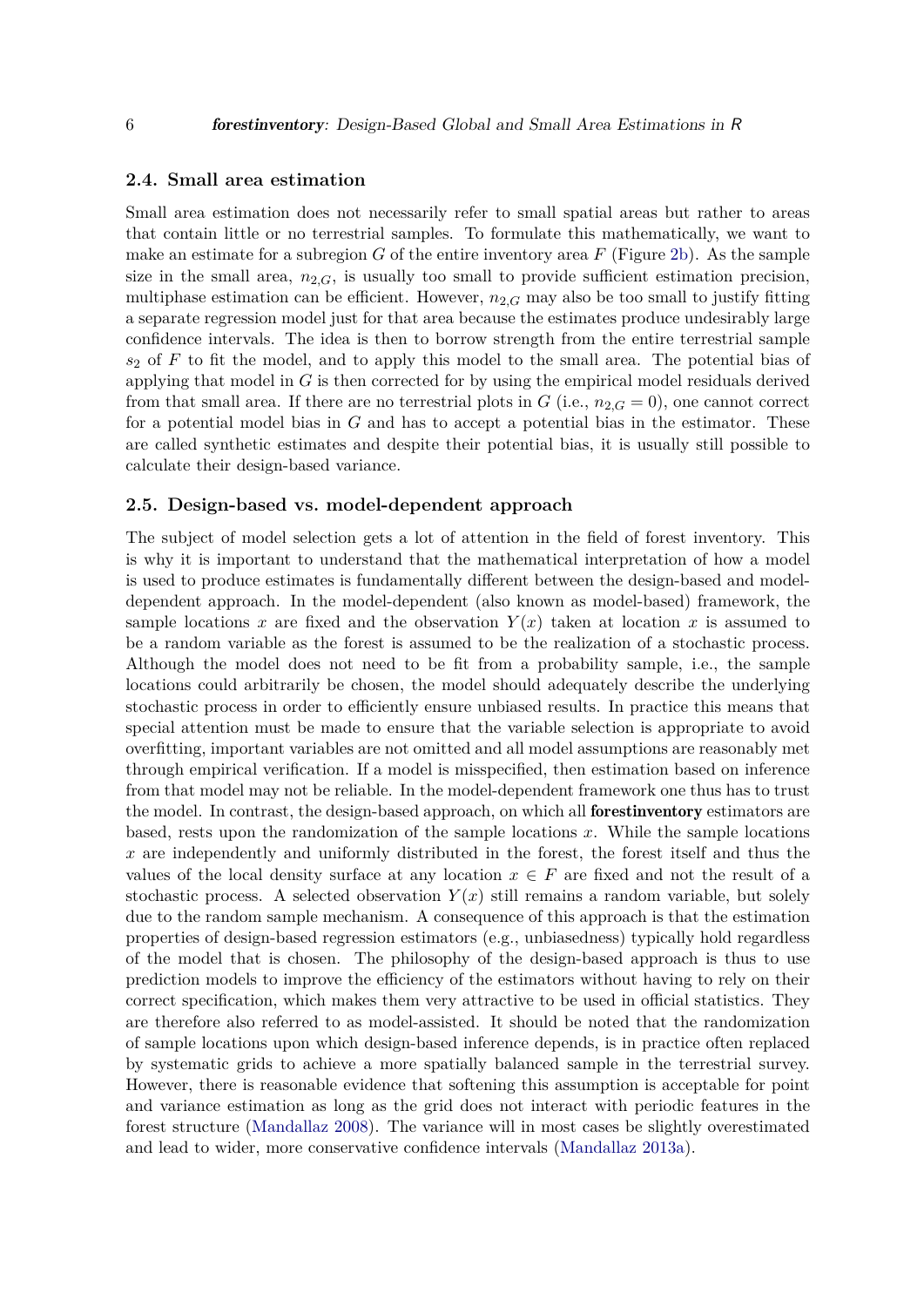### 2.4. Small area estimation

Small area estimation does not necessarily refer to small spatial areas but rather to areas that contain little or no terrestrial samples. To formulate this mathematically, we want to make an estimate for a subregion $G$ of the entire inventory area $F$ (Figure 2b). As the sample size in the small area, $n_{2,G}$, is usually too small to provide sufficient estimation precision, multiphase estimation can be efficient. However, $n_{2,G}$ may also be too small to justify fitting a separate regression model just for that area because the estimates produce undesirably large confidence intervals. The idea is then to borrow strength from the entire terrestrial sample $s_2$ of $F$ to fit the model, and to apply this model to the small area. The potential bias of applying that model in $G$ is then corrected for by using the empirical model residuals derived from that small area. If there are no terrestrial plots in $G$ (i.e., $n_{2,G} = 0$), one cannot correct for a potential model bias in $G$ and has to accept a potential bias in the estimator. These are called synthetic estimates and despite their potential bias, it is usually still possible to calculate their design-based variance.

### 2.5. Design-based vs. model-dependent approach

The subject of model selection gets a lot of attention in the field of forest inventory. This is why it is important to understand that the mathematical interpretation of how a model is used to produce estimates is fundamentally different between the design-based and model-dependent approach. In the model-dependent (also known as model-based) framework, the sample locations $x$ are fixed and the observation $Y(x)$ taken at location $x$ is assumed to be a random variable as the forest is assumed to be the realization of a stochastic process. Although the model does not need to be fit from a probability sample, i.e., the sample locations could arbitrarily be chosen, the model should adequately describe the underlying stochastic process in order to efficiently ensure unbiased results. In practice this means that special attention must be made to ensure that the variable selection is appropriate to avoid overfitting, important variables are not omitted and all model assumptions are reasonably met through empirical verification. If a model is misspecified, then estimation based on inference from that model may not be reliable. In the model-dependent framework one thus has to trust the model. In contrast, the design-based approach, on which all **forestinventory** estimators are based, rests upon the randomization of the sample locations $x$. While the sample locations $x$ are independently and uniformly distributed in the forest, the forest itself and thus the values of the local density surface at any location $x \in F$ are fixed and not the result of a stochastic process. A selected observation $Y(x)$ still remains a random variable, but solely due to the random sample mechanism. A consequence of this approach is that the estimation properties of design-based regression estimators (e.g., unbiasedness) typically hold regardless of the model that is chosen. The philosophy of the design-based approach is thus to use prediction models to improve the efficiency of the estimators without having to rely on their correct specification, which makes them very attractive to be used in official statistics. They are therefore also referred to as model-assisted. It should be noted that the randomization of sample locations upon which design-based inference depends, is in practice often replaced by systematic grids to achieve a more spatially balanced sample in the terrestrial survey. However, there is reasonable evidence that softening this assumption is acceptable for point and variance estimation as long as the grid does not interact with periodic features in the forest structure (Mandallaz 2008). The variance will in most cases be slightly overestimated and lead to wider, more conservative confidence intervals (Mandallaz 2013a).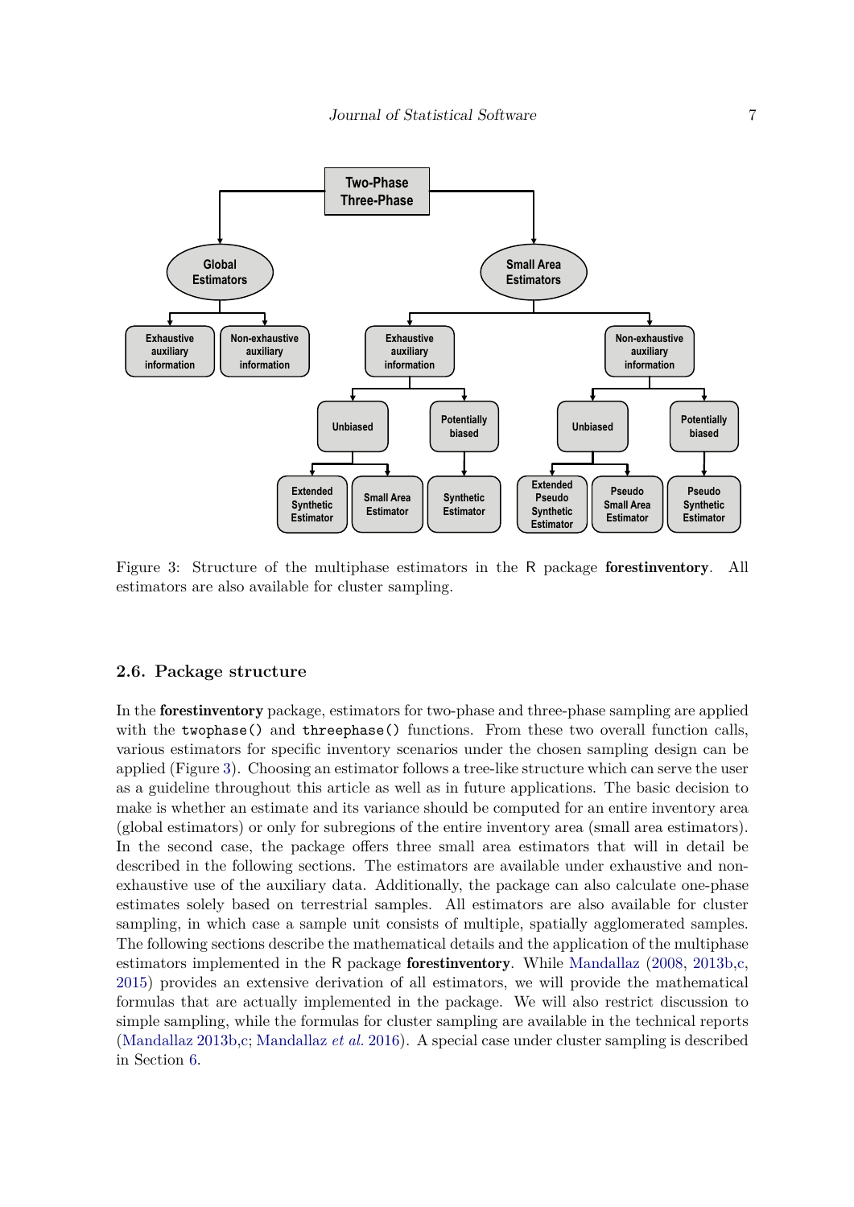Figure 3: Structure of the multiphase estimators in the R package **forestinventory**. All estimators are also available for cluster sampling.

### 2.6. Package structure

In the **forestinventory** package, estimators for two-phase and three-phase sampling are applied with the `twophase()` and `threephase()` functions. From these two overall function calls, various estimators for specific inventory scenarios under the chosen sampling design can be applied (Figure 3). Choosing an estimator follows a tree-like structure which can serve the user as a guideline throughout this article as well as in future applications. The basic decision to make is whether an estimate and its variance should be computed for an entire inventory area (global estimators) or only for subregions of the entire inventory area (small area estimators). In the second case, the package offers three small area estimators that will in detail be described in the following sections. The estimators are available under exhaustive and non-exhaustive use of the auxiliary data. Additionally, the package can also calculate one-phase estimates solely based on terrestrial samples. All estimators are also available for cluster sampling, in which case a sample unit consists of multiple, spatially agglomerated samples. The following sections describe the mathematical details and the application of the multiphase estimators implemented in the R package **forestinventory**. While Mandallaz (2008, 2013b,c, 2015) provides an extensive derivation of all estimators, we will provide the mathematical formulas that are actually implemented in the package. We will also restrict discussion to simple sampling, while the formulas for cluster sampling are available in the technical reports (Mandallaz 2013b,c; Mandallaz *et al.* 2016). A special case under cluster sampling is described in Section 6.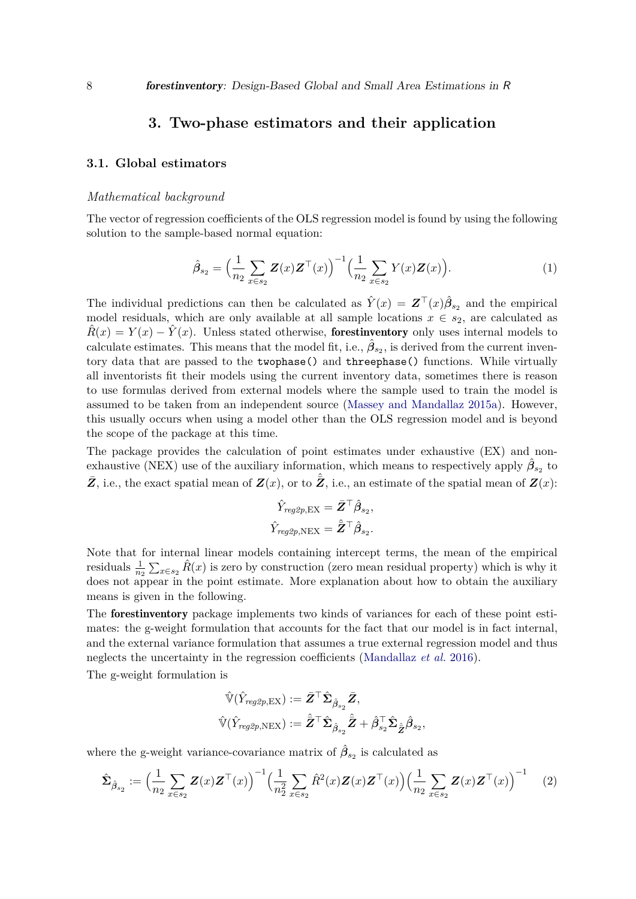# 3. Two-phase estimators and their application

## 3.1. Global estimators

*Mathematical background*

The vector of regression coefficients of the OLS regression model is found by using the following solution to the sample-based normal equation:

$$\hat{\boldsymbol{\beta}}_{s_2} = \Big(\frac{1}{n_2}\sum_{x \in s_2} \boldsymbol{Z}(x)\boldsymbol{Z}^\top(x)\Big)^{-1}\Big(\frac{1}{n_2}\sum_{x \in s_2} Y(x)\boldsymbol{Z}(x)\Big). \tag{1}$$

The individual predictions can then be calculated as $\hat{Y}(x) = \boldsymbol{Z}^\top(x)\hat{\boldsymbol{\beta}}_{s_2}$ and the empirical model residuals, which are only available at all sample locations $x \in s_2$, are calculated as $\hat{R}(x) = Y(x) - \hat{Y}(x)$. Unless stated otherwise, **forestinventory** only uses internal models to calculate estimates. This means that the model fit, i.e., $\hat{\boldsymbol{\beta}}_{s_2}$, is derived from the current inventory data that are passed to the `twophase()` and `threephase()` functions. While virtually all inventorists fit their models using the current inventory data, sometimes there is reason to use formulas derived from external models where the sample used to train the model is assumed to be taken from an independent source (Massey and Mandallaz 2015a). However, this usually occurs when using a model other than the OLS regression model and is beyond the scope of the package at this time.

The package provides the calculation of point estimates under exhaustive (EX) and non-exhaustive (NEX) use of the auxiliary information, which means to respectively apply $\hat{\boldsymbol{\beta}}_{s_2}$ to $\bar{\boldsymbol{Z}}$, i.e., the exact spatial mean of $\boldsymbol{Z}(x)$, or to $\hat{\bar{\boldsymbol{Z}}}$, i.e., an estimate of the spatial mean of $\boldsymbol{Z}(x)$:

$$\hat{Y}_{reg2p,\mathrm{EX}} = \bar{\boldsymbol{Z}}^\top\hat{\boldsymbol{\beta}}_{s_2},$$
$$\hat{Y}_{reg2p,\mathrm{NEX}} = \hat{\bar{\boldsymbol{Z}}}^\top\hat{\boldsymbol{\beta}}_{s_2}.$$

Note that for internal linear models containing intercept terms, the mean of the empirical residuals $\frac{1}{n_2}\sum_{x \in s_2}\hat{R}(x)$ is zero by construction (zero mean residual property) which is why it does not appear in the point estimate. More explanation about how to obtain the auxiliary means is given in the following.

The **forestinventory** package implements two kinds of variances for each of these point estimates: the g-weight formulation that accounts for the fact that our model is in fact internal, and the external variance formulation that assumes a true external regression model and thus neglects the uncertainty in the regression coefficients (Mandallaz *et al.* 2016).

The g-weight formulation is

$$\hat{\mathbb{V}}(\hat{Y}_{reg2p,\mathrm{EX}}) := \bar{\boldsymbol{Z}}^\top\hat{\boldsymbol{\Sigma}}_{\hat{\boldsymbol{\beta}}_{s_2}}\bar{\boldsymbol{Z}},$$
$$\hat{\mathbb{V}}(\hat{Y}_{reg2p,\mathrm{NEX}}) := \hat{\bar{\boldsymbol{Z}}}^\top\hat{\boldsymbol{\Sigma}}_{\hat{\boldsymbol{\beta}}_{s_2}}\hat{\bar{\boldsymbol{Z}}} + \hat{\boldsymbol{\beta}}_{s_2}^\top\hat{\boldsymbol{\Sigma}}_{\hat{\bar{\boldsymbol{Z}}}}\hat{\boldsymbol{\beta}}_{s_2},$$

where the g-weight variance-covariance matrix of $\hat{\boldsymbol{\beta}}_{s_2}$ is calculated as

$$\hat{\boldsymbol{\Sigma}}_{\hat{\boldsymbol{\beta}}_{s_2}} := \Big(\frac{1}{n_2}\sum_{x \in s_2} \boldsymbol{Z}(x)\boldsymbol{Z}^\top(x)\Big)^{-1}\Big(\frac{1}{n_2^2}\sum_{x \in s_2} \hat{R}^2(x)\boldsymbol{Z}(x)\boldsymbol{Z}^\top(x)\Big)\Big(\frac{1}{n_2}\sum_{x \in s_2} \boldsymbol{Z}(x)\boldsymbol{Z}^\top(x)\Big)^{-1} \tag{2}$$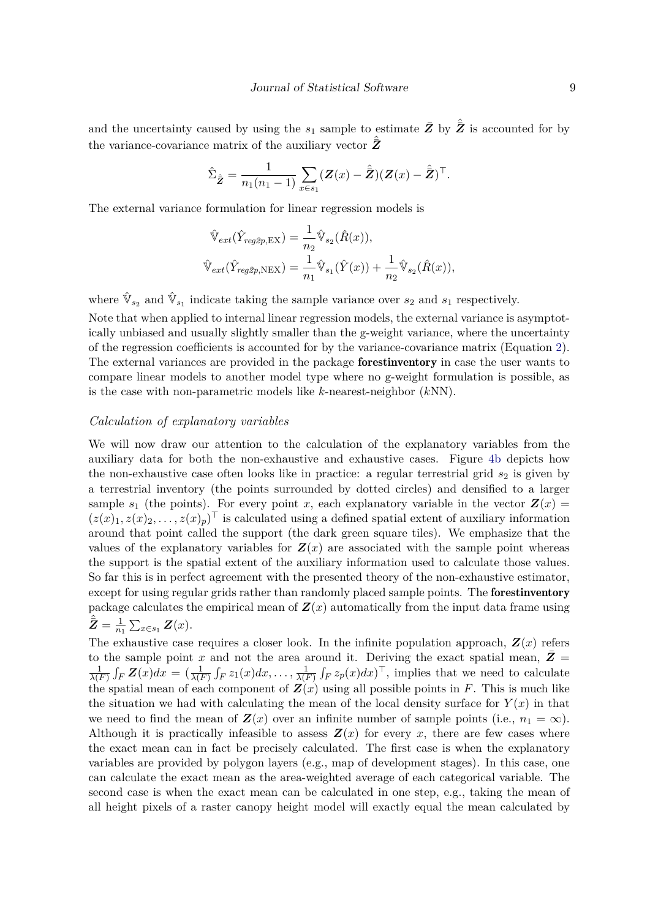and the uncertainty caused by using the $s_1$ sample to estimate $\bar{\boldsymbol{Z}}$ by $\hat{\bar{\boldsymbol{Z}}}$ is accounted for by the variance-covariance matrix of the auxiliary vector $\hat{\bar{\boldsymbol{Z}}}$

$$\hat{\Sigma}_{\hat{\bar{\boldsymbol{Z}}}} = \frac{1}{n_1(n_1-1)} \sum_{x \in s_1} (\boldsymbol{Z}(x) - \hat{\bar{\boldsymbol{Z}}})(\boldsymbol{Z}(x) - \hat{\bar{\boldsymbol{Z}}})^\top.$$

The external variance formulation for linear regression models is

$$\hat{\mathbb{V}}_{ext}(\hat{Y}_{reg2p,\mathrm{EX}}) = \frac{1}{n_2}\hat{\mathbb{V}}_{s_2}(\hat{R}(x)),$$
$$\hat{\mathbb{V}}_{ext}(\hat{Y}_{reg2p,\mathrm{NEX}}) = \frac{1}{n_1}\hat{\mathbb{V}}_{s_1}(\hat{Y}(x)) + \frac{1}{n_2}\hat{\mathbb{V}}_{s_2}(\hat{R}(x)),$$

where $\hat{\mathbb{V}}_{s_2}$ and $\hat{\mathbb{V}}_{s_1}$ indicate taking the sample variance over $s_2$ and $s_1$ respectively.

Note that when applied to internal linear regression models, the external variance is asymptotically unbiased and usually slightly smaller than the g-weight variance, where the uncertainty of the regression coefficients is accounted for by the variance-covariance matrix (Equation 2). The external variances are provided in the package **forestinventory** in case the user wants to compare linear models to another model type where no g-weight formulation is possible, as is the case with non-parametric models like $k$-nearest-neighbor ($k$NN).

*Calculation of explanatory variables*

We will now draw our attention to the calculation of the explanatory variables from the auxiliary data for both the non-exhaustive and exhaustive cases. Figure 4b depicts how the non-exhaustive case often looks like in practice: a regular terrestrial grid $s_2$ is given by a terrestrial inventory (the points surrounded by dotted circles) and densified to a larger sample $s_1$ (the points). For every point $x$, each explanatory variable in the vector $\boldsymbol{Z}(x) = (z(x)_1, z(x)_2, \ldots, z(x)_p)^\top$ is calculated using a defined spatial extent of auxiliary information around that point called the support (the dark green square tiles). We emphasize that the values of the explanatory variables for $\boldsymbol{Z}(x)$ are associated with the sample point whereas the support is the spatial extent of the auxiliary information used to calculate those values. So far this is in perfect agreement with the presented theory of the non-exhaustive estimator, except for using regular grids rather than randomly placed sample points. The **forestinventory** package calculates the empirical mean of $\boldsymbol{Z}(x)$ automatically from the input data frame using $\hat{\bar{\boldsymbol{Z}}} = \frac{1}{n_1}\sum_{x \in s_1} \boldsymbol{Z}(x)$.

The exhaustive case requires a closer look. In the infinite population approach, $\boldsymbol{Z}(x)$ refers to the sample point $x$ and not the area around it. Deriving the exact spatial mean, $\bar{\boldsymbol{Z}} = \frac{1}{\lambda(F)}\int_F \boldsymbol{Z}(x)dx = (\frac{1}{\lambda(F)}\int_F z_1(x)dx, \ldots, \frac{1}{\lambda(F)}\int_F z_p(x)dx)^\top$, implies that we need to calculate the spatial mean of each component of $\boldsymbol{Z}(x)$ using all possible points in $F$. This is much like the situation we had with calculating the mean of the local density surface for $Y(x)$ in that we need to find the mean of $\boldsymbol{Z}(x)$ over an infinite number of sample points (i.e., $n_1 = \infty$). Although it is practically infeasible to assess $\boldsymbol{Z}(x)$ for every $x$, there are few cases where the exact mean can in fact be precisely calculated. The first case is when the explanatory variables are provided by polygon layers (e.g., map of development stages). In this case, one can calculate the exact mean as the area-weighted average of each categorical variable. The second case is when the exact mean can be calculated in one step, e.g., taking the mean of all height pixels of a raster canopy height model will exactly equal the mean calculated by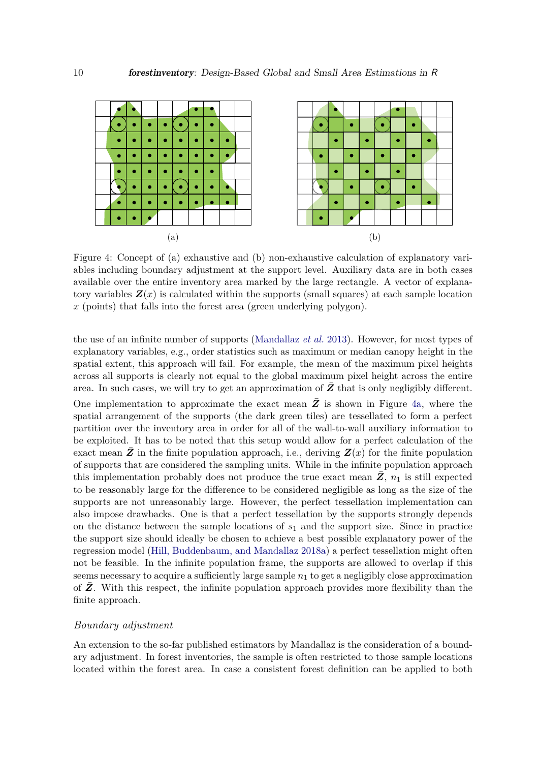(a)

(b)

Figure 4: Concept of (a) exhaustive and (b) non-exhaustive calculation of explanatory variables including boundary adjustment at the support level. Auxiliary data are in both cases available over the entire inventory area marked by the large rectangle. A vector of explanatory variables $\boldsymbol{Z}(x)$ is calculated within the supports (small squares) at each sample location $x$ (points) that falls into the forest area (green underlying polygon).

the use of an infinite number of supports (Mandallaz *et al.* 2013). However, for most types of explanatory variables, e.g., order statistics such as maximum or median canopy height in the spatial extent, this approach will fail. For example, the mean of the maximum pixel heights across all supports is clearly not equal to the global maximum pixel height across the entire area. In such cases, we will try to get an approximation of $\bar{\boldsymbol{Z}}$ that is only negligibly different.

One implementation to approximate the exact mean $\bar{\boldsymbol{Z}}$ is shown in Figure 4a, where the spatial arrangement of the supports (the dark green tiles) are tessellated to form a perfect partition over the inventory area in order for all of the wall-to-wall auxiliary information to be exploited. It has to be noted that this setup would allow for a perfect calculation of the exact mean $\bar{\boldsymbol{Z}}$ in the finite population approach, i.e., deriving $\boldsymbol{Z}(x)$ for the finite population of supports that are considered the sampling units. While in the infinite population approach this implementation probably does not produce the true exact mean $\bar{\boldsymbol{Z}}$, $n_1$ is still expected to be reasonably large for the difference to be considered negligible as long as the size of the supports are not unreasonably large. However, the perfect tessellation implementation can also impose drawbacks. One is that a perfect tessellation by the supports strongly depends on the distance between the sample locations of $s_1$ and the support size. Since in practice the support size should ideally be chosen to achieve a best possible explanatory power of the regression model (Hill, Buddenbaum, and Mandallaz 2018a) a perfect tessellation might often not be feasible. In the infinite population frame, the supports are allowed to overlap if this seems necessary to acquire a sufficiently large sample $n_1$ to get a negligibly close approximation of $\bar{\boldsymbol{Z}}$. With this respect, the infinite population approach provides more flexibility than the finite approach.

### *Boundary adjustment*

An extension to the so-far published estimators by Mandallaz is the consideration of a boundary adjustment. In forest inventories, the sample is often restricted to those sample locations located within the forest area. In case a consistent forest definition can be applied to both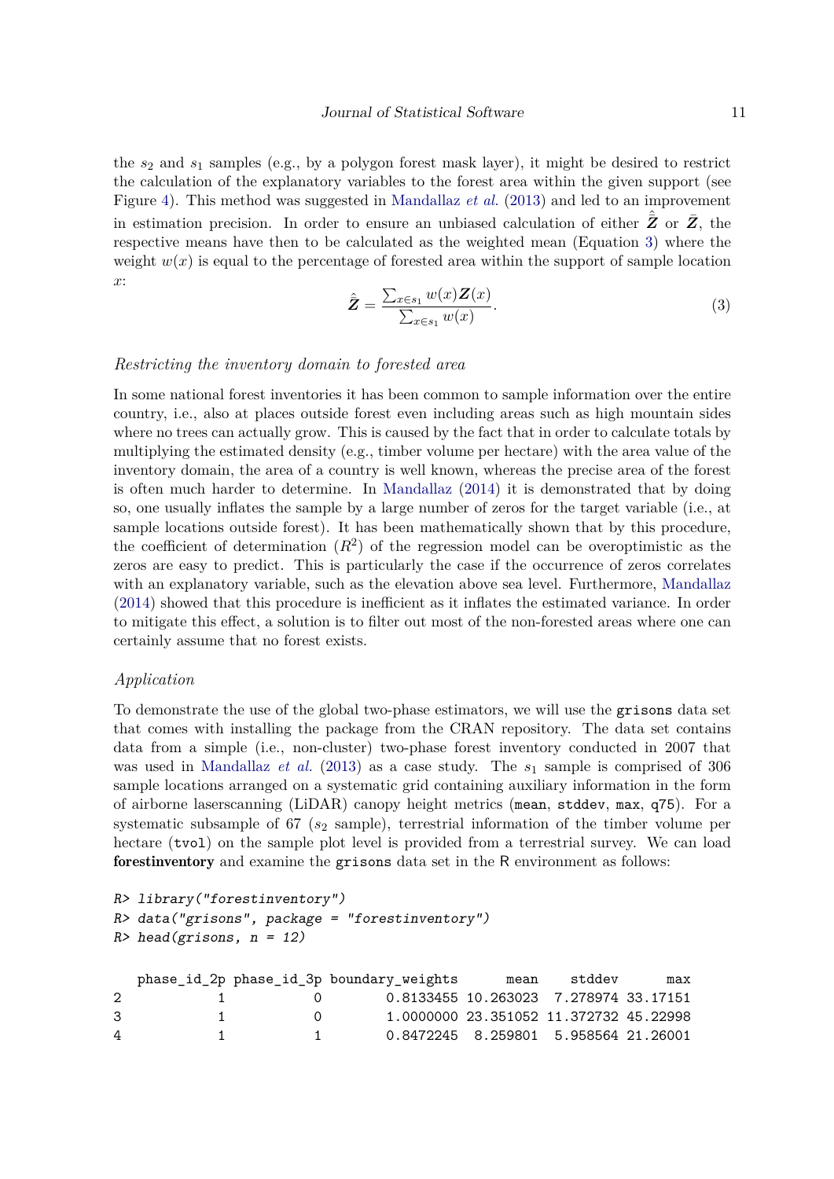the $s_2$ and $s_1$ samples (e.g., by a polygon forest mask layer), it might be desired to restrict the calculation of the explanatory variables to the forest area within the given support (see Figure 4). This method was suggested in Mandallaz *et al.* (2013) and led to an improvement in estimation precision. In order to ensure an unbiased calculation of either $\hat{\bar{\boldsymbol{Z}}}$ or $\bar{\boldsymbol{Z}}$, the respective means have then to be calculated as the weighted mean (Equation 3) where the weight $w(x)$ is equal to the percentage of forested area within the support of sample location $x$:

$$\hat{\bar{\boldsymbol{Z}}} = \frac{\sum_{x \in s_1} w(x) \boldsymbol{Z}(x)}{\sum_{x \in s_1} w(x)}. \tag{3}$$

*Restricting the inventory domain to forested area*

In some national forest inventories it has been common to sample information over the entire country, i.e., also at places outside forest even including areas such as high mountain sides where no trees can actually grow. This is caused by the fact that in order to calculate totals by multiplying the estimated density (e.g., timber volume per hectare) with the area value of the inventory domain, the area of a country is well known, whereas the precise area of the forest is often much harder to determine. In Mandallaz (2014) it is demonstrated that by doing so, one usually inflates the sample by a large number of zeros for the target variable (i.e., at sample locations outside forest). It has been mathematically shown that by this procedure, the coefficient of determination ($R^2$) of the regression model can be overoptimistic as the zeros are easy to predict. This is particularly the case if the occurrence of zeros correlates with an explanatory variable, such as the elevation above sea level. Furthermore, Mandallaz (2014) showed that this procedure is inefficient as it inflates the estimated variance. In order to mitigate this effect, a solution is to filter out most of the non-forested areas where one can certainly assume that no forest exists.

*Application*

To demonstrate the use of the global two-phase estimators, we will use the `grisons` data set that comes with installing the package from the CRAN repository. The data set contains data from a simple (i.e., non-cluster) two-phase forest inventory conducted in 2007 that was used in Mandallaz *et al.* (2013) as a case study. The $s_1$ sample is comprised of 306 sample locations arranged on a systematic grid containing auxiliary information in the form of airborne laserscanning (LiDAR) canopy height metrics (`mean`, `stddev`, `max`, `q75`). For a systematic subsample of 67 ($s_2$ sample), terrestrial information of the timber volume per hectare (`tvol`) on the sample plot level is provided from a terrestrial survey. We can load **forestinventory** and examine the `grisons` data set in the R environment as follows:

```
R> library("forestinventory")
R> data("grisons", package = "forestinventory")
R> head(grisons, n = 12)

  phase_id_2p phase_id_3p boundary_weights      mean    stddev      max
2           1           0        0.8133455 10.263023  7.278974 33.17151
3           1           0        1.0000000 23.351052 11.372732 45.22998
4           1           1        0.8472245  8.259801  5.958564 21.26001
```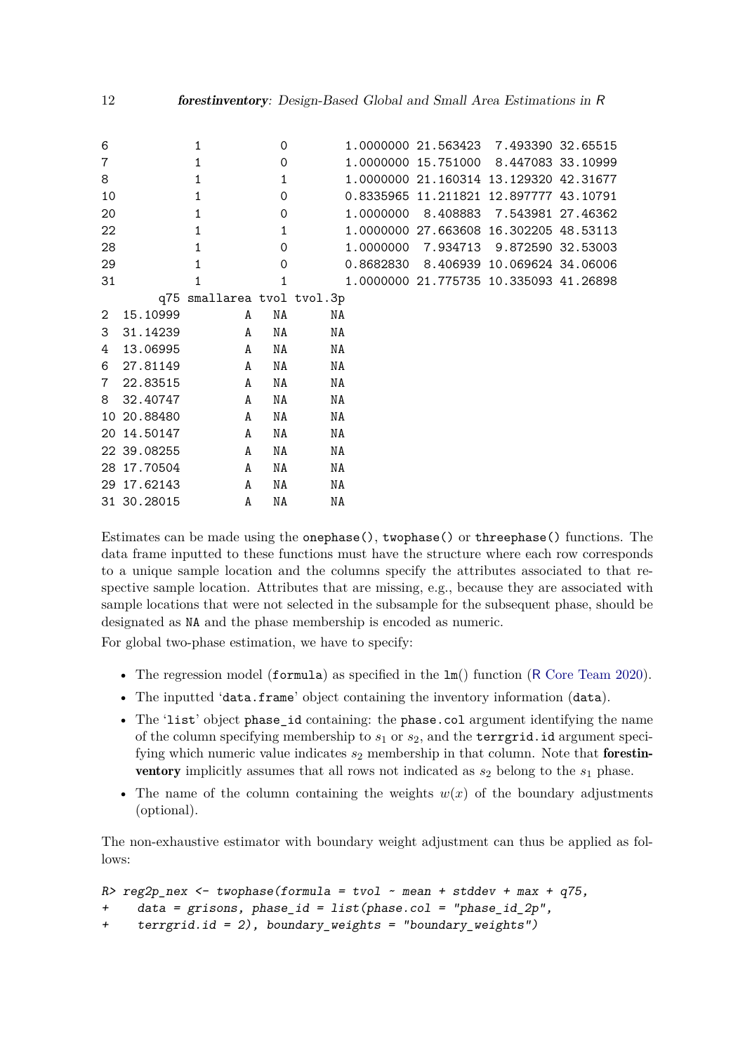```
6             1           0        1.0000000 21.563423  7.493390 32.65515
7             1           0        1.0000000 15.751000  8.447083 33.10999
8             1           1        1.0000000 21.160314 13.129320 42.31677
10            1           0        0.8335965 11.211821 12.897777 43.10791
20            1           0        1.0000000  8.408883  7.543981 27.46362
22            1           1        1.0000000 27.663608 16.302205 48.53113
28            1           0        1.0000000  7.934713  9.872590 32.53003
29            1           0        0.8682830  8.406939 10.069624 34.06006
31            1           1        1.0000000 21.775735 10.335093 41.26898
        q75 smallarea tvol tvol.3p
2  15.10999         A   NA      NA
3  31.14239         A   NA      NA
4  13.06995         A   NA      NA
6  27.81149         A   NA      NA
7  22.83515         A   NA      NA
8  32.40747         A   NA      NA
10 20.88480         A   NA      NA
20 14.50147         A   NA      NA
22 39.08255         A   NA      NA
28 17.70504         A   NA      NA
29 17.62143         A   NA      NA
31 30.28015         A   NA      NA
```

Estimates can be made using the `onephase()`, `twophase()` or `threephase()` functions. The data frame inputted to these functions must have the structure where each row corresponds to a unique sample location and the columns specify the attributes associated to that respective sample location. Attributes that are missing, e.g., because they are associated with sample locations that were not selected in the subsample for the subsequent phase, should be designated as `NA` and the phase membership is encoded as numeric.

For global two-phase estimation, we have to specify:

- The regression model (`formula`) as specified in the `lm()` function (R Core Team 2020).
- The inputted '`data.frame`' object containing the inventory information (`data`).
- The '`list`' object `phase_id` containing: the `phase.col` argument identifying the name of the column specifying membership to $s_1$ or $s_2$, and the `terrgrid.id` argument specifying which numeric value indicates $s_2$ membership in that column. Note that **forestinventory** implicitly assumes that all rows not indicated as $s_2$ belong to the $s_1$ phase.
- The name of the column containing the weights $w(x)$ of the boundary adjustments (optional).

The non-exhaustive estimator with boundary weight adjustment can thus be applied as follows:

```
R> reg2p_nex <- twophase(formula = tvol ~ mean + stddev + max + q75,
+    data = grisons, phase_id = list(phase.col = "phase_id_2p",
+    terrgrid.id = 2), boundary_weights = "boundary_weights")
```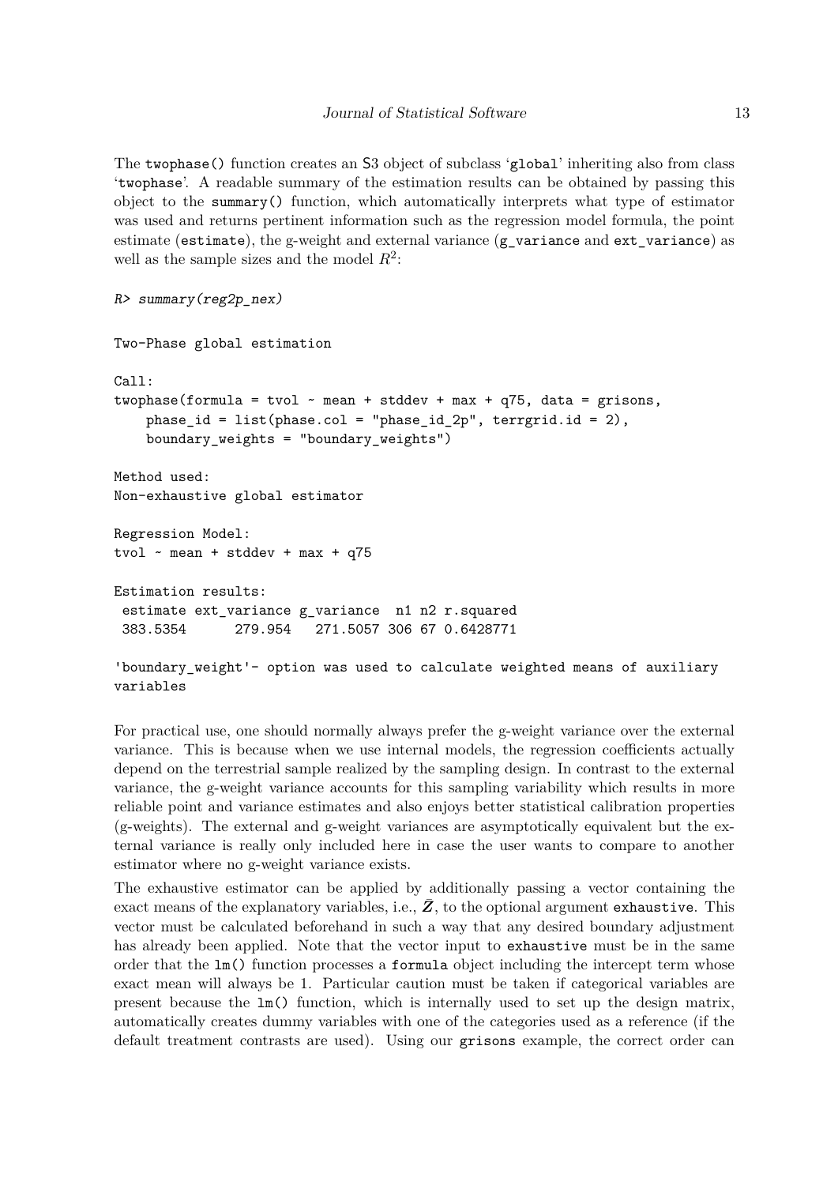The twophase() function creates an S3 object of subclass 'global' inheriting also from class 'twophase'. A readable summary of the estimation results can be obtained by passing this object to the summary() function, which automatically interprets what type of estimator was used and returns pertinent information such as the regression model formula, the point estimate (estimate), the g-weight and external variance (g_variance and ext_variance) as well as the sample sizes and the model $R^2$:

```
R> summary(reg2p_nex)

Two-Phase global estimation

Call:
twophase(formula = tvol ~ mean + stddev + max + q75, data = grisons,
    phase_id = list(phase.col = "phase_id_2p", terrgrid.id = 2),
    boundary_weights = "boundary_weights")

Method used:
Non-exhaustive global estimator

Regression Model:
tvol ~ mean + stddev + max + q75

Estimation results:
 estimate ext_variance g_variance  n1 n2 r.squared
 383.5354      279.954   271.5057 306 67 0.6428771

'boundary_weight'- option was used to calculate weighted means of auxiliary
variables
```

For practical use, one should normally always prefer the g-weight variance over the external variance. This is because when we use internal models, the regression coefficients actually depend on the terrestrial sample realized by the sampling design. In contrast to the external variance, the g-weight variance accounts for this sampling variability which results in more reliable point and variance estimates and also enjoys better statistical calibration properties (g-weights). The external and g-weight variances are asymptotically equivalent but the external variance is really only included here in case the user wants to compare to another estimator where no g-weight variance exists.

The exhaustive estimator can be applied by additionally passing a vector containing the exact means of the explanatory variables, i.e., $\bar{\boldsymbol{Z}}$, to the optional argument exhaustive. This vector must be calculated beforehand in such a way that any desired boundary adjustment has already been applied. Note that the vector input to exhaustive must be in the same order that the lm() function processes a formula object including the intercept term whose exact mean will always be 1. Particular caution must be taken if categorical variables are present because the lm() function, which is internally used to set up the design matrix, automatically creates dummy variables with one of the categories used as a reference (if the default treatment contrasts are used). Using our grisons example, the correct order can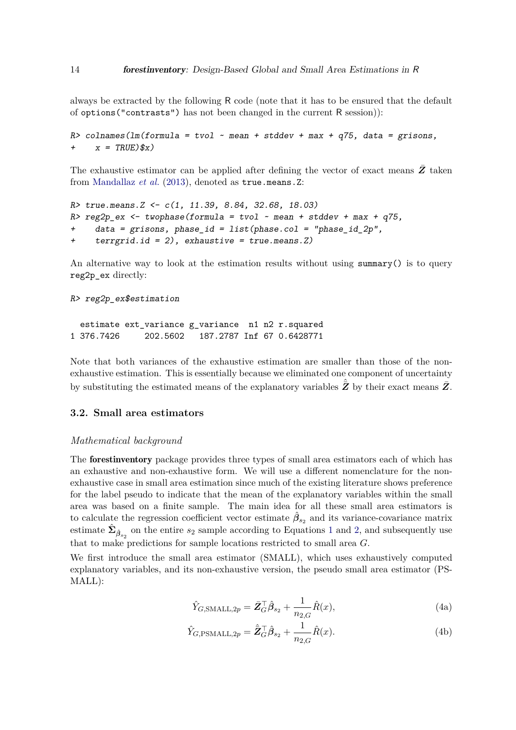always be extracted by the following R code (note that it has to be ensured that the default of `options("contrasts")` has not been changed in the current R session)):

```
R> colnames(lm(formula = tvol ~ mean + stddev + max + q75, data = grisons,
+    x = TRUE)$x)
```

The exhaustive estimator can be applied after defining the vector of exact means $\bar{\boldsymbol{Z}}$ taken from Mandallaz *et al.* (2013), denoted as `true.means.Z`:

```
R> true.means.Z <- c(1, 11.39, 8.84, 32.68, 18.03)
R> reg2p_ex <- twophase(formula = tvol ~ mean + stddev + max + q75,
+    data = grisons, phase_id = list(phase.col = "phase_id_2p",
+    terrgrid.id = 2), exhaustive = true.means.Z)
```

An alternative way to look at the estimation results without using `summary()` is to query `reg2p_ex` directly:

```
R> reg2p_ex$estimation

  estimate ext_variance g_variance  n1 n2 r.squared
1 376.7426     202.5602   187.2787 Inf 67 0.6428771
```

Note that both variances of the exhaustive estimation are smaller than those of the non-exhaustive estimation. This is essentially because we eliminated one component of uncertainty by substituting the estimated means of the explanatory variables $\hat{\bar{\boldsymbol{Z}}}$ by their exact means $\bar{\boldsymbol{Z}}$.

### 3.2. Small area estimators

*Mathematical background*

The **forestinventory** package provides three types of small area estimators each of which has an exhaustive and non-exhaustive form. We will use a different nomenclature for the non-exhaustive case in small area estimation since much of the existing literature shows preference for the label pseudo to indicate that the mean of the explanatory variables within the small area was based on a finite sample. The main idea for all these small area estimators is to calculate the regression coefficient vector estimate $\hat{\boldsymbol{\beta}}_{s_2}$ and its variance-covariance matrix estimate $\hat{\boldsymbol{\Sigma}}_{\hat{\boldsymbol{\beta}}_{s_2}}$ on the entire $s_2$ sample according to Equations 1 and 2, and subsequently use that to make predictions for sample locations restricted to small area $G$.

We first introduce the small area estimator (SMALL), which uses exhaustively computed explanatory variables, and its non-exhaustive version, the pseudo small area estimator (PSMALL):

$$\hat{Y}_{G,\mathrm{SMALL},2p} = \bar{\boldsymbol{Z}}_G^\top \hat{\boldsymbol{\beta}}_{s_2} + \frac{1}{n_{2,G}} \hat{R}(x), \tag{4a}$$

$$\hat{Y}_{G,\mathrm{PSMALL},2p} = \hat{\bar{\boldsymbol{Z}}}_G^\top \hat{\boldsymbol{\beta}}_{s_2} + \frac{1}{n_{2,G}} \hat{R}(x). \tag{4b}$$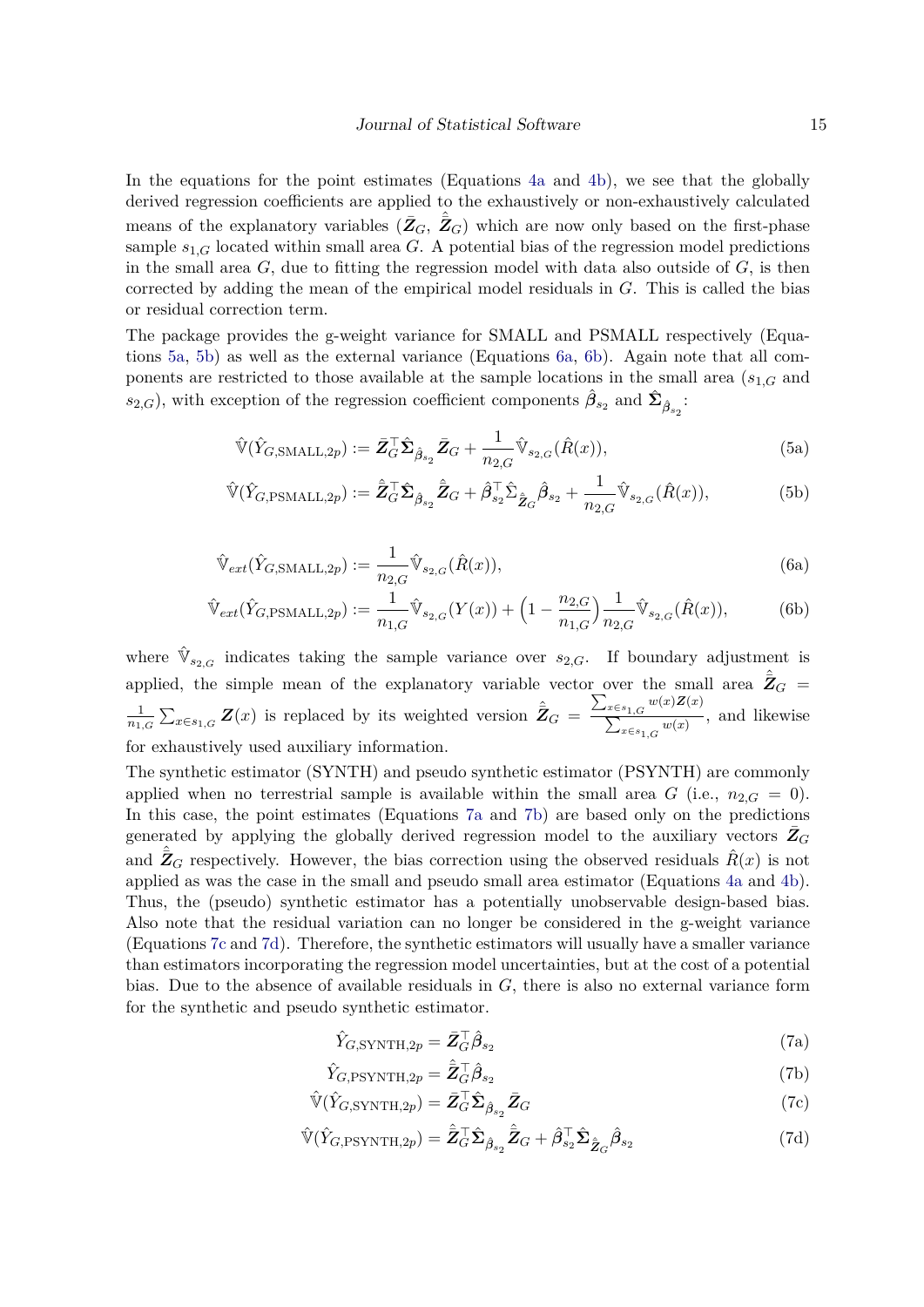In the equations for the point estimates (Equations 4a and 4b), we see that the globally derived regression coefficients are applied to the exhaustively or non-exhaustively calculated means of the explanatory variables ($\bar{\boldsymbol{Z}}_G$, $\hat{\bar{\boldsymbol{Z}}}_G$) which are now only based on the first-phase sample $s_{1,G}$ located within small area $G$. A potential bias of the regression model predictions in the small area $G$, due to fitting the regression model with data also outside of $G$, is then corrected by adding the mean of the empirical model residuals in $G$. This is called the bias or residual correction term.

The package provides the g-weight variance for SMALL and PSMALL respectively (Equations 5a, 5b) as well as the external variance (Equations 6a, 6b). Again note that all components are restricted to those available at the sample locations in the small area ($s_{1,G}$ and $s_{2,G}$), with exception of the regression coefficient components $\hat{\boldsymbol{\beta}}_{s_2}$ and $\hat{\boldsymbol{\Sigma}}_{\hat{\boldsymbol{\beta}}_{s_2}}$:

$$\hat{\mathbb{V}}(\hat{Y}_{G,\mathrm{SMALL},2p}) := \bar{\boldsymbol{Z}}_G^\top \hat{\boldsymbol{\Sigma}}_{\hat{\boldsymbol{\beta}}_{s_2}} \bar{\boldsymbol{Z}}_G + \frac{1}{n_{2,G}} \hat{\mathbb{V}}_{s_{2,G}}(\hat{R}(x)), \tag{5a}$$

$$\hat{\mathbb{V}}(\hat{Y}_{G,\mathrm{PSMALL},2p}) := \hat{\bar{\boldsymbol{Z}}}_G^\top \hat{\boldsymbol{\Sigma}}_{\hat{\boldsymbol{\beta}}_{s_2}} \hat{\bar{\boldsymbol{Z}}}_G + \hat{\boldsymbol{\beta}}_{s_2}^\top \hat{\Sigma}_{\hat{\bar{\boldsymbol{Z}}}_G} \hat{\boldsymbol{\beta}}_{s_2} + \frac{1}{n_{2,G}} \hat{\mathbb{V}}_{s_{2,G}}(\hat{R}(x)), \tag{5b}$$

$$\hat{\mathbb{V}}_{ext}(\hat{Y}_{G,\mathrm{SMALL},2p}) := \frac{1}{n_{2,G}} \hat{\mathbb{V}}_{s_{2,G}}(\hat{R}(x)), \tag{6a}$$

$$\hat{\mathbb{V}}_{ext}(\hat{Y}_{G,\mathrm{PSMALL},2p}) := \frac{1}{n_{1,G}} \hat{\mathbb{V}}_{s_{2,G}}(Y(x)) + \Big(1 - \frac{n_{2,G}}{n_{1,G}}\Big) \frac{1}{n_{2,G}} \hat{\mathbb{V}}_{s_{2,G}}(\hat{R}(x)), \tag{6b}$$

where $\hat{\mathbb{V}}_{s_{2,G}}$ indicates taking the sample variance over $s_{2,G}$. If boundary adjustment is applied, the simple mean of the explanatory variable vector over the small area $\hat{\bar{\boldsymbol{Z}}}_G = \frac{1}{n_{1,G}} \sum_{x \in s_{1,G}} \boldsymbol{Z}(x)$ is replaced by its weighted version $\hat{\bar{\boldsymbol{Z}}}_G = \frac{\sum_{x \in s_{1,G}} w(x) \boldsymbol{Z}(x)}{\sum_{x \in s_{1,G}} w(x)}$, and likewise for exhaustively used auxiliary information.

The synthetic estimator (SYNTH) and pseudo synthetic estimator (PSYNTH) are commonly applied when no terrestrial sample is available within the small area $G$ (i.e., $n_{2,G} = 0$). In this case, the point estimates (Equations 7a and 7b) are based only on the predictions generated by applying the globally derived regression model to the auxiliary vectors $\bar{\boldsymbol{Z}}_G$ and $\hat{\bar{\boldsymbol{Z}}}_G$ respectively. However, the bias correction using the observed residuals $\hat{R}(x)$ is not applied as was the case in the small and pseudo small area estimator (Equations 4a and 4b). Thus, the (pseudo) synthetic estimator has a potentially unobservable design-based bias. Also note that the residual variation can no longer be considered in the g-weight variance (Equations 7c and 7d). Therefore, the synthetic estimators will usually have a smaller variance than estimators incorporating the regression model uncertainties, but at the cost of a potential bias. Due to the absence of available residuals in $G$, there is also no external variance form for the synthetic and pseudo synthetic estimator.

$$\hat{Y}_{G,\mathrm{SYNTH},2p} = \bar{\boldsymbol{Z}}_G^\top \hat{\boldsymbol{\beta}}_{s_2} \tag{7a}$$

$$\hat{Y}_{G,\mathrm{PSYNTH},2p} = \hat{\bar{\boldsymbol{Z}}}_G^\top \hat{\boldsymbol{\beta}}_{s_2} \tag{7b}$$

$$\hat{\mathbb{V}}(\hat{Y}_{G,\mathrm{SYNTH},2p}) = \bar{\boldsymbol{Z}}_G^\top \hat{\boldsymbol{\Sigma}}_{\hat{\boldsymbol{\beta}}_{s_2}} \bar{\boldsymbol{Z}}_G \tag{7c}$$

$$\hat{\mathbb{V}}(\hat{Y}_{G,\mathrm{PSYNTH},2p}) = \hat{\bar{\boldsymbol{Z}}}_G^\top \hat{\boldsymbol{\Sigma}}_{\hat{\boldsymbol{\beta}}_{s_2}} \hat{\bar{\boldsymbol{Z}}}_G + \hat{\boldsymbol{\beta}}_{s_2}^\top \hat{\boldsymbol{\Sigma}}_{\hat{\bar{\boldsymbol{Z}}}_G} \hat{\boldsymbol{\beta}}_{s_2} \tag{7d}$$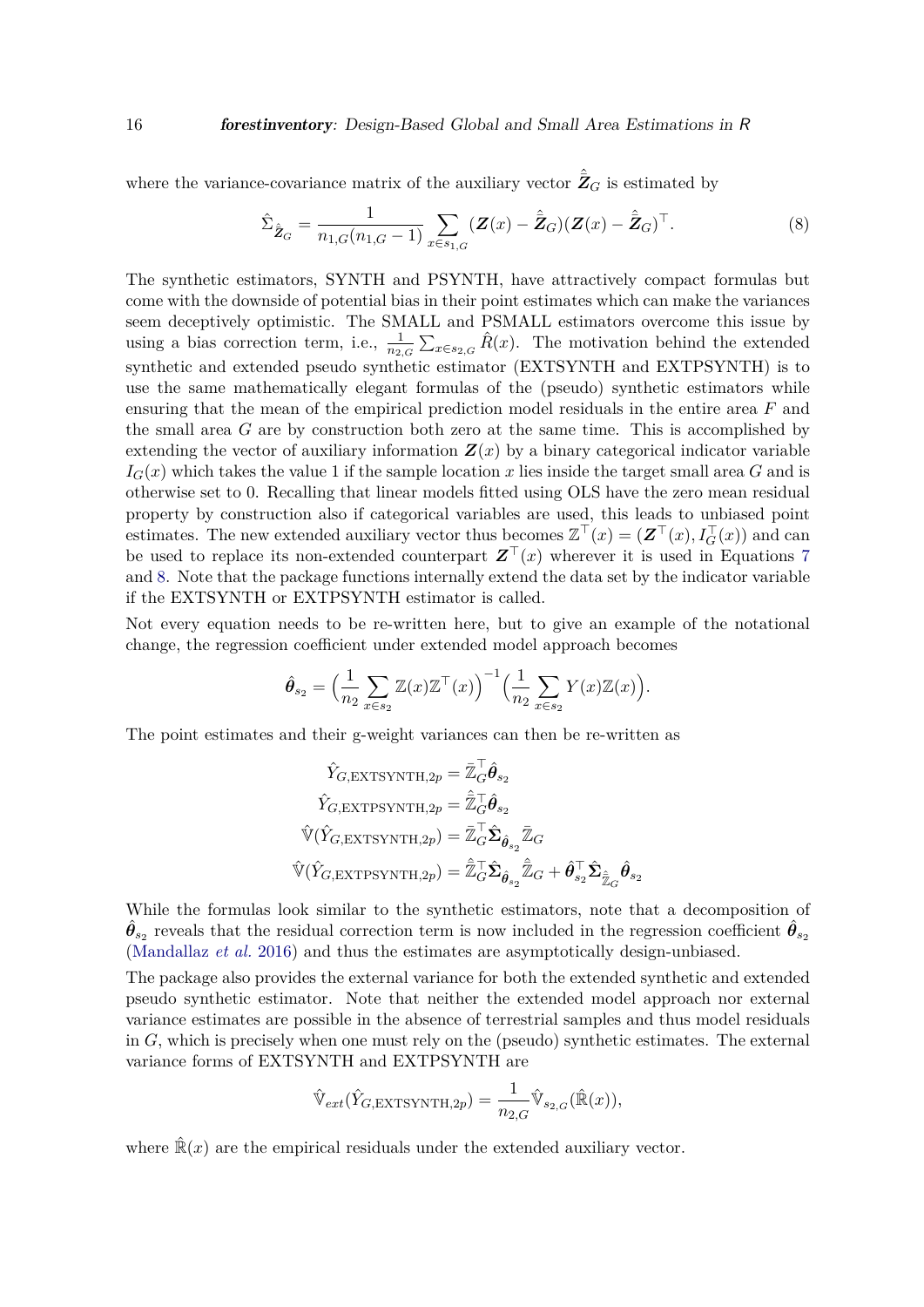where the variance-covariance matrix of the auxiliary vector $\hat{\bar{\boldsymbol{Z}}}_G$ is estimated by

$$\hat{\Sigma}_{\hat{\bar{\boldsymbol{Z}}}_G} = \frac{1}{n_{1,G}(n_{1,G}-1)} \sum_{x \in s_{1,G}} (\boldsymbol{Z}(x) - \hat{\bar{\boldsymbol{Z}}}_G)(\boldsymbol{Z}(x) - \hat{\bar{\boldsymbol{Z}}}_G)^\top. \tag{8}$$

The synthetic estimators, SYNTH and PSYNTH, have attractively compact formulas but come with the downside of potential bias in their point estimates which can make the variances seem deceptively optimistic. The SMALL and PSMALL estimators overcome this issue by using a bias correction term, i.e., $\frac{1}{n_{2,G}} \sum_{x \in s_{2,G}} \hat{R}(x)$. The motivation behind the extended synthetic and extended pseudo synthetic estimator (EXTSYNTH and EXTPSYNTH) is to use the same mathematically elegant formulas of the (pseudo) synthetic estimators while ensuring that the mean of the empirical prediction model residuals in the entire area $F$ and the small area $G$ are by construction both zero at the same time. This is accomplished by extending the vector of auxiliary information $\boldsymbol{Z}(x)$ by a binary categorical indicator variable $I_G(x)$ which takes the value 1 if the sample location $x$ lies inside the target small area $G$ and is otherwise set to 0. Recalling that linear models fitted using OLS have the zero mean residual property by construction also if categorical variables are used, this leads to unbiased point estimates. The new extended auxiliary vector thus becomes $\mathbb{Z}^\top(x) = (\boldsymbol{Z}^\top(x), I_G^\top(x))$ and can be used to replace its non-extended counterpart $\boldsymbol{Z}^\top(x)$ wherever it is used in Equations 7 and 8. Note that the package functions internally extend the data set by the indicator variable if the EXTSYNTH or EXTPSYNTH estimator is called.

Not every equation needs to be re-written here, but to give an example of the notational change, the regression coefficient under extended model approach becomes

$$\hat{\boldsymbol{\theta}}_{s_2} = \Big(\frac{1}{n_2} \sum_{x \in s_2} \mathbb{Z}(x)\mathbb{Z}^\top(x)\Big)^{-1} \Big(\frac{1}{n_2} \sum_{x \in s_2} Y(x)\mathbb{Z}(x)\Big).$$

The point estimates and their g-weight variances can then be re-written as

$$\begin{aligned}
\hat{Y}_{G,\text{EXTSYNTH},2p} &= \bar{\mathbb{Z}}_G^\top \hat{\boldsymbol{\theta}}_{s_2} \\
\hat{Y}_{G,\text{EXTPSYNTH},2p} &= \hat{\bar{\mathbb{Z}}}_G^\top \hat{\boldsymbol{\theta}}_{s_2} \\
\hat{\mathbb{V}}(\hat{Y}_{G,\text{EXTSYNTH},2p}) &= \bar{\mathbb{Z}}_G^\top \hat{\boldsymbol{\Sigma}}_{\hat{\boldsymbol{\theta}}_{s_2}} \bar{\mathbb{Z}}_G \\
\hat{\mathbb{V}}(\hat{Y}_{G,\text{EXTPSYNTH},2p}) &= \hat{\bar{\mathbb{Z}}}_G^\top \hat{\boldsymbol{\Sigma}}_{\hat{\boldsymbol{\theta}}_{s_2}} \hat{\bar{\mathbb{Z}}}_G + \hat{\boldsymbol{\theta}}_{s_2}^\top \hat{\boldsymbol{\Sigma}}_{\hat{\bar{\mathbb{Z}}}_G} \hat{\boldsymbol{\theta}}_{s_2}
\end{aligned}$$

While the formulas look similar to the synthetic estimators, note that a decomposition of $\hat{\boldsymbol{\theta}}_{s_2}$ reveals that the residual correction term is now included in the regression coefficient $\hat{\boldsymbol{\theta}}_{s_2}$ (Mandallaz *et al.* 2016) and thus the estimates are asymptotically design-unbiased.

The package also provides the external variance for both the extended synthetic and extended pseudo synthetic estimator. Note that neither the extended model approach nor external variance estimates are possible in the absence of terrestrial samples and thus model residuals in $G$, which is precisely when one must rely on the (pseudo) synthetic estimates. The external variance forms of EXTSYNTH and EXTPSYNTH are

$$\hat{\mathbb{V}}_{ext}(\hat{Y}_{G,\text{EXTSYNTH},2p}) = \frac{1}{n_{2,G}} \hat{\mathbb{V}}_{s_{2,G}}(\hat{\mathbb{R}}(x)),$$

where $\hat{\mathbb{R}}(x)$ are the empirical residuals under the extended auxiliary vector.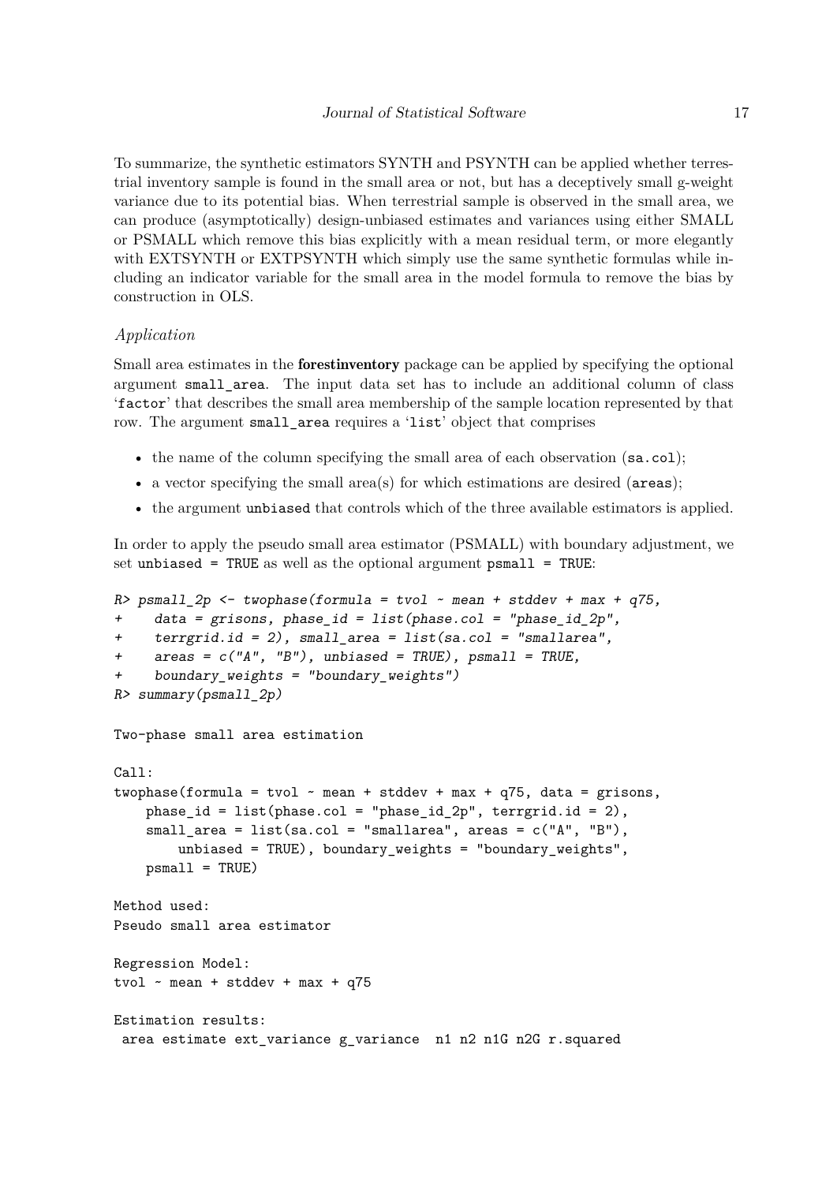To summarize, the synthetic estimators SYNTH and PSYNTH can be applied whether terrestrial inventory sample is found in the small area or not, but has a deceptively small g-weight variance due to its potential bias. When terrestrial sample is observed in the small area, we can produce (asymptotically) design-unbiased estimates and variances using either SMALL or PSMALL which remove this bias explicitly with a mean residual term, or more elegantly with EXTSYNTH or EXTPSYNTH which simply use the same synthetic formulas while including an indicator variable for the small area in the model formula to remove the bias by construction in OLS.

### *Application*

Small area estimates in the **forestinventory** package can be applied by specifying the optional argument `small_area`. The input data set has to include an additional column of class '`factor`' that describes the small area membership of the sample location represented by that row. The argument `small_area` requires a '`list`' object that comprises

- the name of the column specifying the small area of each observation (`sa.col`);
- a vector specifying the small area(s) for which estimations are desired (`areas`);
- the argument `unbiased` that controls which of the three available estimators is applied.

In order to apply the pseudo small area estimator (PSMALL) with boundary adjustment, we set `unbiased = TRUE` as well as the optional argument `psmall = TRUE`:

```
R> psmall_2p <- twophase(formula = tvol ~ mean + stddev + max + q75,
+    data = grisons, phase_id = list(phase.col = "phase_id_2p",
+    terrgrid.id = 2), small_area = list(sa.col = "smallarea",
+    areas = c("A", "B"), unbiased = TRUE), psmall = TRUE,
+    boundary_weights = "boundary_weights")
R> summary(psmall_2p)

Two-phase small area estimation

Call:
twophase(formula = tvol ~ mean + stddev + max + q75, data = grisons,
    phase_id = list(phase.col = "phase_id_2p", terrgrid.id = 2),
    small_area = list(sa.col = "smallarea", areas = c("A", "B"),
        unbiased = TRUE), boundary_weights = "boundary_weights",
    psmall = TRUE)

Method used:
Pseudo small area estimator

Regression Model:
tvol ~ mean + stddev + max + q75

Estimation results:
 area estimate ext_variance g_variance  n1 n2 n1G n2G r.squared
```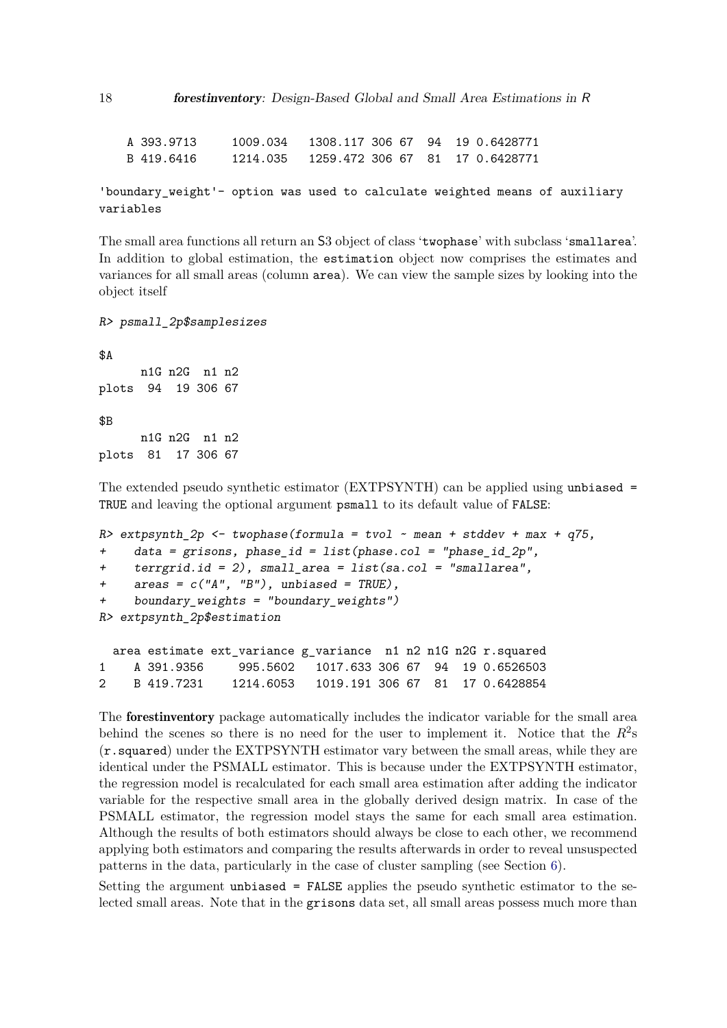```
  A 393.9713     1009.034   1308.117 306 67  94  19 0.6428771
  B 419.6416     1214.035   1259.472 306 67  81  17 0.6428771

'boundary_weight'- option was used to calculate weighted means of auxiliary
variables
```

The small area functions all return an S3 object of class 'twophase' with subclass 'smallarea'. In addition to global estimation, the estimation object now comprises the estimates and variances for all small areas (column area). We can view the sample sizes by looking into the object itself

```
R> psmall_2p$samplesizes

$A
      n1G n2G  n1 n2
plots  94  19 306 67

$B
      n1G n2G  n1 n2
plots  81  17 306 67
```

The extended pseudo synthetic estimator (EXTPSYNTH) can be applied using `unbiased = TRUE` and leaving the optional argument `psmall` to its default value of `FALSE`:

```
R> extpsynth_2p <- twophase(formula = tvol ~ mean + stddev + max + q75,
+    data = grisons, phase_id = list(phase.col = "phase_id_2p",
+    terrgrid.id = 2), small_area = list(sa.col = "smallarea",
+    areas = c("A", "B"), unbiased = TRUE),
+    boundary_weights = "boundary_weights")
R> extpsynth_2p$estimation

  area estimate ext_variance g_variance  n1 n2 n1G n2G r.squared
1    A 391.9356     995.5602   1017.633 306 67  94  19 0.6526503
2    B 419.7231    1214.6053   1019.191 306 67  81  17 0.6428854
```

The **forestinventory** package automatically includes the indicator variable for the small area behind the scenes so there is no need for the user to implement it. Notice that the $R^2$s (`r.squared`) under the EXTPSYNTH estimator vary between the small areas, while they are identical under the PSMALL estimator. This is because under the EXTPSYNTH estimator, the regression model is recalculated for each small area estimation after adding the indicator variable for the respective small area in the globally derived design matrix. In case of the PSMALL estimator, the regression model stays the same for each small area estimation. Although the results of both estimators should always be close to each other, we recommend applying both estimators and comparing the results afterwards in order to reveal unsuspected patterns in the data, particularly in the case of cluster sampling (see Section 6).

Setting the argument `unbiased = FALSE` applies the pseudo synthetic estimator to the selected small areas. Note that in the `grisons` data set, all small areas possess much more than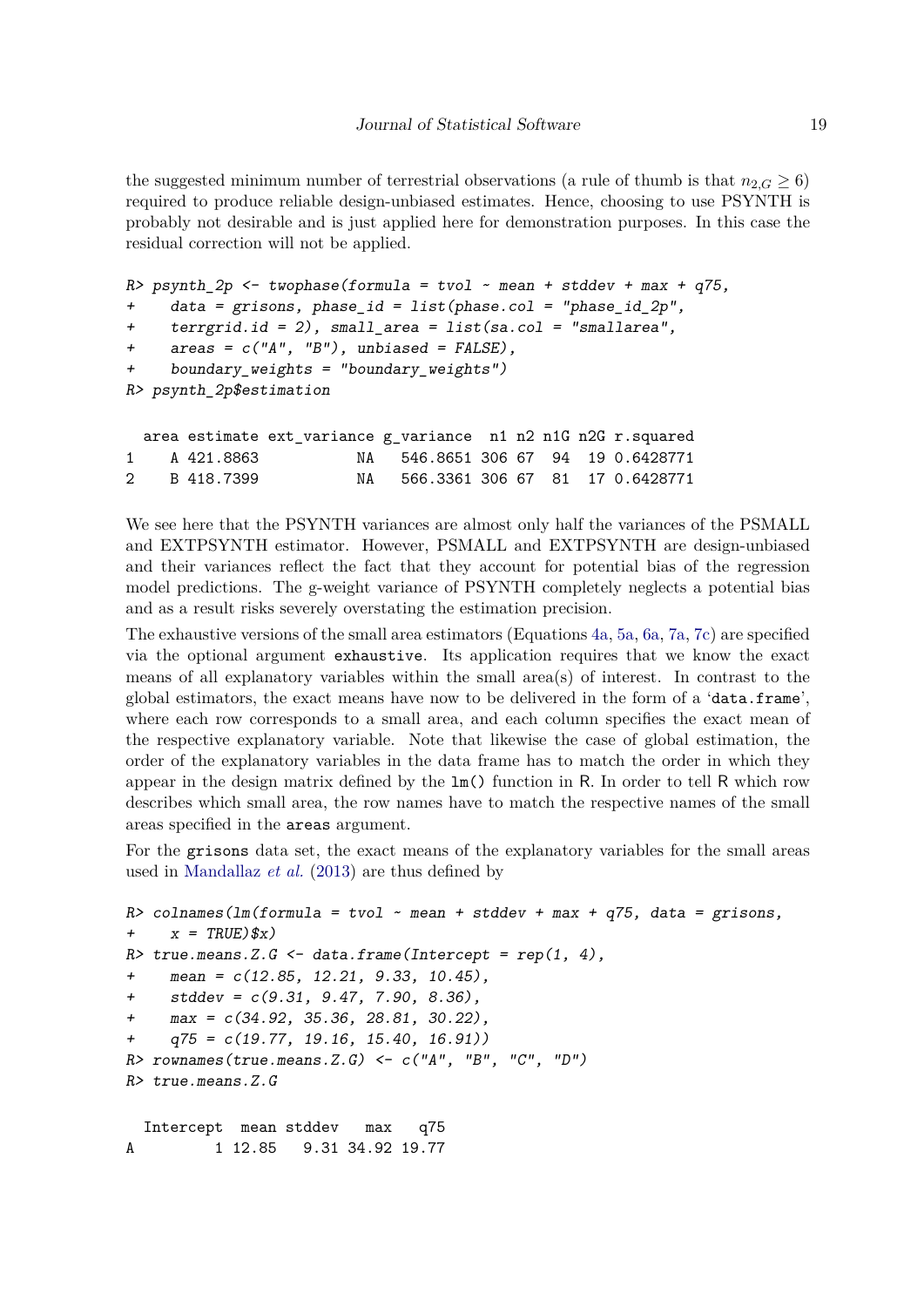the suggested minimum number of terrestrial observations (a rule of thumb is that $n_{2,G} \geq 6$) required to produce reliable design-unbiased estimates. Hence, choosing to use PSYNTH is probably not desirable and is just applied here for demonstration purposes. In this case the residual correction will not be applied.

```
R> psynth_2p <- twophase(formula = tvol ~ mean + stddev + max + q75,
+    data = grisons, phase_id = list(phase.col = "phase_id_2p",
+    terrgrid.id = 2), small_area = list(sa.col = "smallarea",
+    areas = c("A", "B"), unbiased = FALSE),
+    boundary_weights = "boundary_weights")
R> psynth_2p$estimation

  area estimate ext_variance g_variance  n1 n2 n1G n2G r.squared
1    A 421.8863           NA   546.8651 306 67  94  19 0.6428771
2    B 418.7399           NA   566.3361 306 67  81  17 0.6428771
```

We see here that the PSYNTH variances are almost only half the variances of the PSMALL and EXTPSYNTH estimator. However, PSMALL and EXTPSYNTH are design-unbiased and their variances reflect the fact that they account for potential bias of the regression model predictions. The g-weight variance of PSYNTH completely neglects a potential bias and as a result risks severely overstating the estimation precision.

The exhaustive versions of the small area estimators (Equations 4a, 5a, 6a, 7a, 7c) are specified via the optional argument `exhaustive`. Its application requires that we know the exact means of all explanatory variables within the small area(s) of interest. In contrast to the global estimators, the exact means have now to be delivered in the form of a '`data.frame`', where each row corresponds to a small area, and each column specifies the exact mean of the respective explanatory variable. Note that likewise the case of global estimation, the order of the explanatory variables in the data frame has to match the order in which they appear in the design matrix defined by the `lm()` function in R. In order to tell R which row describes which small area, the row names have to match the respective names of the small areas specified in the `areas` argument.

For the `grisons` data set, the exact means of the explanatory variables for the small areas used in Mandallaz *et al.* (2013) are thus defined by

```
R> colnames(lm(formula = tvol ~ mean + stddev + max + q75, data = grisons,
+    x = TRUE)$x)
R> true.means.Z.G <- data.frame(Intercept = rep(1, 4),
+    mean = c(12.85, 12.21, 9.33, 10.45),
+    stddev = c(9.31, 9.47, 7.90, 8.36),
+    max = c(34.92, 35.36, 28.81, 30.22),
+    q75 = c(19.77, 19.16, 15.40, 16.91))
R> rownames(true.means.Z.G) <- c("A", "B", "C", "D")
R> true.means.Z.G

  Intercept  mean stddev   max   q75
A         1 12.85   9.31 34.92 19.77
```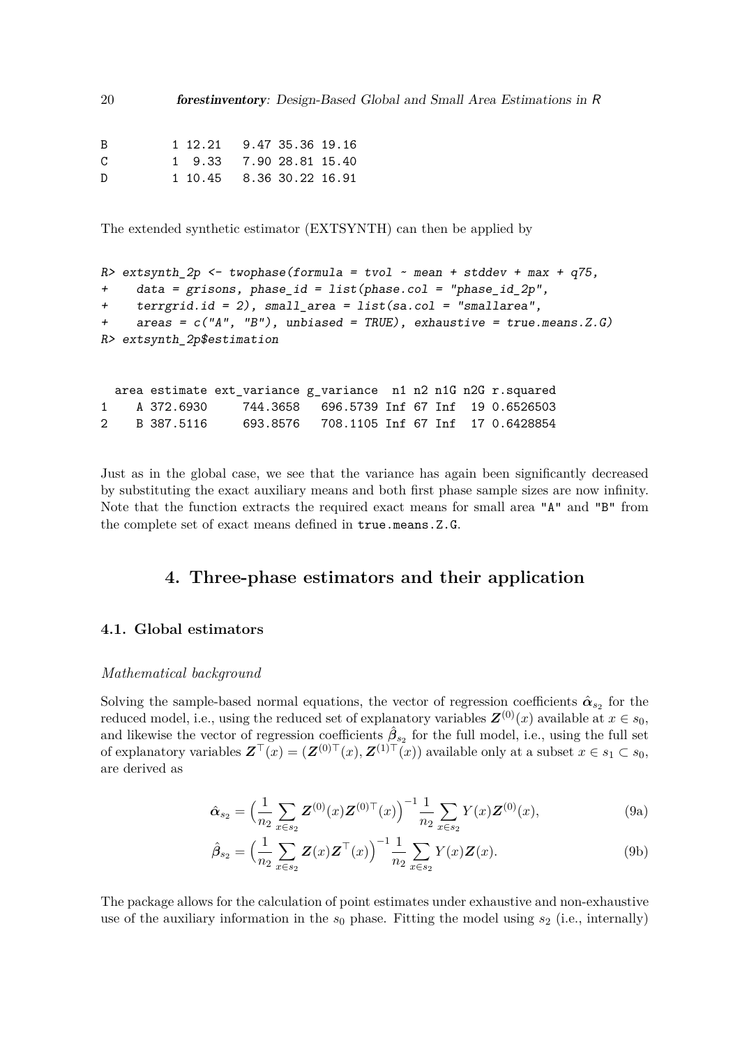```
B          1 12.21    9.47 35.36 19.16
C          1  9.33    7.90 28.81 15.40
D          1 10.45    8.36 30.22 16.91
```

The extended synthetic estimator (EXTSYNTH) can then be applied by

```
R> extsynth_2p <- twophase(formula = tvol ~ mean + stddev + max + q75,
+     data = grisons, phase_id = list(phase.col = "phase_id_2p",
+     terrgrid.id = 2), small_area = list(sa.col = "smallarea",
+     areas = c("A", "B"), unbiased = TRUE), exhaustive = true.means.Z.G)
R> extsynth_2p$estimation
```

```
  area estimate ext_variance g_variance  n1 n2 n1G n2G r.squared
1    A 372.6930     744.3658   696.5739 Inf 67 Inf  19 0.6526503
2    B 387.5116     693.8576   708.1105 Inf 67 Inf  17 0.6428854
```

Just as in the global case, we see that the variance has again been significantly decreased by substituting the exact auxiliary means and both first phase sample sizes are now infinity. Note that the function extracts the required exact means for small area "A" and "B" from the complete set of exact means defined in `true.means.Z.G`.

# 4. Three-phase estimators and their application

## 4.1. Global estimators

### *Mathematical background*

Solving the sample-based normal equations, the vector of regression coefficients $\hat{\boldsymbol{\alpha}}_{s_2}$ for the reduced model, i.e., using the reduced set of explanatory variables $\boldsymbol{Z}^{(0)}(x)$ available at $x \in s_0$, and likewise the vector of regression coefficients $\hat{\boldsymbol{\beta}}_{s_2}$ for the full model, i.e., using the full set of explanatory variables $\boldsymbol{Z}^{\top}(x) = (\boldsymbol{Z}^{(0)\top}(x), \boldsymbol{Z}^{(1)\top}(x))$ available only at a subset $x \in s_1 \subset s_0$, are derived as

$$\hat{\boldsymbol{\alpha}}_{s_2} = \Big(\frac{1}{n_2}\sum_{x \in s_2} \boldsymbol{Z}^{(0)}(x)\boldsymbol{Z}^{(0)\top}(x)\Big)^{-1}\frac{1}{n_2}\sum_{x \in s_2} Y(x)\boldsymbol{Z}^{(0)}(x), \tag{9a}$$

$$\hat{\boldsymbol{\beta}}_{s_2} = \Big(\frac{1}{n_2}\sum_{x \in s_2} \boldsymbol{Z}(x)\boldsymbol{Z}^{\top}(x)\Big)^{-1}\frac{1}{n_2}\sum_{x \in s_2} Y(x)\boldsymbol{Z}(x). \tag{9b}$$

The package allows for the calculation of point estimates under exhaustive and non-exhaustive use of the auxiliary information in the $s_0$ phase. Fitting the model using $s_2$ (i.e., internally)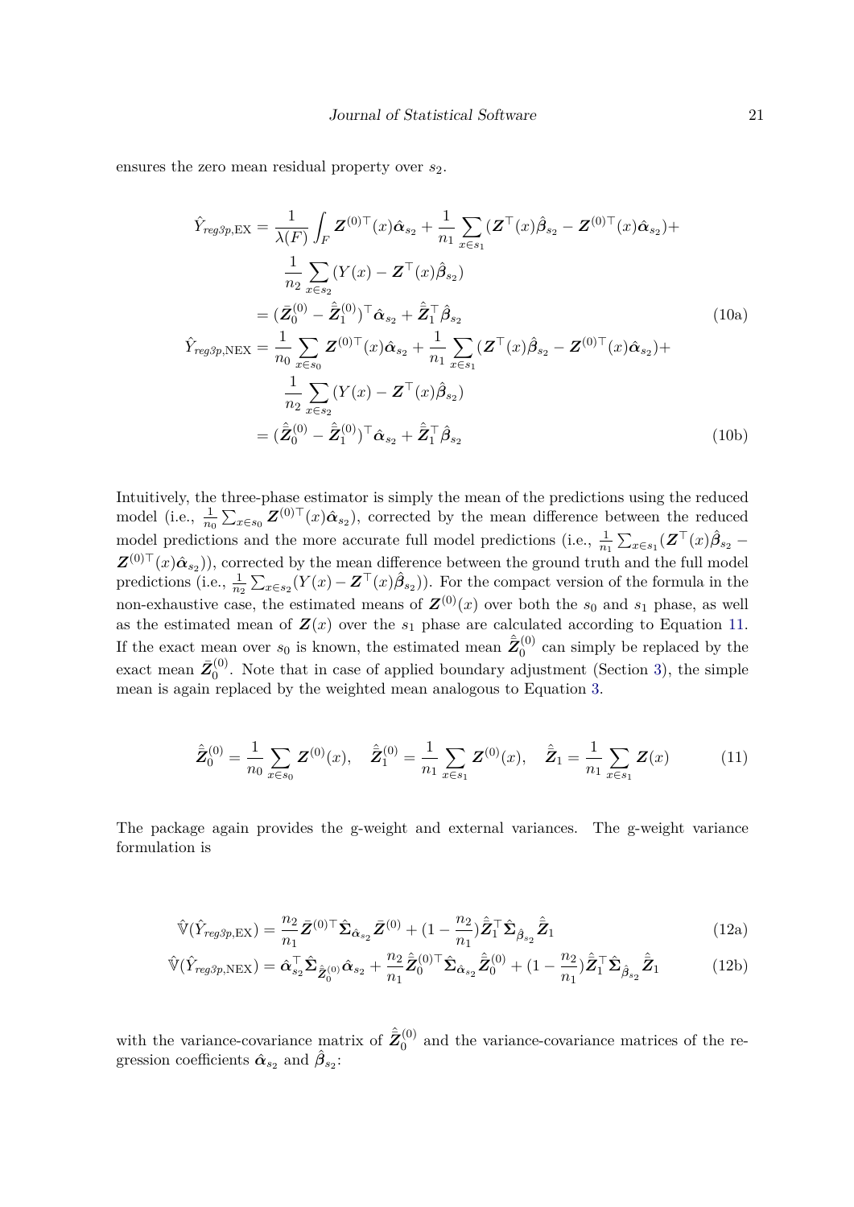ensures the zero mean residual property over $s_2$.

$$
\begin{aligned}
\hat{Y}_{reg3p,\mathrm{EX}} &= \frac{1}{\lambda(F)} \int_F \boldsymbol{Z}^{(0)\top}(x)\hat{\boldsymbol{\alpha}}_{s_2} + \frac{1}{n_1} \sum_{x \in s_1} (\boldsymbol{Z}^\top(x)\hat{\boldsymbol{\beta}}_{s_2} - \boldsymbol{Z}^{(0)\top}(x)\hat{\boldsymbol{\alpha}}_{s_2}) + \\
&\quad \frac{1}{n_2} \sum_{x \in s_2} (Y(x) - \boldsymbol{Z}^\top(x)\hat{\boldsymbol{\beta}}_{s_2}) \\
&= (\bar{\boldsymbol{Z}}_0^{(0)} - \hat{\bar{\boldsymbol{Z}}}_1^{(0)})^\top \hat{\boldsymbol{\alpha}}_{s_2} + \hat{\bar{\boldsymbol{Z}}}_1^\top \hat{\boldsymbol{\beta}}_{s_2} \qquad \text{(10a)} \\
\hat{Y}_{reg3p,\mathrm{NEX}} &= \frac{1}{n_0} \sum_{x \in s_0} \boldsymbol{Z}^{(0)\top}(x)\hat{\boldsymbol{\alpha}}_{s_2} + \frac{1}{n_1} \sum_{x \in s_1} (\boldsymbol{Z}^\top(x)\hat{\boldsymbol{\beta}}_{s_2} - \boldsymbol{Z}^{(0)\top}(x)\hat{\boldsymbol{\alpha}}_{s_2}) + \\
&\quad \frac{1}{n_2} \sum_{x \in s_2} (Y(x) - \boldsymbol{Z}^\top(x)\hat{\boldsymbol{\beta}}_{s_2}) \\
&= (\hat{\bar{\boldsymbol{Z}}}_0^{(0)} - \hat{\bar{\boldsymbol{Z}}}_1^{(0)})^\top \hat{\boldsymbol{\alpha}}_{s_2} + \hat{\bar{\boldsymbol{Z}}}_1^\top \hat{\boldsymbol{\beta}}_{s_2} \qquad \text{(10b)}
\end{aligned}
$$

Intuitively, the three-phase estimator is simply the mean of the predictions using the reduced model (i.e., $\frac{1}{n_0}\sum_{x \in s_0} \boldsymbol{Z}^{(0)\top}(x)\hat{\boldsymbol{\alpha}}_{s_2}$), corrected by the mean difference between the reduced model predictions and the more accurate full model predictions (i.e., $\frac{1}{n_1}\sum_{x \in s_1}(\boldsymbol{Z}^\top(x)\hat{\boldsymbol{\beta}}_{s_2} - \boldsymbol{Z}^{(0)\top}(x)\hat{\boldsymbol{\alpha}}_{s_2})$), corrected by the mean difference between the ground truth and the full model predictions (i.e., $\frac{1}{n_2}\sum_{x \in s_2}(Y(x) - \boldsymbol{Z}^\top(x)\hat{\boldsymbol{\beta}}_{s_2})$). For the compact version of the formula in the non-exhaustive case, the estimated means of $\boldsymbol{Z}^{(0)}(x)$ over both the $s_0$ and $s_1$ phase, as well as the estimated mean of $\boldsymbol{Z}(x)$ over the $s_1$ phase are calculated according to Equation 11. If the exact mean over $s_0$ is known, the estimated mean $\hat{\bar{\boldsymbol{Z}}}_0^{(0)}$ can simply be replaced by the exact mean $\bar{\boldsymbol{Z}}_0^{(0)}$. Note that in case of applied boundary adjustment (Section 3), the simple mean is again replaced by the weighted mean analogous to Equation 3.

$$
\hat{\bar{\boldsymbol{Z}}}_0^{(0)} = \frac{1}{n_0} \sum_{x \in s_0} \boldsymbol{Z}^{(0)}(x), \quad \hat{\bar{\boldsymbol{Z}}}_1^{(0)} = \frac{1}{n_1} \sum_{x \in s_1} \boldsymbol{Z}^{(0)}(x), \quad \hat{\bar{\boldsymbol{Z}}}_1 = \frac{1}{n_1} \sum_{x \in s_1} \boldsymbol{Z}(x) \qquad (11)
$$

The package again provides the g-weight and external variances. The g-weight variance formulation is

$$
\begin{aligned}
\hat{\mathbb{V}}(\hat{Y}_{reg3p,\mathrm{EX}}) &= \frac{n_2}{n_1} \bar{\boldsymbol{Z}}^{(0)\top} \hat{\boldsymbol{\Sigma}}_{\hat{\boldsymbol{\alpha}}_{s_2}} \bar{\boldsymbol{Z}}^{(0)} + (1 - \frac{n_2}{n_1}) \hat{\bar{\boldsymbol{Z}}}_1^\top \hat{\boldsymbol{\Sigma}}_{\hat{\boldsymbol{\beta}}_{s_2}} \hat{\bar{\boldsymbol{Z}}}_1 \qquad \text{(12a)} \\
\hat{\mathbb{V}}(\hat{Y}_{reg3p,\mathrm{NEX}}) &= \hat{\boldsymbol{\alpha}}_{s_2}^\top \hat{\boldsymbol{\Sigma}}_{\hat{\bar{\boldsymbol{Z}}}_0^{(0)}} \hat{\boldsymbol{\alpha}}_{s_2} + \frac{n_2}{n_1} \hat{\bar{\boldsymbol{Z}}}_0^{(0)\top} \hat{\boldsymbol{\Sigma}}_{\hat{\boldsymbol{\alpha}}_{s_2}} \hat{\bar{\boldsymbol{Z}}}_0^{(0)} + (1 - \frac{n_2}{n_1}) \hat{\bar{\boldsymbol{Z}}}_1^\top \hat{\boldsymbol{\Sigma}}_{\hat{\boldsymbol{\beta}}_{s_2}} \hat{\bar{\boldsymbol{Z}}}_1 \qquad \text{(12b)}
\end{aligned}
$$

with the variance-covariance matrix of $\hat{\bar{\boldsymbol{Z}}}_0^{(0)}$ and the variance-covariance matrices of the regression coefficients $\hat{\boldsymbol{\alpha}}_{s_2}$ and $\hat{\boldsymbol{\beta}}_{s_2}$: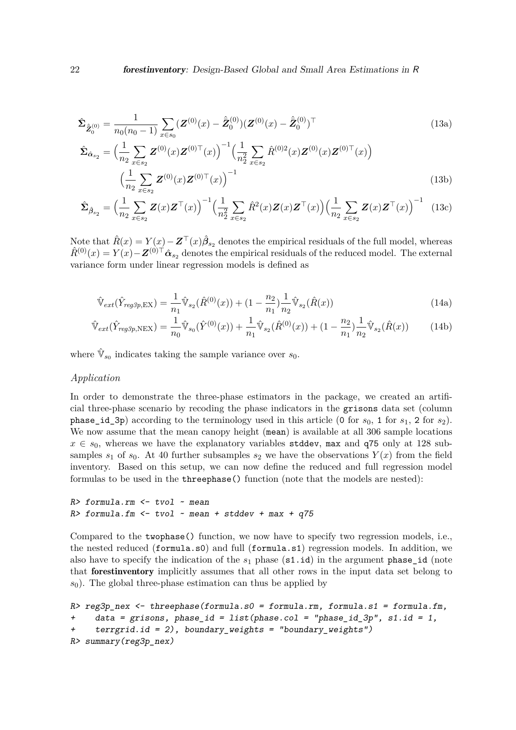$$
\hat{\boldsymbol{\Sigma}}_{\hat{\bar{\boldsymbol{Z}}}_0^{(0)}} = \frac{1}{n_0(n_0-1)} \sum_{x \in s_0} (\boldsymbol{Z}^{(0)}(x) - \hat{\bar{\boldsymbol{Z}}}_0^{(0)})(\boldsymbol{Z}^{(0)}(x) - \hat{\bar{\boldsymbol{Z}}}_0^{(0)})^\top \tag{13a}
$$

$$
\begin{aligned}
\hat{\boldsymbol{\Sigma}}_{\hat{\boldsymbol{\alpha}}_{s_2}} = &\Big(\frac{1}{n_2} \sum_{x \in s_2} \boldsymbol{Z}^{(0)}(x)\boldsymbol{Z}^{(0)\top}(x)\Big)^{-1} \Big(\frac{1}{n_2^2} \sum_{x \in s_2} \hat{R}^{(0)2}(x)\boldsymbol{Z}^{(0)}(x)\boldsymbol{Z}^{(0)\top}(x)\Big) \\
&\Big(\frac{1}{n_2} \sum_{x \in s_2} \boldsymbol{Z}^{(0)}(x)\boldsymbol{Z}^{(0)\top}(x)\Big)^{-1}
\end{aligned} \tag{13b}
$$

$$
\hat{\boldsymbol{\Sigma}}_{\hat{\boldsymbol{\beta}}_{s_2}} = \Big(\frac{1}{n_2} \sum_{x \in s_2} \boldsymbol{Z}(x)\boldsymbol{Z}^\top(x)\Big)^{-1} \Big(\frac{1}{n_2^2} \sum_{x \in s_2} \hat{R}^2(x)\boldsymbol{Z}(x)\boldsymbol{Z}^\top(x)\Big) \Big(\frac{1}{n_2} \sum_{x \in s_2} \boldsymbol{Z}(x)\boldsymbol{Z}^\top(x)\Big)^{-1} \tag{13c}
$$

Note that $\hat{R}(x) = Y(x) - \boldsymbol{Z}^\top(x)\hat{\boldsymbol{\beta}}_{s_2}$ denotes the empirical residuals of the full model, whereas $\hat{R}^{(0)}(x) = Y(x) - \boldsymbol{Z}^{(0)\top}\hat{\boldsymbol{\alpha}}_{s_2}$ denotes the empirical residuals of the reduced model. The external variance form under linear regression models is defined as

$$
\hat{\mathbb{V}}_{ext}(\hat{Y}_{reg3p,\text{EX}}) = \frac{1}{n_1}\hat{\mathbb{V}}_{s_2}(\hat{R}^{(0)}(x)) + (1 - \frac{n_2}{n_1})\frac{1}{n_2}\hat{\mathbb{V}}_{s_2}(\hat{R}(x)) \tag{14a}
$$

$$
\hat{\mathbb{V}}_{ext}(\hat{Y}_{reg3p,\text{NEX}}) = \frac{1}{n_0}\hat{\mathbb{V}}_{s_0}(\hat{Y}^{(0)}(x)) + \frac{1}{n_1}\hat{\mathbb{V}}_{s_2}(\hat{R}^{(0)}(x)) + (1 - \frac{n_2}{n_1})\frac{1}{n_2}\hat{\mathbb{V}}_{s_2}(\hat{R}(x)) \tag{14b}
$$

where $\hat{\mathbb{V}}_{s_0}$ indicates taking the sample variance over $s_0$.

*Application*

In order to demonstrate the three-phase estimators in the package, we created an artificial three-phase scenario by recoding the phase indicators in the `grisons` data set (column `phase_id_3p`) according to the terminology used in this article (`0` for $s_0$, `1` for $s_1$, `2` for $s_2$). We now assume that the mean canopy height (`mean`) is available at all 306 sample locations $x \in s_0$, whereas we have the explanatory variables `stddev`, `max` and `q75` only at 128 subsamples $s_1$ of $s_0$. At 40 further subsamples $s_2$ we have the observations $Y(x)$ from the field inventory. Based on this setup, we can now define the reduced and full regression model formulas to be used in the `threephase()` function (note that the models are nested):

```
R> formula.rm <- tvol ~ mean
R> formula.fm <- tvol ~ mean + stddev + max + q75
```

Compared to the `twophase()` function, we now have to specify two regression models, i.e., the nested reduced (`formula.s0`) and full (`formula.s1`) regression models. In addition, we also have to specify the indication of the $s_1$ phase (`s1.id`) in the argument `phase_id` (note that **forestinventory** implicitly assumes that all other rows in the input data set belong to $s_0$). The global three-phase estimation can thus be applied by

```
R> reg3p_nex <- threephase(formula.s0 = formula.rm, formula.s1 = formula.fm,
+    data = grisons, phase_id = list(phase.col = "phase_id_3p", s1.id = 1,
+    terrgrid.id = 2), boundary_weights = "boundary_weights")
R> summary(reg3p_nex)
```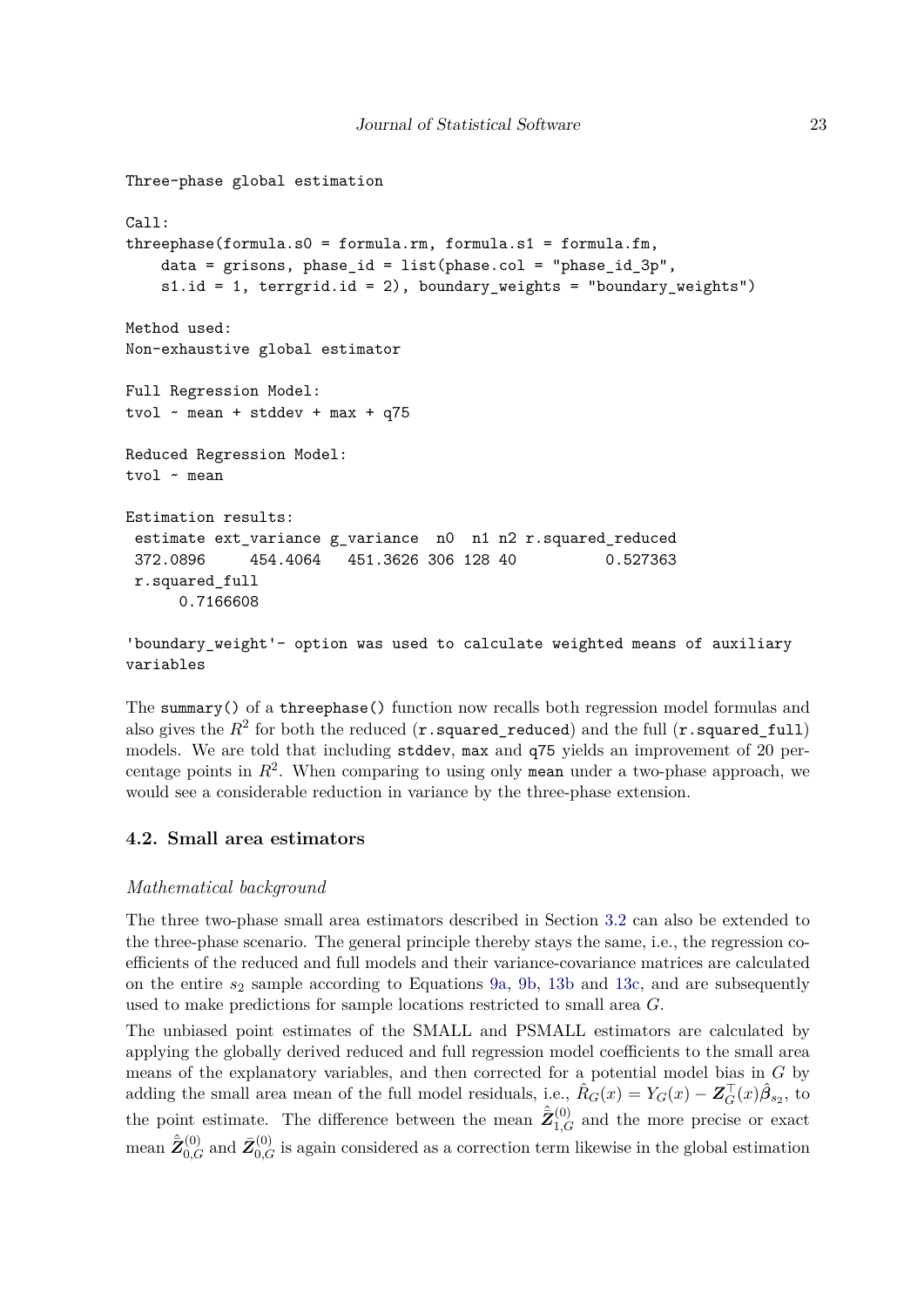```
Three-phase global estimation

Call:
threephase(formula.s0 = formula.rm, formula.s1 = formula.fm,
    data = grisons, phase_id = list(phase.col = "phase_id_3p",
    s1.id = 1, terrgrid.id = 2), boundary_weights = "boundary_weights")

Method used:
Non-exhaustive global estimator

Full Regression Model:
tvol ~ mean + stddev + max + q75

Reduced Regression Model:
tvol ~ mean

Estimation results:
 estimate ext_variance g_variance  n0  n1 n2 r.squared_reduced
 372.0896     454.4064   451.3626 306 128 40          0.527363
 r.squared_full
      0.7166608

'boundary_weight'- option was used to calculate weighted means of auxiliary
variables
```

The `summary()` of a `threephase()` function now recalls both regression model formulas and also gives the $R^2$ for both the reduced (`r.squared_reduced`) and the full (`r.squared_full`) models. We are told that including `stddev`, `max` and `q75` yields an improvement of 20 percentage points in $R^2$. When comparing to using only `mean` under a two-phase approach, we would see a considerable reduction in variance by the three-phase extension.

### 4.2. Small area estimators

*Mathematical background*

The three two-phase small area estimators described in Section 3.2 can also be extended to the three-phase scenario. The general principle thereby stays the same, i.e., the regression coefficients of the reduced and full models and their variance-covariance matrices are calculated on the entire $s_2$ sample according to Equations 9a, 9b, 13b and 13c, and are subsequently used to make predictions for sample locations restricted to small area $G$.

The unbiased point estimates of the SMALL and PSMALL estimators are calculated by applying the globally derived reduced and full regression model coefficients to the small area means of the explanatory variables, and then corrected for a potential model bias in $G$ by adding the small area mean of the full model residuals, i.e., $\hat{R}_G(x) = Y_G(x) - \boldsymbol{Z}_G^\top(x)\hat{\boldsymbol{\beta}}_{s_2}$, to the point estimate. The difference between the mean $\hat{\bar{\boldsymbol{Z}}}_{1,G}^{(0)}$ and the more precise or exact mean $\hat{\bar{\boldsymbol{Z}}}_{0,G}^{(0)}$ and $\bar{\boldsymbol{Z}}_{0,G}^{(0)}$ is again considered as a correction term likewise in the global estimation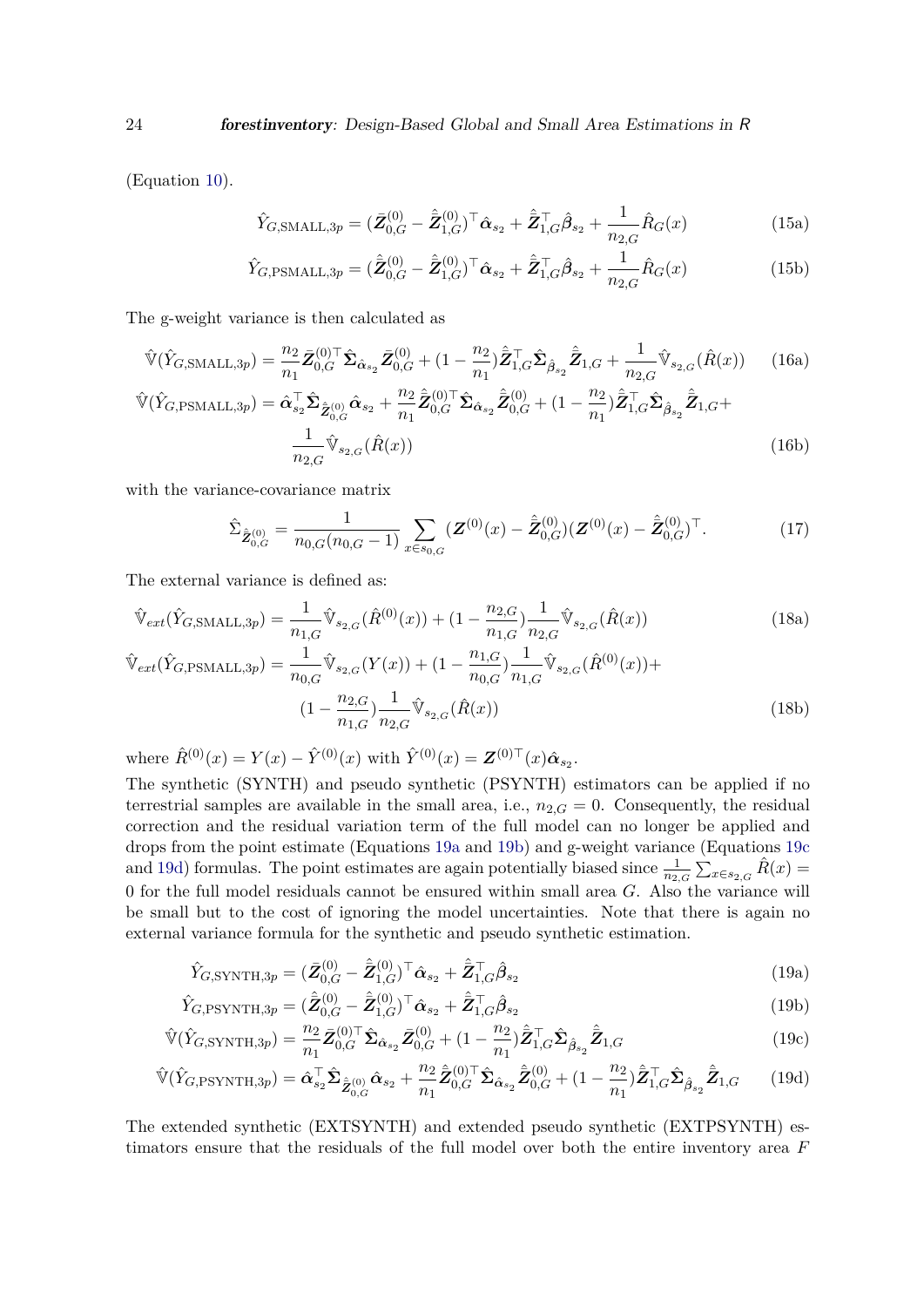(Equation 10).

$$\hat{Y}_{G,\text{SMALL},3p} = (\bar{\boldsymbol{Z}}_{0,G}^{(0)} - \hat{\bar{\boldsymbol{Z}}}_{1,G}^{(0)})^\top \hat{\boldsymbol{\alpha}}_{s_2} + \hat{\bar{\boldsymbol{Z}}}_{1,G}^\top \hat{\boldsymbol{\beta}}_{s_2} + \frac{1}{n_{2,G}} \hat{R}_G(x) \tag{15a}$$

$$\hat{Y}_{G,\text{PSMALL},3p} = (\hat{\bar{\boldsymbol{Z}}}_{0,G}^{(0)} - \hat{\bar{\boldsymbol{Z}}}_{1,G}^{(0)})^\top \hat{\boldsymbol{\alpha}}_{s_2} + \hat{\bar{\boldsymbol{Z}}}_{1,G}^\top \hat{\boldsymbol{\beta}}_{s_2} + \frac{1}{n_{2,G}} \hat{R}_G(x) \tag{15b}$$

The g-weight variance is then calculated as

$$\hat{\mathbb{V}}(\hat{Y}_{G,\text{SMALL},3p}) = \frac{n_2}{n_1} \bar{\boldsymbol{Z}}_{0,G}^{(0)\top} \hat{\boldsymbol{\Sigma}}_{\hat{\boldsymbol{\alpha}}_{s_2}} \bar{\boldsymbol{Z}}_{0,G}^{(0)} + (1 - \frac{n_2}{n_1}) \hat{\bar{\boldsymbol{Z}}}_{1,G}^\top \hat{\boldsymbol{\Sigma}}_{\hat{\boldsymbol{\beta}}_{s_2}} \hat{\bar{\boldsymbol{Z}}}_{1,G} + \frac{1}{n_{2,G}} \hat{\mathbb{V}}_{s_{2,G}}(\hat{R}(x)) \tag{16a}$$

$$\hat{\mathbb{V}}(\hat{Y}_{G,\text{PSMALL},3p}) = \hat{\boldsymbol{\alpha}}_{s_2}^\top \hat{\boldsymbol{\Sigma}}_{\hat{\bar{\boldsymbol{Z}}}_{0,G}^{(0)}} \hat{\boldsymbol{\alpha}}_{s_2} + \frac{n_2}{n_1} \hat{\bar{\boldsymbol{Z}}}_{0,G}^{(0)\top} \hat{\boldsymbol{\Sigma}}_{\hat{\boldsymbol{\alpha}}_{s_2}} \hat{\bar{\boldsymbol{Z}}}_{0,G}^{(0)} + (1 - \frac{n_2}{n_1}) \hat{\bar{\boldsymbol{Z}}}_{1,G}^\top \hat{\boldsymbol{\Sigma}}_{\hat{\boldsymbol{\beta}}_{s_2}} \hat{\bar{\boldsymbol{Z}}}_{1,G} + \frac{1}{n_{2,G}} \hat{\mathbb{V}}_{s_{2,G}}(\hat{R}(x)) \tag{16b}$$

with the variance-covariance matrix

$$\hat{\Sigma}_{\hat{\bar{\boldsymbol{Z}}}_{0,G}^{(0)}} = \frac{1}{n_{0,G}(n_{0,G}-1)} \sum_{x \in s_{0,G}} (\boldsymbol{Z}^{(0)}(x) - \hat{\bar{\boldsymbol{Z}}}_{0,G}^{(0)})(\boldsymbol{Z}^{(0)}(x) - \hat{\bar{\boldsymbol{Z}}}_{0,G}^{(0)})^\top. \tag{17}$$

The external variance is defined as:

$$\hat{\mathbb{V}}_{ext}(\hat{Y}_{G,\text{SMALL},3p}) = \frac{1}{n_{1,G}} \hat{\mathbb{V}}_{s_{2,G}}(\hat{R}^{(0)}(x)) + (1 - \frac{n_{2,G}}{n_{1,G}}) \frac{1}{n_{2,G}} \hat{\mathbb{V}}_{s_{2,G}}(\hat{R}(x)) \tag{18a}$$

$$\hat{\mathbb{V}}_{ext}(\hat{Y}_{G,\text{PSMALL},3p}) = \frac{1}{n_{0,G}} \hat{\mathbb{V}}_{s_{2,G}}(Y(x)) + (1 - \frac{n_{1,G}}{n_{0,G}}) \frac{1}{n_{1,G}} \hat{\mathbb{V}}_{s_{2,G}}(\hat{R}^{(0)}(x)) + (1 - \frac{n_{2,G}}{n_{1,G}}) \frac{1}{n_{2,G}} \hat{\mathbb{V}}_{s_{2,G}}(\hat{R}(x)) \tag{18b}$$

where $\hat{R}^{(0)}(x) = Y(x) - \hat{Y}^{(0)}(x)$ with $\hat{Y}^{(0)}(x) = \boldsymbol{Z}^{(0)\top}(x)\hat{\boldsymbol{\alpha}}_{s_2}$.

The synthetic (SYNTH) and pseudo synthetic (PSYNTH) estimators can be applied if no terrestrial samples are available in the small area, i.e., $n_{2,G} = 0$. Consequently, the residual correction and the residual variation term of the full model can no longer be applied and drops from the point estimate (Equations 19a and 19b) and g-weight variance (Equations 19c and 19d) formulas. The point estimates are again potentially biased since $\frac{1}{n_{2,G}} \sum_{x \in s_{2,G}} \hat{R}(x) = 0$ for the full model residuals cannot be ensured within small area $G$. Also the variance will be small but to the cost of ignoring the model uncertainties. Note that there is again no external variance formula for the synthetic and pseudo synthetic estimation.

$$\hat{Y}_{G,\text{SYNTH},3p} = (\bar{\boldsymbol{Z}}_{0,G}^{(0)} - \hat{\bar{\boldsymbol{Z}}}_{1,G}^{(0)})^\top \hat{\boldsymbol{\alpha}}_{s_2} + \hat{\bar{\boldsymbol{Z}}}_{1,G}^\top \hat{\boldsymbol{\beta}}_{s_2} \tag{19a}$$

$$\hat{Y}_{G,\text{PSYNTH},3p} = (\hat{\bar{\boldsymbol{Z}}}_{0,G}^{(0)} - \hat{\bar{\boldsymbol{Z}}}_{1,G}^{(0)})^\top \hat{\boldsymbol{\alpha}}_{s_2} + \hat{\bar{\boldsymbol{Z}}}_{1,G}^\top \hat{\boldsymbol{\beta}}_{s_2} \tag{19b}$$

$$\hat{\mathbb{V}}(\hat{Y}_{G,\text{SYNTH},3p}) = \frac{n_2}{n_1} \bar{\boldsymbol{Z}}_{0,G}^{(0)\top} \hat{\boldsymbol{\Sigma}}_{\hat{\boldsymbol{\alpha}}_{s_2}} \bar{\boldsymbol{Z}}_{0,G}^{(0)} + (1 - \frac{n_2}{n_1}) \hat{\bar{\boldsymbol{Z}}}_{1,G}^\top \hat{\boldsymbol{\Sigma}}_{\hat{\boldsymbol{\beta}}_{s_2}} \hat{\bar{\boldsymbol{Z}}}_{1,G} \tag{19c}$$

$$\hat{\mathbb{V}}(\hat{Y}_{G,\text{PSYNTH},3p}) = \hat{\boldsymbol{\alpha}}_{s_2}^\top \hat{\boldsymbol{\Sigma}}_{\hat{\bar{\boldsymbol{Z}}}_{0,G}^{(0)}} \hat{\boldsymbol{\alpha}}_{s_2} + \frac{n_2}{n_1} \hat{\bar{\boldsymbol{Z}}}_{0,G}^{(0)\top} \hat{\boldsymbol{\Sigma}}_{\hat{\boldsymbol{\alpha}}_{s_2}} \hat{\bar{\boldsymbol{Z}}}_{0,G}^{(0)} + (1 - \frac{n_2}{n_1}) \hat{\bar{\boldsymbol{Z}}}_{1,G}^\top \hat{\boldsymbol{\Sigma}}_{\hat{\boldsymbol{\beta}}_{s_2}} \hat{\bar{\boldsymbol{Z}}}_{1,G} \tag{19d}$$

The extended synthetic (EXTSYNTH) and extended pseudo synthetic (EXTPSYNTH) estimators ensure that the residuals of the full model over both the entire inventory area $F$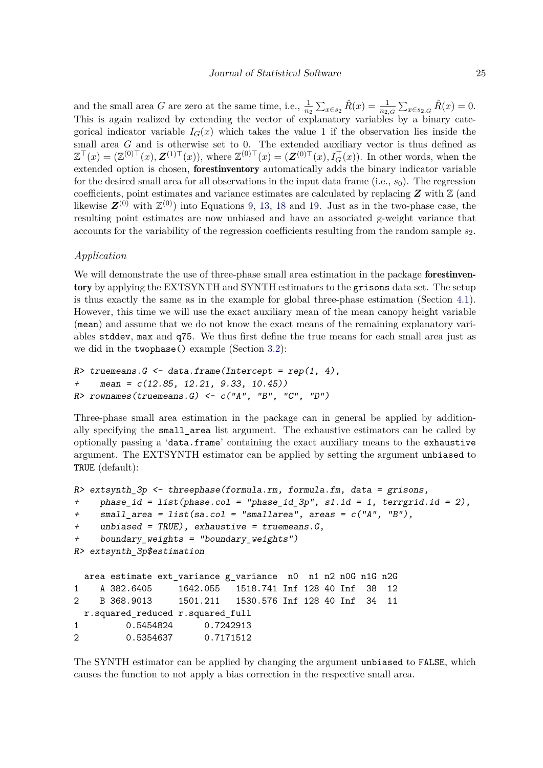and the small area $G$ are zero at the same time, i.e., $\frac{1}{n_2}\sum_{x\in s_2}\hat{R}(x) = \frac{1}{n_{2,G}}\sum_{x\in s_{2,G}}\hat{R}(x) = 0$. This is again realized by extending the vector of explanatory variables by a binary categorical indicator variable $I_G(x)$ which takes the value 1 if the observation lies inside the small area $G$ and is otherwise set to 0. The extended auxiliary vector is thus defined as $\mathbb{Z}^\top(x) = (\mathbb{Z}^{(0)\top}(x), \boldsymbol{Z}^{(1)\top}(x))$, where $\mathbb{Z}^{(0)\top}(x) = (\boldsymbol{Z}^{(0)\top}(x), I_G^\top(x))$. In other words, when the extended option is chosen, **forestinventory** automatically adds the binary indicator variable for the desired small area for all observations in the input data frame (i.e., $s_0$). The regression coefficients, point estimates and variance estimates are calculated by replacing $\boldsymbol{Z}$ with $\mathbb{Z}$ (and likewise $\boldsymbol{Z}^{(0)}$ with $\mathbb{Z}^{(0)}$) into Equations 9, 13, 18 and 19. Just as in the two-phase case, the resulting point estimates are now unbiased and have an associated g-weight variance that accounts for the variability of the regression coefficients resulting from the random sample $s_2$.

*Application*

We will demonstrate the use of three-phase small area estimation in the package **forestinventory** by applying the EXTSYNTH and SYNTH estimators to the `grisons` data set. The setup is thus exactly the same as in the example for global three-phase estimation (Section 4.1). However, this time we will use the exact auxiliary mean of the mean canopy height variable (`mean`) and assume that we do not know the exact means of the remaining explanatory variables `stddev`, `max` and `q75`. We thus first define the true means for each small area just as we did in the `twophase()` example (Section 3.2):

```
R> truemeans.G <- data.frame(Intercept = rep(1, 4),
+    mean = c(12.85, 12.21, 9.33, 10.45))
R> rownames(truemeans.G) <- c("A", "B", "C", "D")
```

Three-phase small area estimation in the package can in general be applied by additionally specifying the `small_area` list argument. The exhaustive estimators can be called by optionally passing a '`data.frame`' containing the exact auxiliary means to the `exhaustive` argument. The EXTSYNTH estimator can be applied by setting the argument `unbiased` to `TRUE` (default):

```
R> extsynth_3p <- threephase(formula.rm, formula.fm, data = grisons,
+    phase_id = list(phase.col = "phase_id_3p", s1.id = 1, terrgrid.id = 2),
+    small_area = list(sa.col = "smallarea", areas = c("A", "B"),
+    unbiased = TRUE), exhaustive = truemeans.G,
+    boundary_weights = "boundary_weights")
R> extsynth_3p$estimation

  area estimate ext_variance g_variance  n0  n1 n2 n0G n1G n2G
1    A 382.6405     1642.055   1518.741 Inf 128 40 Inf  38  12
2    B 368.9013     1501.211   1530.576 Inf 128 40 Inf  34  11
  r.squared_reduced r.squared_full
1         0.5454824      0.7242913
2         0.5354637      0.7171512
```

The SYNTH estimator can be applied by changing the argument `unbiased` to `FALSE`, which causes the function to not apply a bias correction in the respective small area.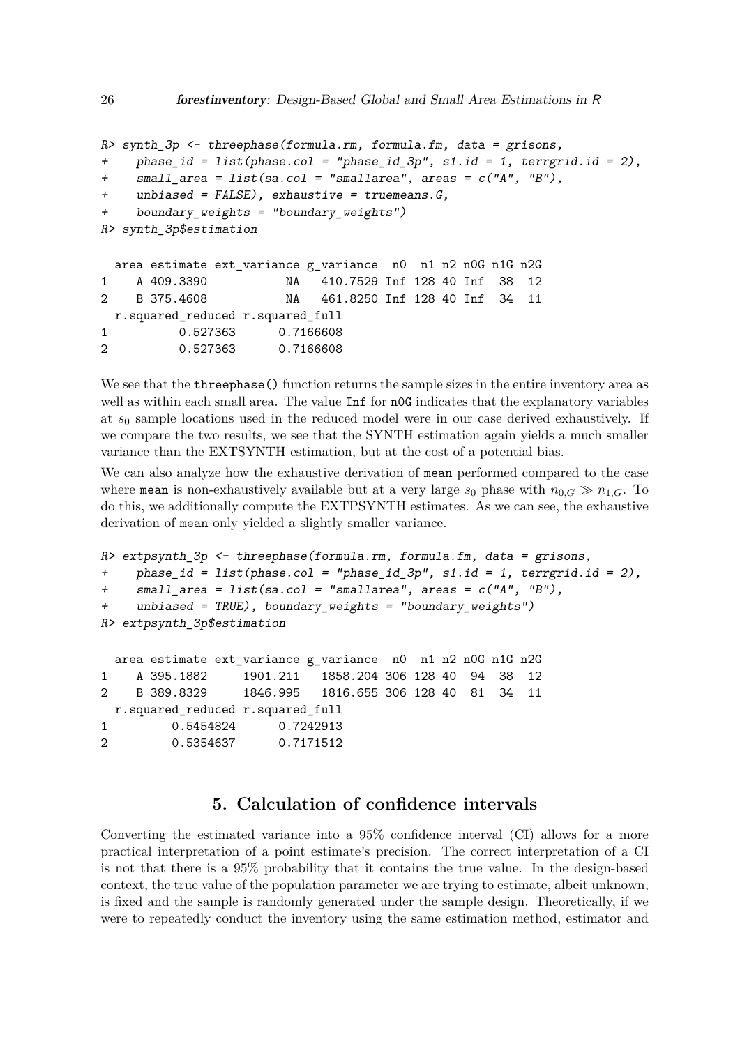```
R> synth_3p <- threephase(formula.rm, formula.fm, data = grisons,
+    phase_id = list(phase.col = "phase_id_3p", s1.id = 1, terrgrid.id = 2),
+    small_area = list(sa.col = "smallarea", areas = c("A", "B"),
+    unbiased = FALSE), exhaustive = truemeans.G,
+    boundary_weights = "boundary_weights")
R> synth_3p$estimation

  area estimate ext_variance g_variance  n0  n1 n2 n0G n1G n2G
1    A 409.3390           NA   410.7529 Inf 128 40 Inf  38  12
2    B 375.4608           NA   461.8250 Inf 128 40 Inf  34  11
  r.squared_reduced r.squared_full
1          0.527363      0.7166608
2          0.527363      0.7166608
```

We see that the `threephase()` function returns the sample sizes in the entire inventory area as well as within each small area. The value `Inf` for `n0G` indicates that the explanatory variables at $s_0$ sample locations used in the reduced model were in our case derived exhaustively. If we compare the two results, we see that the SYNTH estimation again yields a much smaller variance than the EXTSYNTH estimation, but at the cost of a potential bias.

We can also analyze how the exhaustive derivation of `mean` performed compared to the case where `mean` is non-exhaustively available but at a very large $s_0$ phase with $n_{0,G} \gg n_{1,G}$. To do this, we additionally compute the EXTPSYNTH estimates. As we can see, the exhaustive derivation of `mean` only yielded a slightly smaller variance.

```
R> extpsynth_3p <- threephase(formula.rm, formula.fm, data = grisons,
+    phase_id = list(phase.col = "phase_id_3p", s1.id = 1, terrgrid.id = 2),
+    small_area = list(sa.col = "smallarea", areas = c("A", "B"),
+    unbiased = TRUE), boundary_weights = "boundary_weights")
R> extpsynth_3p$estimation

  area estimate ext_variance g_variance  n0  n1 n2 n0G n1G n2G
1    A 395.1882     1901.211   1858.204 306 128 40  94  38  12
2    B 389.8329     1846.995   1816.655 306 128 40  81  34  11
  r.squared_reduced r.squared_full
1         0.5454824      0.7242913
2         0.5354637      0.7171512
```

## 5. Calculation of confidence intervals

Converting the estimated variance into a 95% confidence interval (CI) allows for a more practical interpretation of a point estimate's precision. The correct interpretation of a CI is not that there is a 95% probability that it contains the true value. In the design-based context, the true value of the population parameter we are trying to estimate, albeit unknown, is fixed and the sample is randomly generated under the sample design. Theoretically, if we were to repeatedly conduct the inventory using the same estimation method, estimator and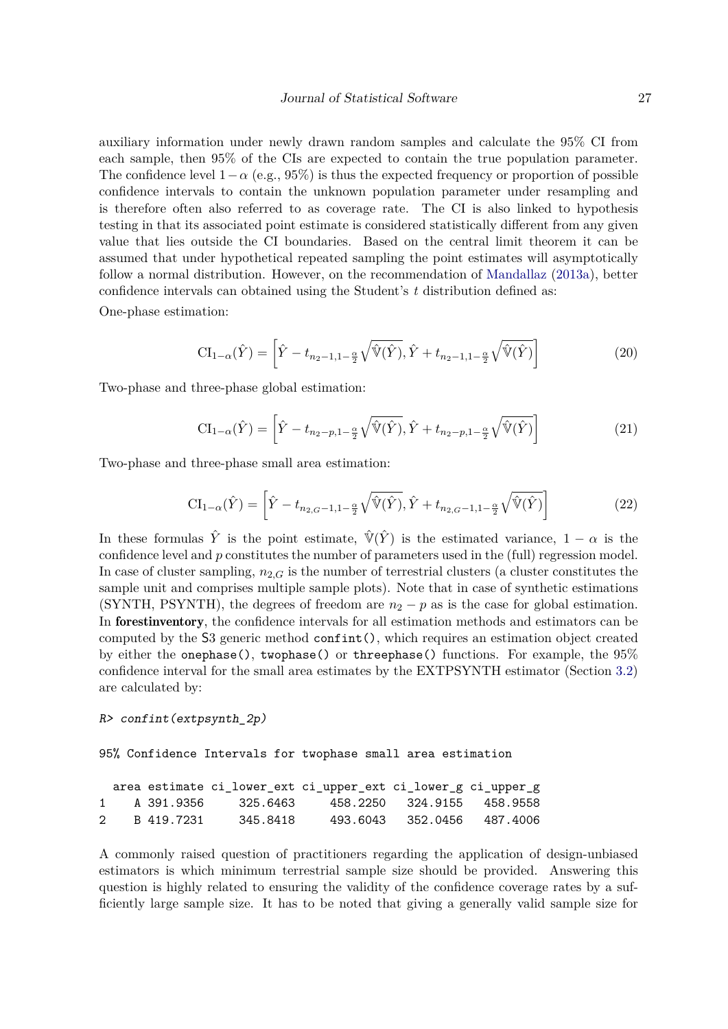auxiliary information under newly drawn random samples and calculate the 95% CI from each sample, then 95% of the CIs are expected to contain the true population parameter. The confidence level $1-\alpha$ (e.g., 95%) is thus the expected frequency or proportion of possible confidence intervals to contain the unknown population parameter under resampling and is therefore often also referred to as coverage rate. The CI is also linked to hypothesis testing in that its associated point estimate is considered statistically different from any given value that lies outside the CI boundaries. Based on the central limit theorem it can be assumed that under hypothetical repeated sampling the point estimates will asymptotically follow a normal distribution. However, on the recommendation of Mandallaz (2013a), better confidence intervals can obtained using the Student's $t$ distribution defined as:

One-phase estimation:

$$\mathrm{CI}_{1-\alpha}(\hat{Y}) = \left[\hat{Y} - t_{n_2-1,1-\frac{\alpha}{2}}\sqrt{\hat{\mathbb{V}}(\hat{Y})}, \hat{Y} + t_{n_2-1,1-\frac{\alpha}{2}}\sqrt{\hat{\mathbb{V}}(\hat{Y})}\right] \tag{20}$$

Two-phase and three-phase global estimation:

$$\mathrm{CI}_{1-\alpha}(\hat{Y}) = \left[\hat{Y} - t_{n_2-p,1-\frac{\alpha}{2}}\sqrt{\hat{\mathbb{V}}(\hat{Y})}, \hat{Y} + t_{n_2-p,1-\frac{\alpha}{2}}\sqrt{\hat{\mathbb{V}}(\hat{Y})}\right] \tag{21}$$

Two-phase and three-phase small area estimation:

$$\mathrm{CI}_{1-\alpha}(\hat{Y}) = \left[\hat{Y} - t_{n_{2,G}-1,1-\frac{\alpha}{2}}\sqrt{\hat{\mathbb{V}}(\hat{Y})}, \hat{Y} + t_{n_{2,G}-1,1-\frac{\alpha}{2}}\sqrt{\hat{\mathbb{V}}(\hat{Y})}\right] \tag{22}$$

In these formulas $\hat{Y}$ is the point estimate, $\hat{\mathbb{V}}(\hat{Y})$ is the estimated variance, $1-\alpha$ is the confidence level and $p$ constitutes the number of parameters used in the (full) regression model. In case of cluster sampling, $n_{2,G}$ is the number of terrestrial clusters (a cluster constitutes the sample unit and comprises multiple sample plots). Note that in case of synthetic estimations (SYNTH, PSYNTH), the degrees of freedom are $n_2 - p$ as is the case for global estimation. In **forestinventory**, the confidence intervals for all estimation methods and estimators can be computed by the S3 generic method `confint()`, which requires an estimation object created by either the `onephase()`, `twophase()` or `threephase()` functions. For example, the 95% confidence interval for the small area estimates by the EXTPSYNTH estimator (Section 3.2) are calculated by:

```
R> confint(extpsynth_2p)

95% Confidence Intervals for twophase small area estimation

  area estimate ci_lower_ext ci_upper_ext ci_lower_g ci_upper_g
1    A 391.9356     325.6463     458.2250   324.9155   458.9558
2    B 419.7231     345.8418     493.6043   352.0456   487.4006
```

A commonly raised question of practitioners regarding the application of design-unbiased estimators is which minimum terrestrial sample size should be provided. Answering this question is highly related to ensuring the validity of the confidence coverage rates by a sufficiently large sample size. It has to be noted that giving a generally valid sample size for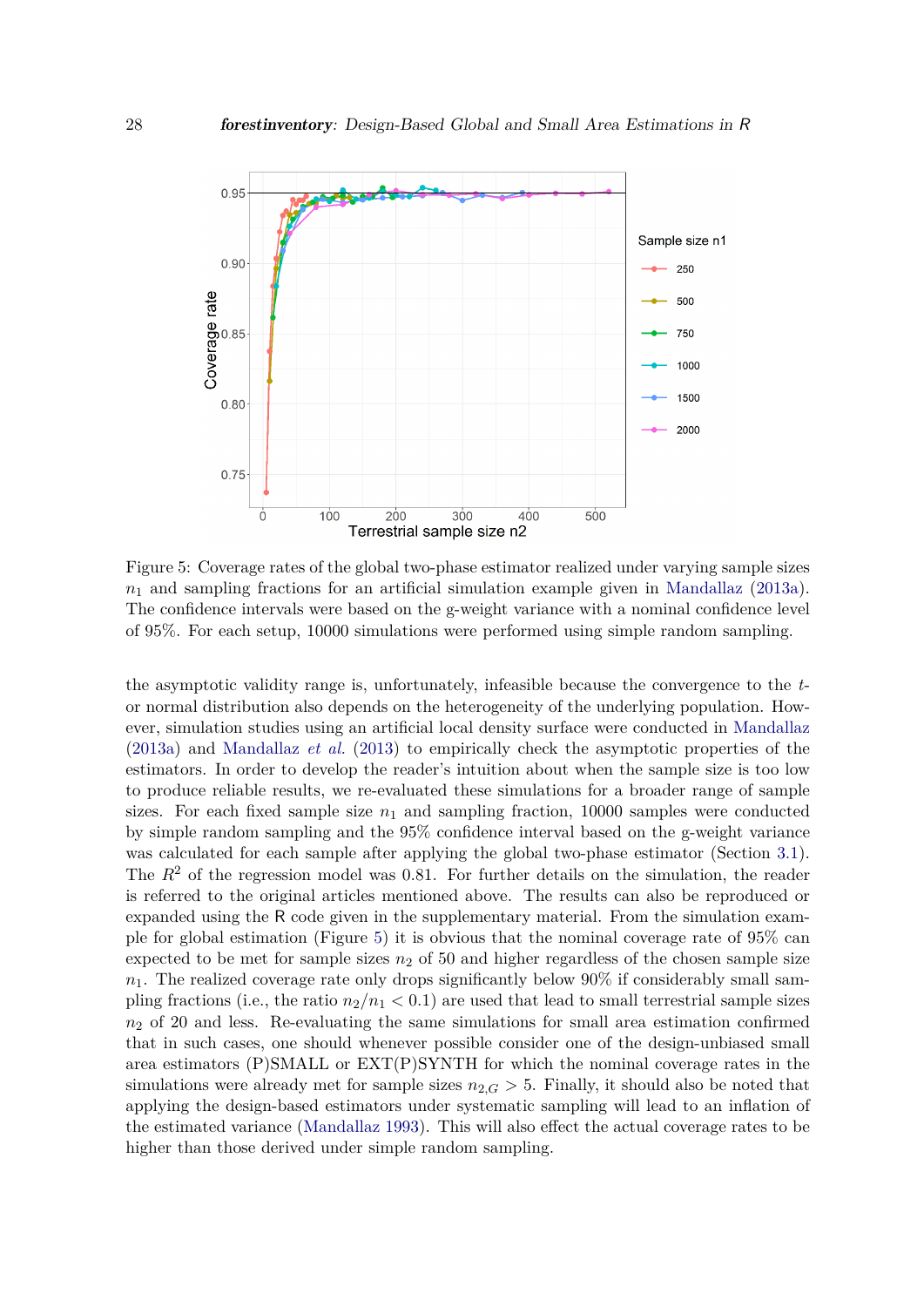Figure 5: Coverage rates of the global two-phase estimator realized under varying sample sizes $n_1$ and sampling fractions for an artificial simulation example given in Mandallaz (2013a). The confidence intervals were based on the g-weight variance with a nominal confidence level of 95%. For each setup, 10000 simulations were performed using simple random sampling.

the asymptotic validity range is, unfortunately, infeasible because the convergence to the $t$- or normal distribution also depends on the heterogeneity of the underlying population. However, simulation studies using an artificial local density surface were conducted in Mandallaz (2013a) and Mandallaz *et al.* (2013) to empirically check the asymptotic properties of the estimators. In order to develop the reader's intuition about when the sample size is too low to produce reliable results, we re-evaluated these simulations for a broader range of sample sizes. For each fixed sample size $n_1$ and sampling fraction, 10000 samples were conducted by simple random sampling and the 95% confidence interval based on the g-weight variance was calculated for each sample after applying the global two-phase estimator (Section 3.1). The $R^2$ of the regression model was 0.81. For further details on the simulation, the reader is referred to the original articles mentioned above. The results can also be reproduced or expanded using the R code given in the supplementary material. From the simulation example for global estimation (Figure 5) it is obvious that the nominal coverage rate of 95% can expected to be met for sample sizes $n_2$ of 50 and higher regardless of the chosen sample size $n_1$. The realized coverage rate only drops significantly below 90% if considerably small sampling fractions (i.e., the ratio $n_2/n_1 < 0.1$) are used that lead to small terrestrial sample sizes $n_2$ of 20 and less. Re-evaluating the same simulations for small area estimation confirmed that in such cases, one should whenever possible consider one of the design-unbiased small area estimators (P)SMALL or EXT(P)SYNTH for which the nominal coverage rates in the simulations were already met for sample sizes $n_{2,G} > 5$. Finally, it should also be noted that applying the design-based estimators under systematic sampling will lead to an inflation of the estimated variance (Mandallaz 1993). This will also effect the actual coverage rates to be higher than those derived under simple random sampling.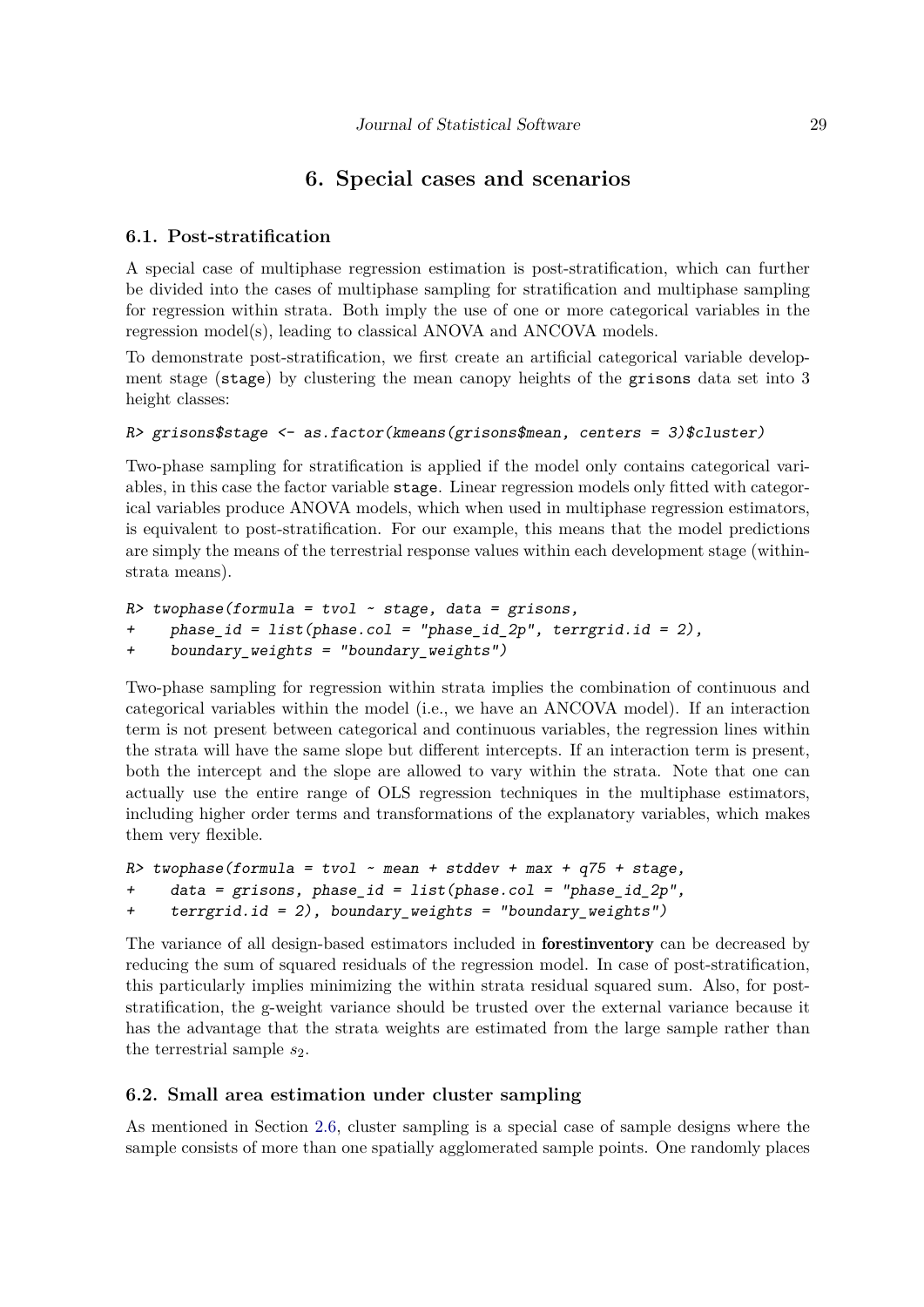# 6. Special cases and scenarios

## 6.1. Post-stratification

A special case of multiphase regression estimation is post-stratification, which can further be divided into the cases of multiphase sampling for stratification and multiphase sampling for regression within strata. Both imply the use of one or more categorical variables in the regression model(s), leading to classical ANOVA and ANCOVA models.

To demonstrate post-stratification, we first create an artificial categorical variable development stage (`stage`) by clustering the mean canopy heights of the `grisons` data set into 3 height classes:

```
R> grisons$stage <- as.factor(kmeans(grisons$mean, centers = 3)$cluster)
```

Two-phase sampling for stratification is applied if the model only contains categorical variables, in this case the factor variable `stage`. Linear regression models only fitted with categorical variables produce ANOVA models, which when used in multiphase regression estimators, is equivalent to post-stratification. For our example, this means that the model predictions are simply the means of the terrestrial response values within each development stage (within-strata means).

```
R> twophase(formula = tvol ~ stage, data = grisons,
+     phase_id = list(phase.col = "phase_id_2p", terrgrid.id = 2),
+     boundary_weights = "boundary_weights")
```

Two-phase sampling for regression within strata implies the combination of continuous and categorical variables within the model (i.e., we have an ANCOVA model). If an interaction term is not present between categorical and continuous variables, the regression lines within the strata will have the same slope but different intercepts. If an interaction term is present, both the intercept and the slope are allowed to vary within the strata. Note that one can actually use the entire range of OLS regression techniques in the multiphase estimators, including higher order terms and transformations of the explanatory variables, which makes them very flexible.

```
R> twophase(formula = tvol ~ mean + stddev + max + q75 + stage,
+     data = grisons, phase_id = list(phase.col = "phase_id_2p",
+     terrgrid.id = 2), boundary_weights = "boundary_weights")
```

The variance of all design-based estimators included in **forestinventory** can be decreased by reducing the sum of squared residuals of the regression model. In case of post-stratification, this particularly implies minimizing the within strata residual squared sum. Also, for post-stratification, the g-weight variance should be trusted over the external variance because it has the advantage that the strata weights are estimated from the large sample rather than the terrestrial sample $s_2$.

## 6.2. Small area estimation under cluster sampling

As mentioned in Section 2.6, cluster sampling is a special case of sample designs where the sample consists of more than one spatially agglomerated sample points. One randomly places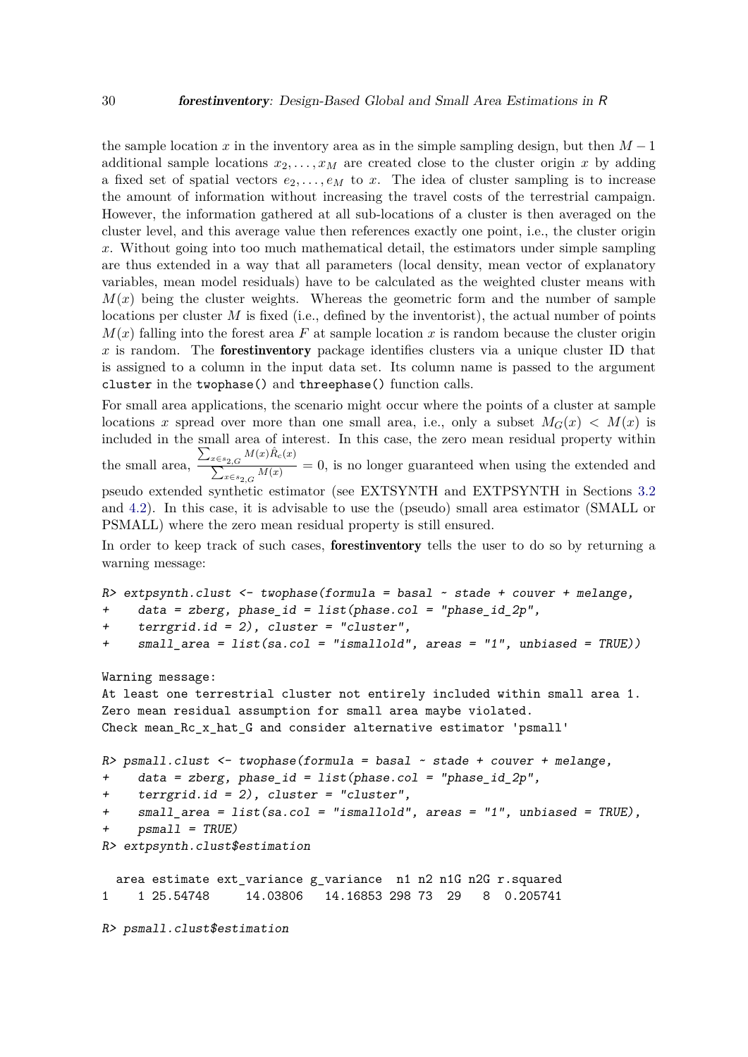the sample location $x$ in the inventory area as in the simple sampling design, but then $M-1$ additional sample locations $x_2, \ldots, x_M$ are created close to the cluster origin $x$ by adding a fixed set of spatial vectors $e_2, \ldots, e_M$ to $x$. The idea of cluster sampling is to increase the amount of information without increasing the travel costs of the terrestrial campaign. However, the information gathered at all sub-locations of a cluster is then averaged on the cluster level, and this average value then references exactly one point, i.e., the cluster origin $x$. Without going into too much mathematical detail, the estimators under simple sampling are thus extended in a way that all parameters (local density, mean vector of explanatory variables, mean model residuals) have to be calculated as the weighted cluster means with $M(x)$ being the cluster weights. Whereas the geometric form and the number of sample locations per cluster $M$ is fixed (i.e., defined by the inventorist), the actual number of points $M(x)$ falling into the forest area $F$ at sample location $x$ is random because the cluster origin $x$ is random. The **forestinventory** package identifies clusters via a unique cluster ID that is assigned to a column in the input data set. Its column name is passed to the argument `cluster` in the `twophase()` and `threephase()` function calls.

For small area applications, the scenario might occur where the points of a cluster at sample locations $x$ spread over more than one small area, i.e., only a subset $M_G(x) < M(x)$ is included in the small area of interest. In this case, the zero mean residual property within the small area, $\frac{\sum_{x \in s_{2,G}} M(x)\hat{R}_c(x)}{\sum_{x \in s_{2,G}} M(x)} = 0$, is no longer guaranteed when using the extended and pseudo extended synthetic estimator (see EXTSYNTH and EXTPSYNTH in Sections 3.2 and 4.2). In this case, it is advisable to use the (pseudo) small area estimator (SMALL or PSMALL) where the zero mean residual property is still ensured.

In order to keep track of such cases, **forestinventory** tells the user to do so by returning a warning message:

```
R> extpsynth.clust <- twophase(formula = basal ~ stade + couver + melange,
+    data = zberg, phase_id = list(phase.col = "phase_id_2p",
+    terrgrid.id = 2), cluster = "cluster",
+    small_area = list(sa.col = "ismallold", areas = "1", unbiased = TRUE))

Warning message:
At least one terrestrial cluster not entirely included within small area 1.
Zero mean residual assumption for small area maybe violated.
Check mean_Rc_x_hat_G and consider alternative estimator 'psmall'

R> psmall.clust <- twophase(formula = basal ~ stade + couver + melange,
+    data = zberg, phase_id = list(phase.col = "phase_id_2p",
+    terrgrid.id = 2), cluster = "cluster",
+    small_area = list(sa.col = "ismallold", areas = "1", unbiased = TRUE),
+    psmall = TRUE)
R> extpsynth.clust$estimation

  area estimate ext_variance g_variance  n1 n2 n1G n2G r.squared
1    1 25.54748     14.03806   14.16853 298 73  29   8  0.205741

R> psmall.clust$estimation
```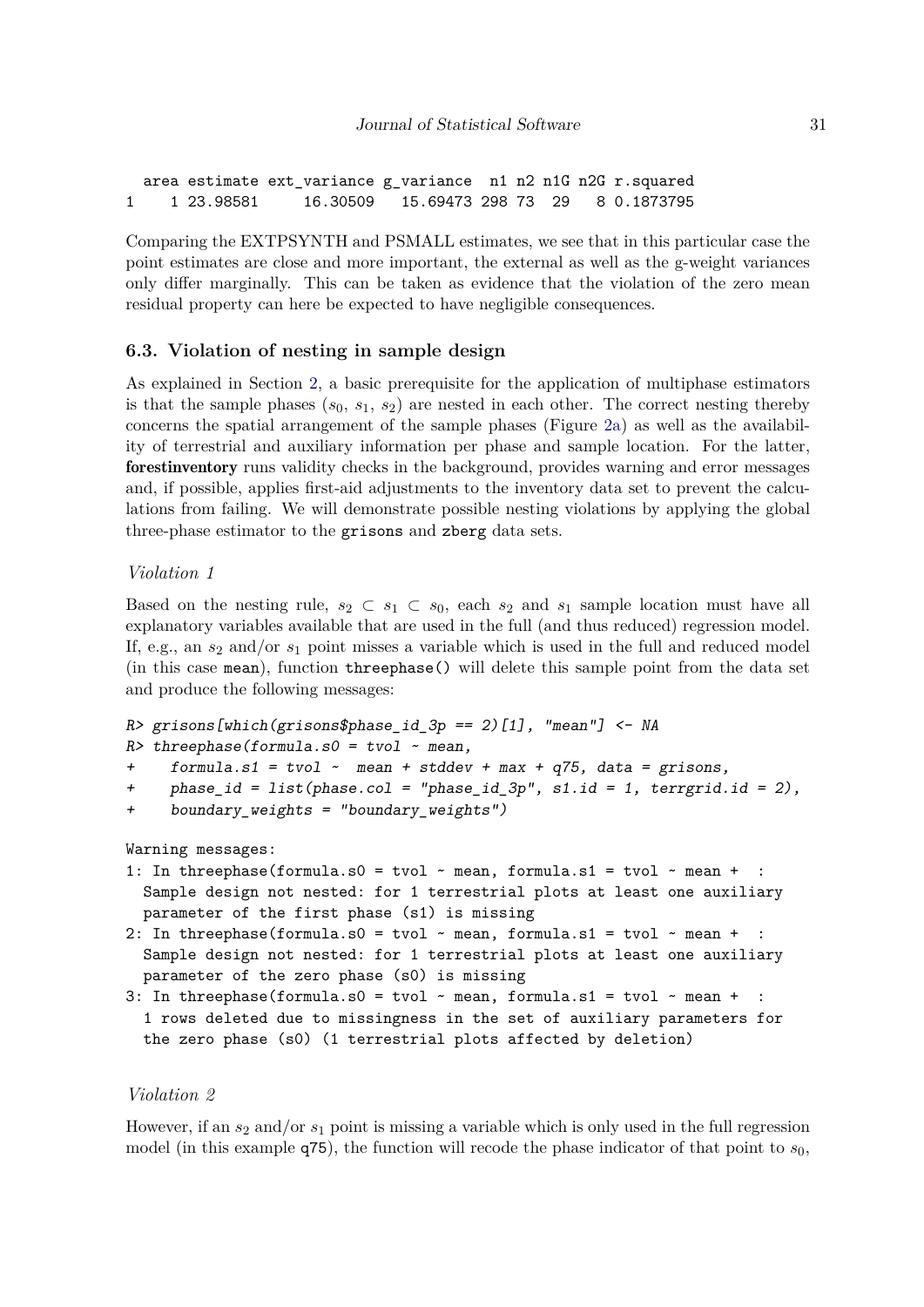```
  area estimate ext_variance g_variance  n1 n2 n1G n2G r.squared
1    1 23.98581     16.30509   15.69473 298 73  29   8 0.1873795
```

Comparing the EXTPSYNTH and PSMALL estimates, we see that in this particular case the point estimates are close and more important, the external as well as the g-weight variances only differ marginally. This can be taken as evidence that the violation of the zero mean residual property can here be expected to have negligible consequences.

### 6.3. Violation of nesting in sample design

As explained in Section 2, a basic prerequisite for the application of multiphase estimators is that the sample phases ($s_0$, $s_1$, $s_2$) are nested in each other. The correct nesting thereby concerns the spatial arrangement of the sample phases (Figure 2a) as well as the availability of terrestrial and auxiliary information per phase and sample location. For the latter, **forestinventory** runs validity checks in the background, provides warning and error messages and, if possible, applies first-aid adjustments to the inventory data set to prevent the calculations from failing. We will demonstrate possible nesting violations by applying the global three-phase estimator to the grisons and zberg data sets.

*Violation 1*

Based on the nesting rule, $s_2 \subset s_1 \subset s_0$, each $s_2$ and $s_1$ sample location must have all explanatory variables available that are used in the full (and thus reduced) regression model. If, e.g., an $s_2$ and/or $s_1$ point misses a variable which is used in the full and reduced model (in this case mean), function threephase() will delete this sample point from the data set and produce the following messages:

```
R> grisons[which(grisons$phase_id_3p == 2)[1], "mean"] <- NA
R> threephase(formula.s0 = tvol ~ mean,
+    formula.s1 = tvol ~  mean + stddev + max + q75, data = grisons,
+    phase_id = list(phase.col = "phase_id_3p", s1.id = 1, terrgrid.id = 2),
+    boundary_weights = "boundary_weights")

Warning messages:
1: In threephase(formula.s0 = tvol ~ mean, formula.s1 = tvol ~ mean +  :
  Sample design not nested: for 1 terrestrial plots at least one auxiliary
  parameter of the first phase (s1) is missing
2: In threephase(formula.s0 = tvol ~ mean, formula.s1 = tvol ~ mean +  :
  Sample design not nested: for 1 terrestrial plots at least one auxiliary
  parameter of the zero phase (s0) is missing
3: In threephase(formula.s0 = tvol ~ mean, formula.s1 = tvol ~ mean +  :
  1 rows deleted due to missingness in the set of auxiliary parameters for
  the zero phase (s0) (1 terrestrial plots affected by deletion)
```

*Violation 2*

However, if an $s_2$ and/or $s_1$ point is missing a variable which is only used in the full regression model (in this example q75), the function will recode the phase indicator of that point to $s_0$,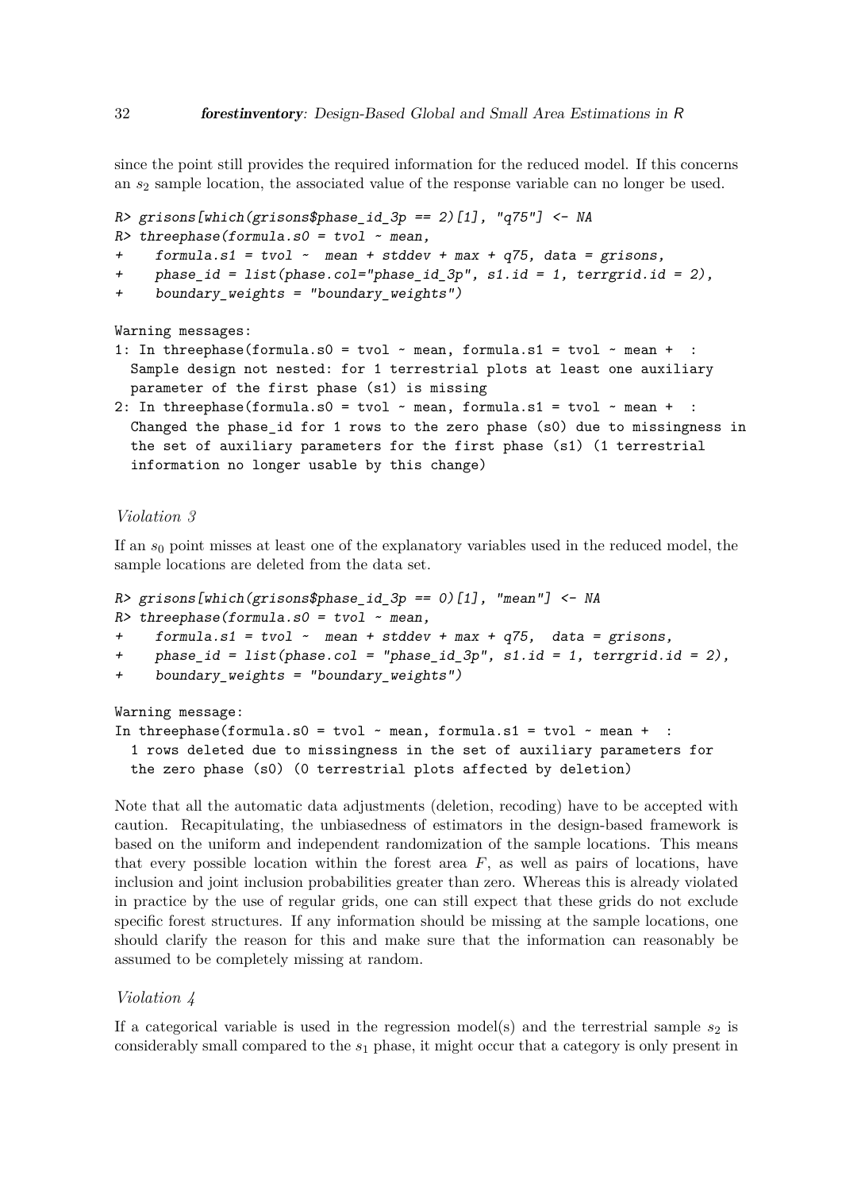since the point still provides the required information for the reduced model. If this concerns an $s_2$ sample location, the associated value of the response variable can no longer be used.

```
R> grisons[which(grisons$phase_id_3p == 2)[1], "q75"] <- NA
R> threephase(formula.s0 = tvol ~ mean,
+    formula.s1 = tvol ~  mean + stddev + max + q75, data = grisons,
+    phase_id = list(phase.col="phase_id_3p", s1.id = 1, terrgrid.id = 2),
+    boundary_weights = "boundary_weights")

Warning messages:
1: In threephase(formula.s0 = tvol ~ mean, formula.s1 = tvol ~ mean +  :
  Sample design not nested: for 1 terrestrial plots at least one auxiliary
  parameter of the first phase (s1) is missing
2: In threephase(formula.s0 = tvol ~ mean, formula.s1 = tvol ~ mean +  :
  Changed the phase_id for 1 rows to the zero phase (s0) due to missingness in
  the set of auxiliary parameters for the first phase (s1) (1 terrestrial
  information no longer usable by this change)
```

### *Violation 3*

If an $s_0$ point misses at least one of the explanatory variables used in the reduced model, the sample locations are deleted from the data set.

```
R> grisons[which(grisons$phase_id_3p == 0)[1], "mean"] <- NA
R> threephase(formula.s0 = tvol ~ mean,
+    formula.s1 = tvol ~  mean + stddev + max + q75,  data = grisons,
+    phase_id = list(phase.col = "phase_id_3p", s1.id = 1, terrgrid.id = 2),
+    boundary_weights = "boundary_weights")

Warning message:
In threephase(formula.s0 = tvol ~ mean, formula.s1 = tvol ~ mean +  :
  1 rows deleted due to missingness in the set of auxiliary parameters for
  the zero phase (s0) (0 terrestrial plots affected by deletion)
```

Note that all the automatic data adjustments (deletion, recoding) have to be accepted with caution. Recapitulating, the unbiasedness of estimators in the design-based framework is based on the uniform and independent randomization of the sample locations. This means that every possible location within the forest area $F$, as well as pairs of locations, have inclusion and joint inclusion probabilities greater than zero. Whereas this is already violated in practice by the use of regular grids, one can still expect that these grids do not exclude specific forest structures. If any information should be missing at the sample locations, one should clarify the reason for this and make sure that the information can reasonably be assumed to be completely missing at random.

### *Violation 4*

If a categorical variable is used in the regression model(s) and the terrestrial sample $s_2$ is considerably small compared to the $s_1$ phase, it might occur that a category is only present in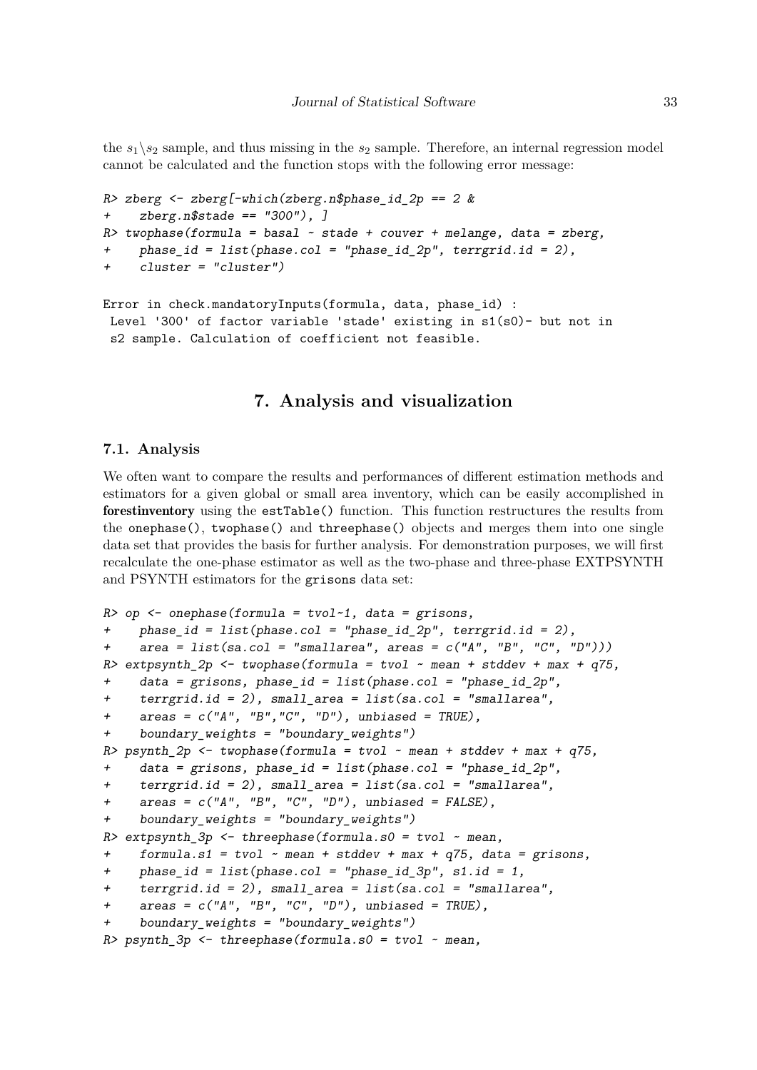the $s_1 \setminus s_2$ sample, and thus missing in the $s_2$ sample. Therefore, an internal regression model cannot be calculated and the function stops with the following error message:

```
R> zberg <- zberg[-which(zberg.n$phase_id_2p == 2 &
+     zberg.n$stade == "300"), ]
R> twophase(formula = basal ~ stade + couver + melange, data = zberg,
+     phase_id = list(phase.col = "phase_id_2p", terrgrid.id = 2),
+     cluster = "cluster")

Error in check.mandatoryInputs(formula, data, phase_id) :
 Level '300' of factor variable 'stade' existing in s1(s0)- but not in
 s2 sample. Calculation of coefficient not feasible.
```

# 7. Analysis and visualization

## 7.1. Analysis

We often want to compare the results and performances of different estimation methods and estimators for a given global or small area inventory, which can be easily accomplished in **forestinventory** using the `estTable()` function. This function restructures the results from the `onephase()`, `twophase()` and `threephase()` objects and merges them into one single data set that provides the basis for further analysis. For demonstration purposes, we will first recalculate the one-phase estimator as well as the two-phase and three-phase EXTPSYNTH and PSYNTH estimators for the `grisons` data set:

```
R> op <- onephase(formula = tvol~1, data = grisons,
+     phase_id = list(phase.col = "phase_id_2p", terrgrid.id = 2),
+     area = list(sa.col = "smallarea", areas = c("A", "B", "C", "D")))
R> extpsynth_2p <- twophase(formula = tvol ~ mean + stddev + max + q75,
+     data = grisons, phase_id = list(phase.col = "phase_id_2p",
+     terrgrid.id = 2), small_area = list(sa.col = "smallarea",
+     areas = c("A", "B","C", "D"), unbiased = TRUE),
+     boundary_weights = "boundary_weights")
R> psynth_2p <- twophase(formula = tvol ~ mean + stddev + max + q75,
+     data = grisons, phase_id = list(phase.col = "phase_id_2p",
+     terrgrid.id = 2), small_area = list(sa.col = "smallarea",
+     areas = c("A", "B", "C", "D"), unbiased = FALSE),
+     boundary_weights = "boundary_weights")
R> extpsynth_3p <- threephase(formula.s0 = tvol ~ mean,
+     formula.s1 = tvol ~ mean + stddev + max + q75, data = grisons,
+     phase_id = list(phase.col = "phase_id_3p", s1.id = 1,
+     terrgrid.id = 2), small_area = list(sa.col = "smallarea",
+     areas = c("A", "B", "C", "D"), unbiased = TRUE),
+     boundary_weights = "boundary_weights")
R> psynth_3p <- threephase(formula.s0 = tvol ~ mean,
```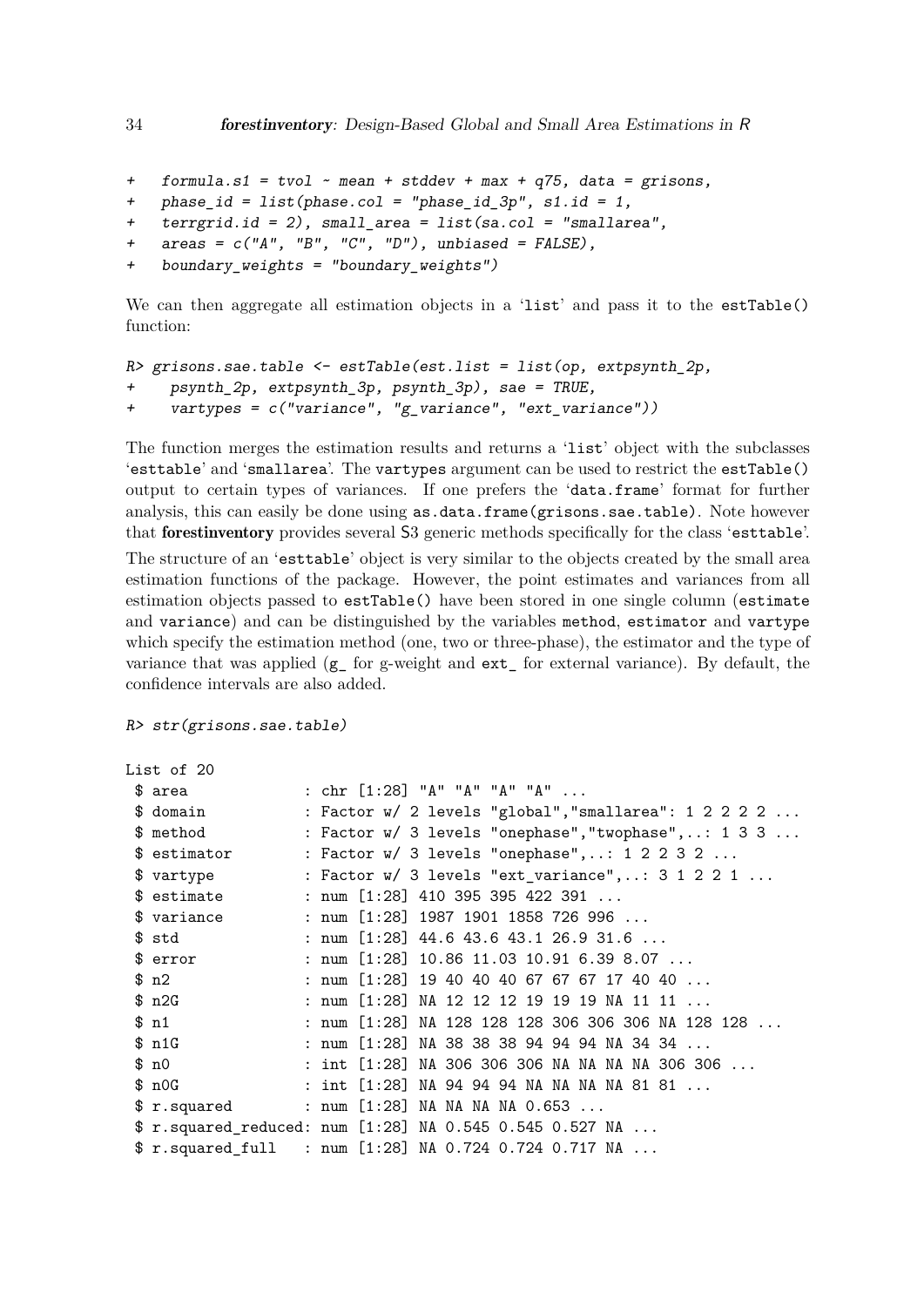```
+   formula.s1 = tvol ~ mean + stddev + max + q75, data = grisons,
+   phase_id = list(phase.col = "phase_id_3p", s1.id = 1,
+   terrgrid.id = 2), small_area = list(sa.col = "smallarea",
+   areas = c("A", "B", "C", "D"), unbiased = FALSE),
+   boundary_weights = "boundary_weights")
```

We can then aggregate all estimation objects in a 'list' and pass it to the estTable() function:

```
R> grisons.sae.table <- estTable(est.list = list(op, extpsynth_2p,
+     psynth_2p, extpsynth_3p, psynth_3p), sae = TRUE,
+     vartypes = c("variance", "g_variance", "ext_variance"))
```

The function merges the estimation results and returns a 'list' object with the subclasses 'esttable' and 'smallarea'. The vartypes argument can be used to restrict the estTable() output to certain types of variances. If one prefers the 'data.frame' format for further analysis, this can easily be done using as.data.frame(grisons.sae.table). Note however that **forestinventory** provides several S3 generic methods specifically for the class 'esttable'.

The structure of an 'esttable' object is very similar to the objects created by the small area estimation functions of the package. However, the point estimates and variances from all estimation objects passed to estTable() have been stored in one single column (estimate and variance) and can be distinguished by the variables method, estimator and vartype which specify the estimation method (one, two or three-phase), the estimator and the type of variance that was applied (g_ for g-weight and ext_ for external variance). By default, the confidence intervals are also added.

```
R> str(grisons.sae.table)
```

```
List of 20
 $ area             : chr [1:28] "A" "A" "A" "A" ...
 $ domain           : Factor w/ 2 levels "global","smallarea": 1 2 2 2 2 ...
 $ method           : Factor w/ 3 levels "onephase","twophase",..: 1 3 3 ...
 $ estimator        : Factor w/ 3 levels "onephase",..: 1 2 2 3 2 ...
 $ vartype          : Factor w/ 3 levels "ext_variance",..: 3 1 2 2 1 ...
 $ estimate         : num [1:28] 410 395 395 422 391 ...
 $ variance         : num [1:28] 1987 1901 1858 726 996 ...
 $ std              : num [1:28] 44.6 43.6 43.1 26.9 31.6 ...
 $ error            : num [1:28] 10.86 11.03 10.91 6.39 8.07 ...
 $ n2               : num [1:28] 19 40 40 40 67 67 67 17 40 40 ...
 $ n2G              : num [1:28] NA 12 12 12 19 19 19 NA 11 11 ...
 $ n1               : num [1:28] NA 128 128 128 306 306 306 NA 128 128 ...
 $ n1G              : num [1:28] NA 38 38 38 94 94 94 NA 34 34 ...
 $ n0               : int [1:28] NA 306 306 306 NA NA NA NA 306 306 ...
 $ n0G              : int [1:28] NA 94 94 94 NA NA NA NA 81 81 ...
 $ r.squared        : num [1:28] NA NA NA NA 0.653 ...
 $ r.squared_reduced: num [1:28] NA 0.545 0.545 0.527 NA ...
 $ r.squared_full   : num [1:28] NA 0.724 0.724 0.717 NA ...
```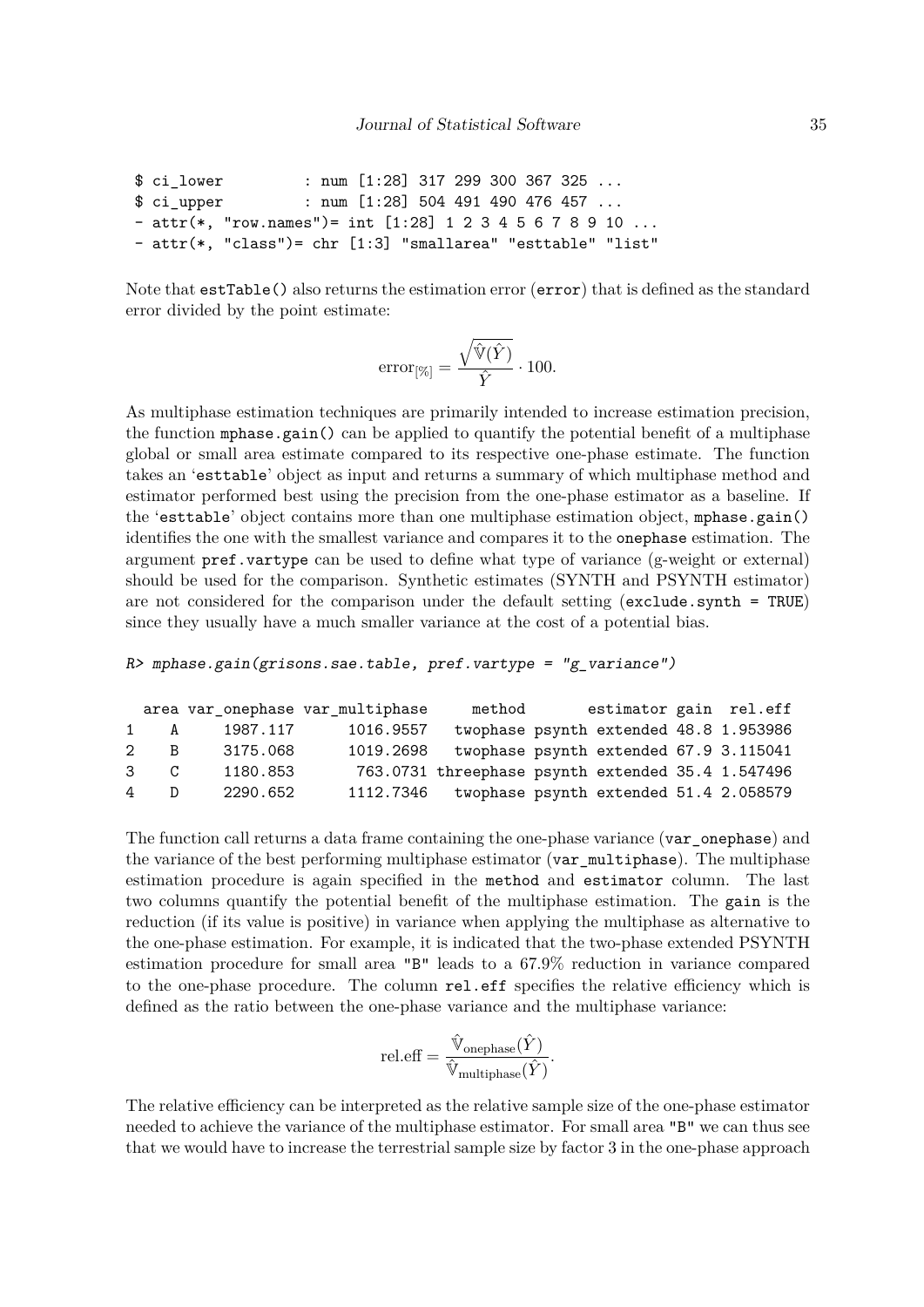```
 $ ci_lower         : num [1:28] 317 299 300 367 325 ...
 $ ci_upper         : num [1:28] 504 491 490 476 457 ...
 - attr(*, "row.names")= int [1:28] 1 2 3 4 5 6 7 8 9 10 ...
 - attr(*, "class")= chr [1:3] "smallarea" "esttable" "list"
```

Note that `estTable()` also returns the estimation error (`error`) that is defined as the standard error divided by the point estimate:

$$\text{error}_{[\%]} = \frac{\sqrt{\hat{\mathbb{V}}(\hat{Y})}}{\hat{Y}} \cdot 100.$$

As multiphase estimation techniques are primarily intended to increase estimation precision, the function `mphase.gain()` can be applied to quantify the potential benefit of a multiphase global or small area estimate compared to its respective one-phase estimate. The function takes an '`esttable`' object as input and returns a summary of which multiphase method and estimator performed best using the precision from the one-phase estimator as a baseline. If the '`esttable`' object contains more than one multiphase estimation object, `mphase.gain()` identifies the one with the smallest variance and compares it to the `onephase` estimation. The argument `pref.vartype` can be used to define what type of variance (g-weight or external) should be used for the comparison. Synthetic estimates (SYNTH and PSYNTH estimator) are not considered for the comparison under the default setting (`exclude.synth = TRUE`) since they usually have a much smaller variance at the cost of a potential bias.

```
R> mphase.gain(grisons.sae.table, pref.vartype = "g_variance")

  area var_onephase var_multiphase     method       estimator gain  rel.eff
1    A     1987.117      1016.9557   twophase psynth extended 48.8 1.953986
2    B     3175.068      1019.2698   twophase psynth extended 67.9 3.115041
3    C     1180.853       763.0731 threephase psynth extended 35.4 1.547496
4    D     2290.652      1112.7346   twophase psynth extended 51.4 2.058579
```

The function call returns a data frame containing the one-phase variance (`var_onephase`) and the variance of the best performing multiphase estimator (`var_multiphase`). The multiphase estimation procedure is again specified in the `method` and `estimator` column. The last two columns quantify the potential benefit of the multiphase estimation. The `gain` is the reduction (if its value is positive) in variance when applying the multiphase as alternative to the one-phase estimation. For example, it is indicated that the two-phase extended PSYNTH estimation procedure for small area "B" leads to a 67.9% reduction in variance compared to the one-phase procedure. The column `rel.eff` specifies the relative efficiency which is defined as the ratio between the one-phase variance and the multiphase variance:

$$\text{rel.eff} = \frac{\hat{\mathbb{V}}_{\text{onephase}}(\hat{Y})}{\hat{\mathbb{V}}_{\text{multiphase}}(\hat{Y})}.$$

The relative efficiency can be interpreted as the relative sample size of the one-phase estimator needed to achieve the variance of the multiphase estimator. For small area "B" we can thus see that we would have to increase the terrestrial sample size by factor 3 in the one-phase approach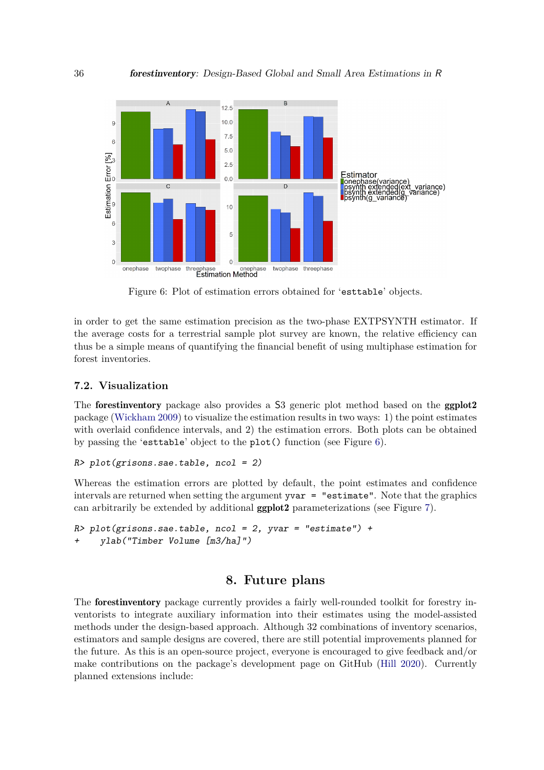Figure 6: Plot of estimation errors obtained for ‘esttable’ objects.

in order to get the same estimation precision as the two-phase EXTPSYNTH estimator. If the average costs for a terrestrial sample plot survey are known, the relative efficiency can thus be a simple means of quantifying the financial benefit of using multiphase estimation for forest inventories.

### 7.2. Visualization

The **forestinventory** package also provides a S3 generic plot method based on the **ggplot2** package (Wickham 2009) to visualize the estimation results in two ways: 1) the point estimates with overlaid confidence intervals, and 2) the estimation errors. Both plots can be obtained by passing the ‘esttable’ object to the plot() function (see Figure 6).

```
R> plot(grisons.sae.table, ncol = 2)
```

Whereas the estimation errors are plotted by default, the point estimates and confidence intervals are returned when setting the argument yvar = "estimate". Note that the graphics can arbitrarily be extended by additional **ggplot2** parameterizations (see Figure 7).

```
R> plot(grisons.sae.table, ncol = 2, yvar = "estimate") +
+    ylab("Timber Volume [m3/ha]")
```

## 8. Future plans

The **forestinventory** package currently provides a fairly well-rounded toolkit for forestry inventorists to integrate auxiliary information into their estimates using the model-assisted methods under the design-based approach. Although 32 combinations of inventory scenarios, estimators and sample designs are covered, there are still potential improvements planned for the future. As this is an open-source project, everyone is encouraged to give feedback and/or make contributions on the package’s development page on GitHub (Hill 2020). Currently planned extensions include: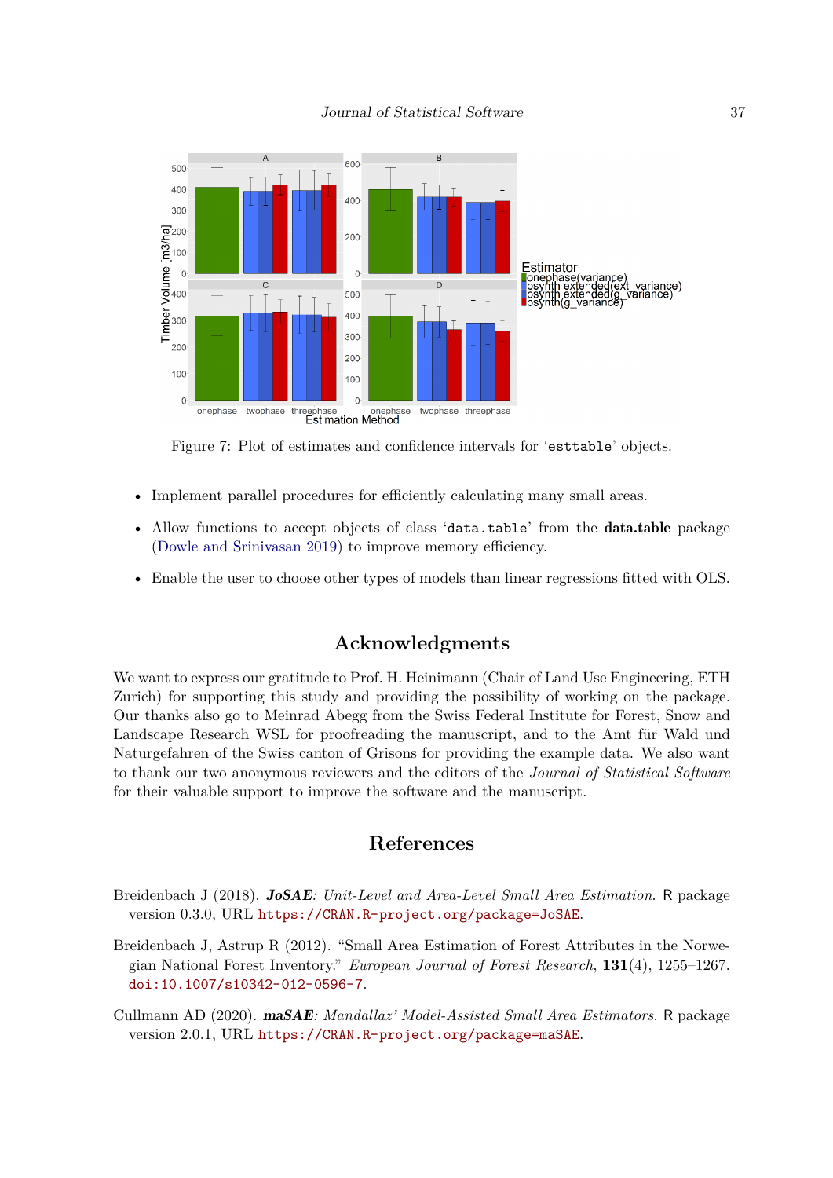Figure 7: Plot of estimates and confidence intervals for 'esttable' objects.

- Implement parallel procedures for efficiently calculating many small areas.
- Allow functions to accept objects of class 'data.table' from the **data.table** package (Dowle and Srinivasan 2019) to improve memory efficiency.
- Enable the user to choose other types of models than linear regressions fitted with OLS.

## Acknowledgments

We want to express our gratitude to Prof. H. Heinimann (Chair of Land Use Engineering, ETH Zurich) for supporting this study and providing the possibility of working on the package. Our thanks also go to Meinrad Abegg from the Swiss Federal Institute for Forest, Snow and Landscape Research WSL for proofreading the manuscript, and to the Amt für Wald und Naturgefahren of the Swiss canton of Grisons for providing the example data. We also want to thank our two anonymous reviewers and the editors of the *Journal of Statistical Software* for their valuable support to improve the software and the manuscript.

## References

Breidenbach J (2018). ***JoSAE**: Unit-Level and Area-Level Small Area Estimation*. R package version 0.3.0, URL `https://CRAN.R-project.org/package=JoSAE`.

Breidenbach J, Astrup R (2012). "Small Area Estimation of Forest Attributes in the Norwegian National Forest Inventory." *European Journal of Forest Research*, **131**(4), 1255–1267. `doi:10.1007/s10342-012-0596-7`.

Cullmann AD (2020). ***maSAE**: Mandallaz' Model-Assisted Small Area Estimators*. R package version 2.0.1, URL `https://CRAN.R-project.org/package=maSAE`.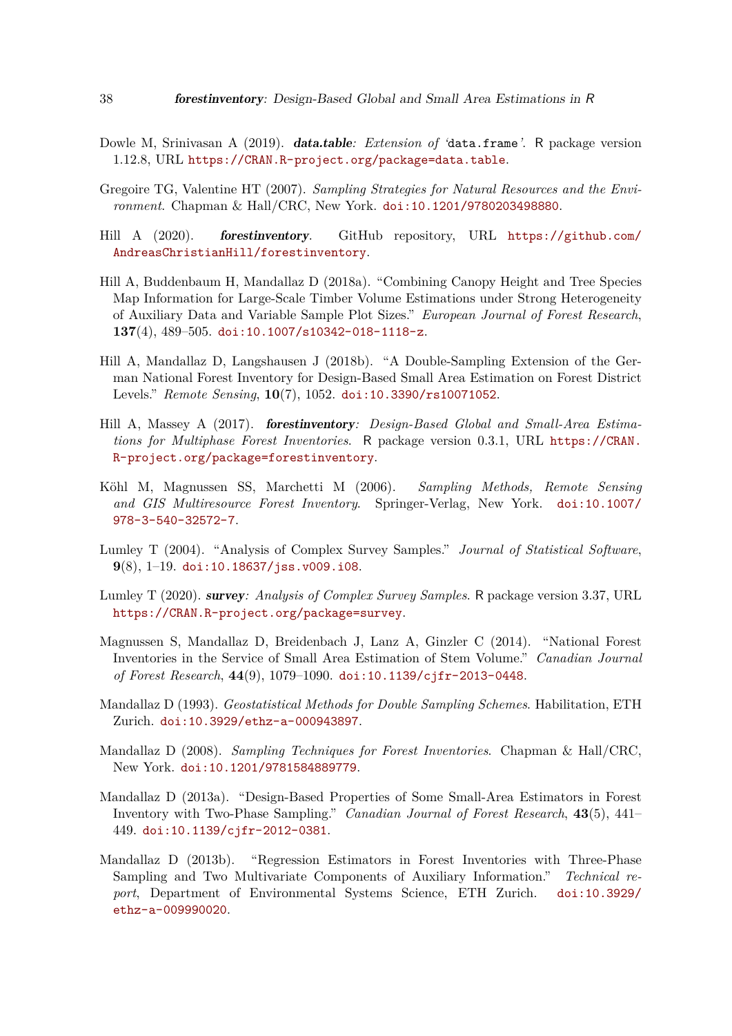Dowle M, Srinivasan A (2019). ***data.table**: Extension of '`data.frame`'*. R package version 1.12.8, URL `https://CRAN.R-project.org/package=data.table`.

Gregoire TG, Valentine HT (2007). *Sampling Strategies for Natural Resources and the Environment*. Chapman & Hall/CRC, New York. `doi:10.1201/9780203498880`.

Hill A (2020). ***forestinventory***. GitHub repository, URL `https://github.com/AndreasChristianHill/forestinventory`.

Hill A, Buddenbaum H, Mandallaz D (2018a). "Combining Canopy Height and Tree Species Map Information for Large-Scale Timber Volume Estimations under Strong Heterogeneity of Auxiliary Data and Variable Sample Plot Sizes." *European Journal of Forest Research*, **137**(4), 489–505. `doi:10.1007/s10342-018-1118-z`.

Hill A, Mandallaz D, Langshausen J (2018b). "A Double-Sampling Extension of the German National Forest Inventory for Design-Based Small Area Estimation on Forest District Levels." *Remote Sensing*, **10**(7), 1052. `doi:10.3390/rs10071052`.

Hill A, Massey A (2017). ***forestinventory**: Design-Based Global and Small-Area Estimations for Multiphase Forest Inventories*. R package version 0.3.1, URL `https://CRAN.R-project.org/package=forestinventory`.

Köhl M, Magnussen SS, Marchetti M (2006). *Sampling Methods, Remote Sensing and GIS Multiresource Forest Inventory*. Springer-Verlag, New York. `doi:10.1007/978-3-540-32572-7`.

Lumley T (2004). "Analysis of Complex Survey Samples." *Journal of Statistical Software*, **9**(8), 1–19. `doi:10.18637/jss.v009.i08`.

Lumley T (2020). ***survey**: Analysis of Complex Survey Samples*. R package version 3.37, URL `https://CRAN.R-project.org/package=survey`.

Magnussen S, Mandallaz D, Breidenbach J, Lanz A, Ginzler C (2014). "National Forest Inventories in the Service of Small Area Estimation of Stem Volume." *Canadian Journal of Forest Research*, **44**(9), 1079–1090. `doi:10.1139/cjfr-2013-0448`.

Mandallaz D (1993). *Geostatistical Methods for Double Sampling Schemes*. Habilitation, ETH Zurich. `doi:10.3929/ethz-a-000943897`.

Mandallaz D (2008). *Sampling Techniques for Forest Inventories*. Chapman & Hall/CRC, New York. `doi:10.1201/9781584889779`.

Mandallaz D (2013a). "Design-Based Properties of Some Small-Area Estimators in Forest Inventory with Two-Phase Sampling." *Canadian Journal of Forest Research*, **43**(5), 441–449. `doi:10.1139/cjfr-2012-0381`.

Mandallaz D (2013b). "Regression Estimators in Forest Inventories with Three-Phase Sampling and Two Multivariate Components of Auxiliary Information." *Technical report*, Department of Environmental Systems Science, ETH Zurich. `doi:10.3929/ethz-a-009990020`.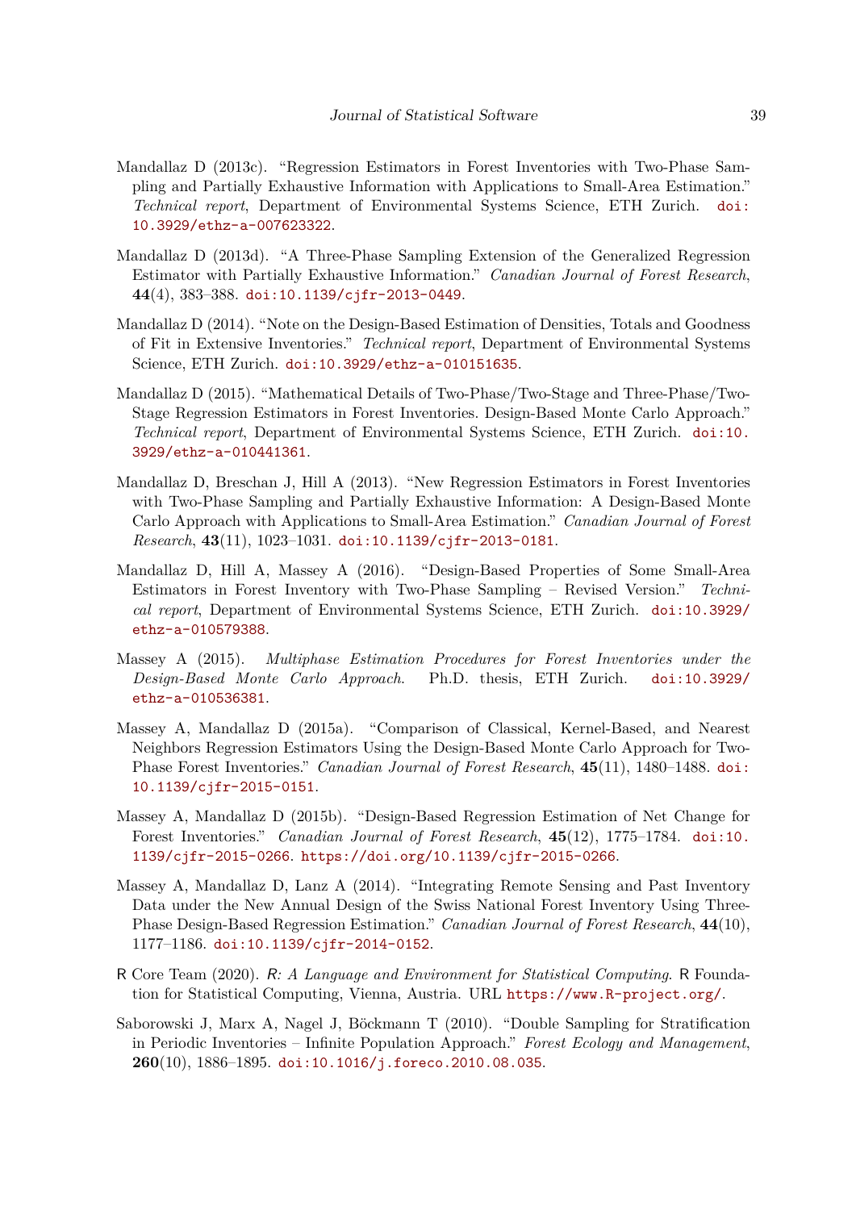Mandallaz D (2013c). "Regression Estimators in Forest Inventories with Two-Phase Sampling and Partially Exhaustive Information with Applications to Small-Area Estimation." *Technical report*, Department of Environmental Systems Science, ETH Zurich. doi:10.3929/ethz-a-007623322.

Mandallaz D (2013d). "A Three-Phase Sampling Extension of the Generalized Regression Estimator with Partially Exhaustive Information." *Canadian Journal of Forest Research*, **44**(4), 383–388. doi:10.1139/cjfr-2013-0449.

Mandallaz D (2014). "Note on the Design-Based Estimation of Densities, Totals and Goodness of Fit in Extensive Inventories." *Technical report*, Department of Environmental Systems Science, ETH Zurich. doi:10.3929/ethz-a-010151635.

Mandallaz D (2015). "Mathematical Details of Two-Phase/Two-Stage and Three-Phase/Two-Stage Regression Estimators in Forest Inventories. Design-Based Monte Carlo Approach." *Technical report*, Department of Environmental Systems Science, ETH Zurich. doi:10.3929/ethz-a-010441361.

Mandallaz D, Breschan J, Hill A (2013). "New Regression Estimators in Forest Inventories with Two-Phase Sampling and Partially Exhaustive Information: A Design-Based Monte Carlo Approach with Applications to Small-Area Estimation." *Canadian Journal of Forest Research*, **43**(11), 1023–1031. doi:10.1139/cjfr-2013-0181.

Mandallaz D, Hill A, Massey A (2016). "Design-Based Properties of Some Small-Area Estimators in Forest Inventory with Two-Phase Sampling – Revised Version." *Technical report*, Department of Environmental Systems Science, ETH Zurich. doi:10.3929/ethz-a-010579388.

Massey A (2015). *Multiphase Estimation Procedures for Forest Inventories under the Design-Based Monte Carlo Approach*. Ph.D. thesis, ETH Zurich. doi:10.3929/ethz-a-010536381.

Massey A, Mandallaz D (2015a). "Comparison of Classical, Kernel-Based, and Nearest Neighbors Regression Estimators Using the Design-Based Monte Carlo Approach for Two-Phase Forest Inventories." *Canadian Journal of Forest Research*, **45**(11), 1480–1488. doi:10.1139/cjfr-2015-0151.

Massey A, Mandallaz D (2015b). "Design-Based Regression Estimation of Net Change for Forest Inventories." *Canadian Journal of Forest Research*, **45**(12), 1775–1784. doi:10.1139/cjfr-2015-0266. https://doi.org/10.1139/cjfr-2015-0266.

Massey A, Mandallaz D, Lanz A (2014). "Integrating Remote Sensing and Past Inventory Data under the New Annual Design of the Swiss National Forest Inventory Using Three-Phase Design-Based Regression Estimation." *Canadian Journal of Forest Research*, **44**(10), 1177–1186. doi:10.1139/cjfr-2014-0152.

R Core Team (2020). *R: A Language and Environment for Statistical Computing*. R Foundation for Statistical Computing, Vienna, Austria. URL https://www.R-project.org/.

Saborowski J, Marx A, Nagel J, Böckmann T (2010). "Double Sampling for Stratification in Periodic Inventories – Infinite Population Approach." *Forest Ecology and Management*, **260**(10), 1886–1895. doi:10.1016/j.foreco.2010.08.035.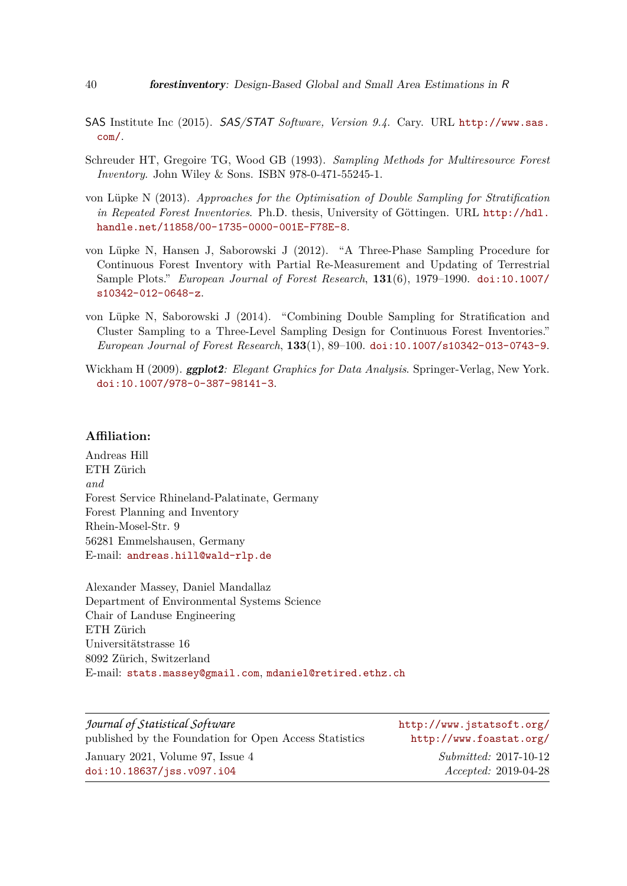SAS Institute Inc (2015). *SAS/STAT Software, Version 9.4*. Cary. URL http://www.sas.com/.

Schreuder HT, Gregoire TG, Wood GB (1993). *Sampling Methods for Multiresource Forest Inventory*. John Wiley & Sons. ISBN 978-0-471-55245-1.

von Lüpke N (2013). *Approaches for the Optimisation of Double Sampling for Stratification in Repeated Forest Inventories*. Ph.D. thesis, University of Göttingen. URL http://hdl.handle.net/11858/00-1735-0000-001E-F78E-8.

von Lüpke N, Hansen J, Saborowski J (2012). "A Three-Phase Sampling Procedure for Continuous Forest Inventory with Partial Re-Measurement and Updating of Terrestrial Sample Plots." *European Journal of Forest Research*, **131**(6), 1979–1990. doi:10.1007/s10342-012-0648-z.

von Lüpke N, Saborowski J (2014). "Combining Double Sampling for Stratification and Cluster Sampling to a Three-Level Sampling Design for Continuous Forest Inventories." *European Journal of Forest Research*, **133**(1), 89–100. doi:10.1007/s10342-013-0743-9.

Wickham H (2009). ***ggplot2**: Elegant Graphics for Data Analysis*. Springer-Verlag, New York. doi:10.1007/978-0-387-98141-3.

**Affiliation:**

Andreas Hill
ETH Zürich
*and*
Forest Service Rhineland-Palatinate, Germany
Forest Planning and Inventory
Rhein-Mosel-Str. 9
56281 Emmelshausen, Germany
E-mail: andreas.hill@wald-rlp.de

Alexander Massey, Daniel Mandallaz
Department of Environmental Systems Science
Chair of Landuse Engineering
ETH Zürich
Universitätstrasse 16
8092 Zürich, Switzerland
E-mail: stats.massey@gmail.com, mdaniel@retired.ethz.ch

*Journal of Statistical Software* http://www.jstatsoft.org/
published by the Foundation for Open Access Statistics http://www.foastat.org/
January 2021, Volume 97, Issue 4 *Submitted:* 2017-10-12
doi:10.18637/jss.v097.i04 *Accepted:* 2019-04-28